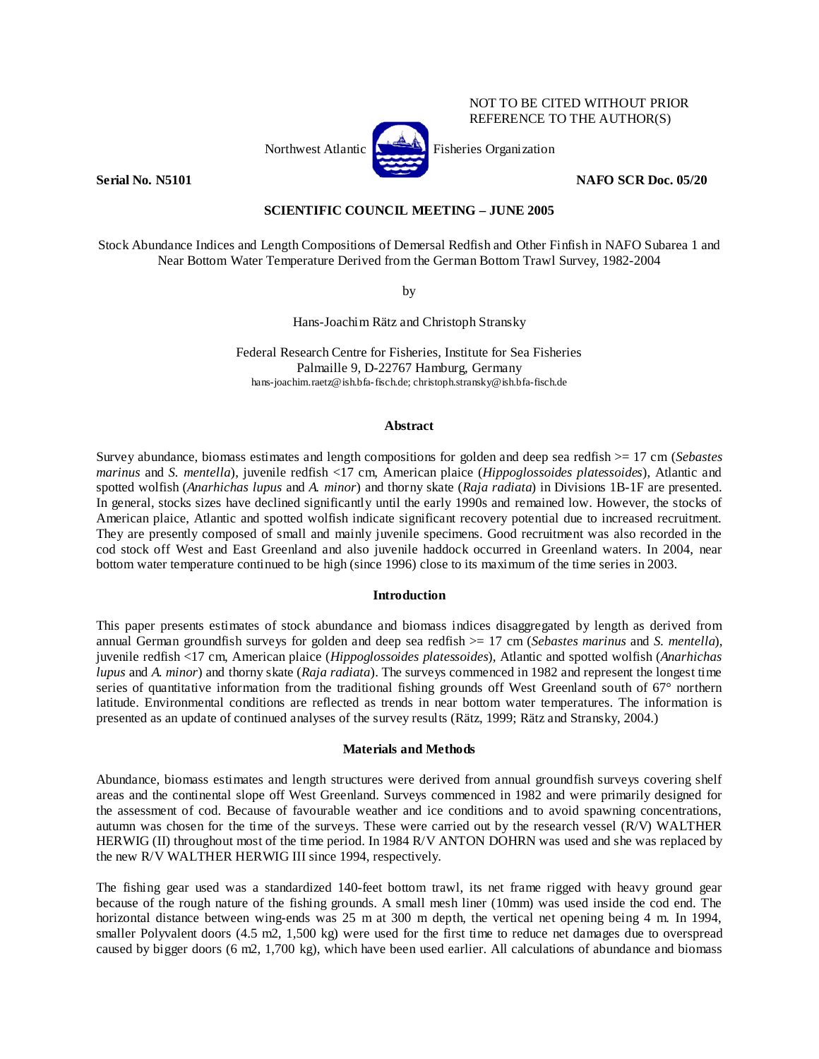NOT TO BE CITED WITHOUT PRIOR REFERENCE TO THE AUTHOR(S)

Northwest Atlantic Fisheries Organization

**Serial No. N5101** **NAFO SCR Doc. 05/20**

**SCIENTIFIC COUNCIL MEETING – JUNE 2005**

Stock Abundance Indices and Length Compositions of Demersal Redfish and Other Finfish in NAFO Subarea 1 and Near Bottom Water Temperature Derived from the German Bottom Trawl Survey, 1982-2004

by

Hans-Joachim Rätz and Christoph Stransky

Federal Research Centre for Fisheries, Institute for Sea Fisheries
Palmaille 9, D-22767 Hamburg, Germany
hans-joachim.raetz@ish.bfa-fisch.de; christoph.stransky@ish.bfa-fisch.de

## Abstract

Survey abundance, biomass estimates and length compositions for golden and deep sea redfish >= 17 cm (*Sebastes marinus* and *S. mentella*), juvenile redfish <17 cm, American plaice (*Hippoglossoides platessoides*), Atlantic and spotted wolfish (*Anarhichas lupus* and *A. minor*) and thorny skate (*Raja radiata*) in Divisions 1B-1F are presented. In general, stocks sizes have declined significantly until the early 1990s and remained low. However, the stocks of American plaice, Atlantic and spotted wolfish indicate significant recovery potential due to increased recruitment. They are presently composed of small and mainly juvenile specimens. Good recruitment was also recorded in the cod stock off West and East Greenland and also juvenile haddock occurred in Greenland waters. In 2004, near bottom water temperature continued to be high (since 1996) close to its maximum of the time series in 2003.

## Introduction

This paper presents estimates of stock abundance and biomass indices disaggregated by length as derived from annual German groundfish surveys for golden and deep sea redfish >= 17 cm (*Sebastes marinus* and *S. mentella*), juvenile redfish <17 cm, American plaice (*Hippoglossoides platessoides*), Atlantic and spotted wolfish (*Anarhichas lupus* and *A. minor*) and thorny skate (*Raja radiata*). The surveys commenced in 1982 and represent the longest time series of quantitative information from the traditional fishing grounds off West Greenland south of 67° northern latitude. Environmental conditions are reflected as trends in near bottom water temperatures. The information is presented as an update of continued analyses of the survey results (Rätz, 1999; Rätz and Stransky, 2004.)

## Materials and Methods

Abundance, biomass estimates and length structures were derived from annual groundfish surveys covering shelf areas and the continental slope off West Greenland. Surveys commenced in 1982 and were primarily designed for the assessment of cod. Because of favourable weather and ice conditions and to avoid spawning concentrations, autumn was chosen for the time of the surveys. These were carried out by the research vessel (R/V) WALTHER HERWIG (II) throughout most of the time period. In 1984 R/V ANTON DOHRN was used and she was replaced by the new R/V WALTHER HERWIG III since 1994, respectively.

The fishing gear used was a standardized 140-feet bottom trawl, its net frame rigged with heavy ground gear because of the rough nature of the fishing grounds. A small mesh liner (10mm) was used inside the cod end. The horizontal distance between wing-ends was 25 m at 300 m depth, the vertical net opening being 4 m. In 1994, smaller Polyvalent doors (4.5 m2, 1,500 kg) were used for the first time to reduce net damages due to overspread caused by bigger doors (6 m2, 1,700 kg), which have been used earlier. All calculations of abundance and biomass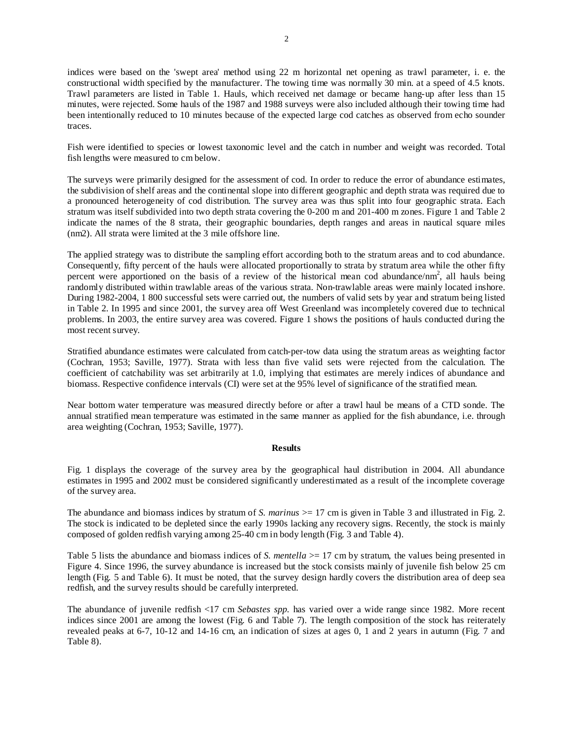indices were based on the 'swept area' method using 22 m horizontal net opening as trawl parameter, i. e. the constructional width specified by the manufacturer. The towing time was normally 30 min. at a speed of 4.5 knots. Trawl parameters are listed in Table 1. Hauls, which received net damage or became hang-up after less than 15 minutes, were rejected. Some hauls of the 1987 and 1988 surveys were also included although their towing time had been intentionally reduced to 10 minutes because of the expected large cod catches as observed from echo sounder traces.

Fish were identified to species or lowest taxonomic level and the catch in number and weight was recorded. Total fish lengths were measured to cm below.

The surveys were primarily designed for the assessment of cod. In order to reduce the error of abundance estimates, the subdivision of shelf areas and the continental slope into different geographic and depth strata was required due to a pronounced heterogeneity of cod distribution. The survey area was thus split into four geographic strata. Each stratum was itself subdivided into two depth strata covering the 0-200 m and 201-400 m zones. Figure 1 and Table 2 indicate the names of the 8 strata, their geographic boundaries, depth ranges and areas in nautical square miles (nm2). All strata were limited at the 3 mile offshore line.

The applied strategy was to distribute the sampling effort according both to the stratum areas and to cod abundance. Consequently, fifty percent of the hauls were allocated proportionally to strata by stratum area while the other fifty percent were apportioned on the basis of a review of the historical mean cod abundance/$nm^2$, all hauls being randomly distributed within trawlable areas of the various strata. Non-trawlable areas were mainly located inshore. During 1982-2004, 1 800 successful sets were carried out, the numbers of valid sets by year and stratum being listed in Table 2. In 1995 and since 2001, the survey area off West Greenland was incompletely covered due to technical problems. In 2003, the entire survey area was covered. Figure 1 shows the positions of hauls conducted during the most recent survey.

Stratified abundance estimates were calculated from catch-per-tow data using the stratum areas as weighting factor (Cochran, 1953; Saville, 1977). Strata with less than five valid sets were rejected from the calculation. The coefficient of catchability was set arbitrarily at 1.0, implying that estimates are merely indices of abundance and biomass. Respective confidence intervals (CI) were set at the 95% level of significance of the stratified mean.

Near bottom water temperature was measured directly before or after a trawl haul be means of a CTD sonde. The annual stratified mean temperature was estimated in the same manner as applied for the fish abundance, i.e. through area weighting (Cochran, 1953; Saville, 1977).

## Results

Fig. 1 displays the coverage of the survey area by the geographical haul distribution in 2004. All abundance estimates in 1995 and 2002 must be considered significantly underestimated as a result of the incomplete coverage of the survey area.

The abundance and biomass indices by stratum of *S. marinus* >= 17 cm is given in Table 3 and illustrated in Fig. 2. The stock is indicated to be depleted since the early 1990s lacking any recovery signs. Recently, the stock is mainly composed of golden redfish varying among 25-40 cm in body length (Fig. 3 and Table 4).

Table 5 lists the abundance and biomass indices of *S. mentella* >= 17 cm by stratum, the values being presented in Figure 4. Since 1996, the survey abundance is increased but the stock consists mainly of juvenile fish below 25 cm length (Fig. 5 and Table 6). It must be noted, that the survey design hardly covers the distribution area of deep sea redfish, and the survey results should be carefully interpreted.

The abundance of juvenile redfish <17 cm *Sebastes spp.* has varied over a wide range since 1982. More recent indices since 2001 are among the lowest (Fig. 6 and Table 7). The length composition of the stock has reiterately revealed peaks at 6-7, 10-12 and 14-16 cm, an indication of sizes at ages 0, 1 and 2 years in autumn (Fig. 7 and Table 8).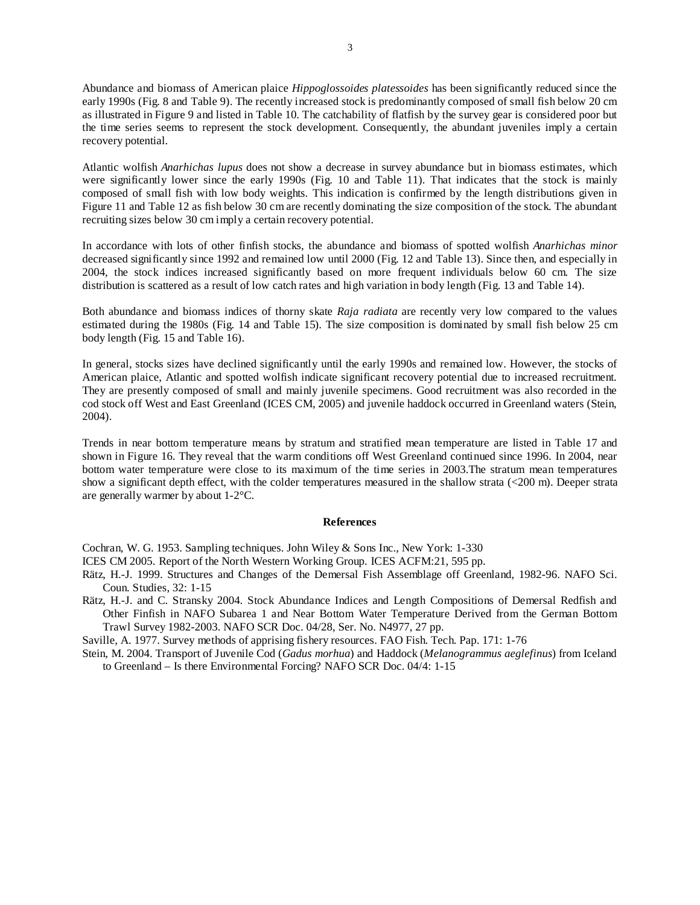Abundance and biomass of American plaice *Hippoglossoides platessoides* has been significantly reduced since the early 1990s (Fig. 8 and Table 9). The recently increased stock is predominantly composed of small fish below 20 cm as illustrated in Figure 9 and listed in Table 10. The catchability of flatfish by the survey gear is considered poor but the time series seems to represent the stock development. Consequently, the abundant juveniles imply a certain recovery potential.

Atlantic wolfish *Anarhichas lupus* does not show a decrease in survey abundance but in biomass estimates, which were significantly lower since the early 1990s (Fig. 10 and Table 11). That indicates that the stock is mainly composed of small fish with low body weights. This indication is confirmed by the length distributions given in Figure 11 and Table 12 as fish below 30 cm are recently dominating the size composition of the stock. The abundant recruiting sizes below 30 cm imply a certain recovery potential.

In accordance with lots of other finfish stocks, the abundance and biomass of spotted wolfish *Anarhichas minor* decreased significantly since 1992 and remained low until 2000 (Fig. 12 and Table 13). Since then, and especially in 2004, the stock indices increased significantly based on more frequent individuals below 60 cm. The size distribution is scattered as a result of low catch rates and high variation in body length (Fig. 13 and Table 14).

Both abundance and biomass indices of thorny skate *Raja radiata* are recently very low compared to the values estimated during the 1980s (Fig. 14 and Table 15). The size composition is dominated by small fish below 25 cm body length (Fig. 15 and Table 16).

In general, stocks sizes have declined significantly until the early 1990s and remained low. However, the stocks of American plaice, Atlantic and spotted wolfish indicate significant recovery potential due to increased recruitment. They are presently composed of small and mainly juvenile specimens. Good recruitment was also recorded in the cod stock off West and East Greenland (ICES CM, 2005) and juvenile haddock occurred in Greenland waters (Stein, 2004).

Trends in near bottom temperature means by stratum and stratified mean temperature are listed in Table 17 and shown in Figure 16. They reveal that the warm conditions off West Greenland continued since 1996. In 2004, near bottom water temperature were close to its maximum of the time series in 2003.The stratum mean temperatures show a significant depth effect, with the colder temperatures measured in the shallow strata (<200 m). Deeper strata are generally warmer by about 1-2°C.

## References

Cochran, W. G. 1953. Sampling techniques. John Wiley & Sons Inc., New York: 1-330

ICES CM 2005. Report of the North Western Working Group. ICES ACFM:21, 595 pp.

Rätz, H.-J. 1999. Structures and Changes of the Demersal Fish Assemblage off Greenland, 1982-96. NAFO Sci. Coun. Studies, 32: 1-15

Rätz, H.-J. and C. Stransky 2004. Stock Abundance Indices and Length Compositions of Demersal Redfish and Other Finfish in NAFO Subarea 1 and Near Bottom Water Temperature Derived from the German Bottom Trawl Survey 1982-2003. NAFO SCR Doc. 04/28, Ser. No. N4977, 27 pp.

Saville, A. 1977. Survey methods of apprising fishery resources. FAO Fish. Tech. Pap. 171: 1-76

Stein, M. 2004. Transport of Juvenile Cod (*Gadus morhua*) and Haddock (*Melanogrammus aeglefinus*) from Iceland to Greenland – Is there Environmental Forcing? NAFO SCR Doc. 04/4: 1-15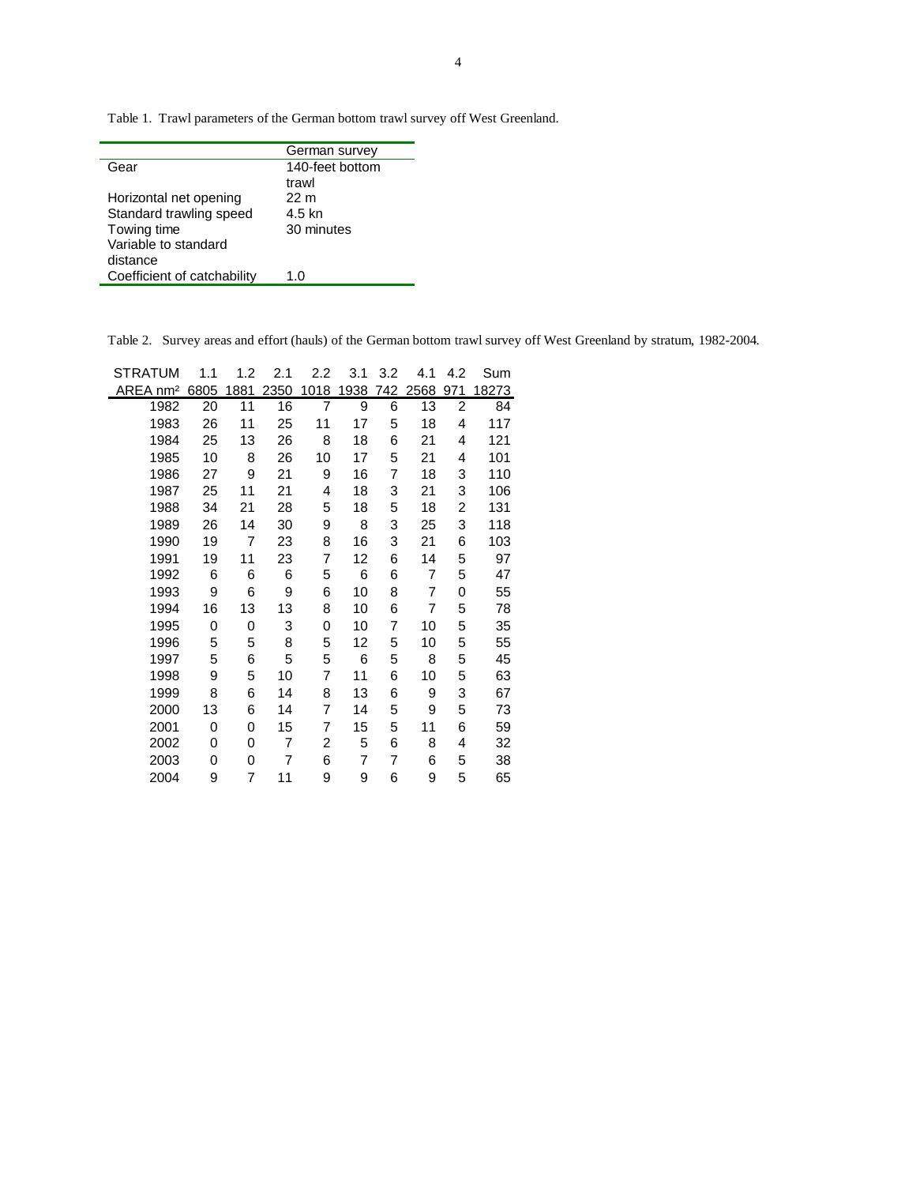Table 1. Trawl parameters of the German bottom trawl survey off West Greenland.

| | German survey |
|---|---|
| Gear | 140-feet bottom trawl |
| Horizontal net opening | 22 m |
| Standard trawling speed | 4.5 kn |
| Towing time | 30 minutes |
| Variable to standard distance | |
| Coefficient of catchability | 1.0 |

Table 2. Survey areas and effort (hauls) of the German bottom trawl survey off West Greenland by stratum, 1982-2004.

| STRATUM | 1.1 | 1.2 | 2.1 | 2.2 | 3.1 | 3.2 | 4.1 | 4.2 | Sum |
|---|---|---|---|---|---|---|---|---|---|
| AREA nm² | 6805 | 1881 | 2350 | 1018 | 1938 | 742 | 2568 | 971 | 18273 |
| 1982 | 20 | 11 | 16 | 7 | 9 | 6 | 13 | 2 | 84 |
| 1983 | 26 | 11 | 25 | 11 | 17 | 5 | 18 | 4 | 117 |
| 1984 | 25 | 13 | 26 | 8 | 18 | 6 | 21 | 4 | 121 |
| 1985 | 10 | 8 | 26 | 10 | 17 | 5 | 21 | 4 | 101 |
| 1986 | 27 | 9 | 21 | 9 | 16 | 7 | 18 | 3 | 110 |
| 1987 | 25 | 11 | 21 | 4 | 18 | 3 | 21 | 3 | 106 |
| 1988 | 34 | 21 | 28 | 5 | 18 | 5 | 18 | 2 | 131 |
| 1989 | 26 | 14 | 30 | 9 | 8 | 3 | 25 | 3 | 118 |
| 1990 | 19 | 7 | 23 | 8 | 16 | 3 | 21 | 6 | 103 |
| 1991 | 19 | 11 | 23 | 7 | 12 | 6 | 14 | 5 | 97 |
| 1992 | 6 | 6 | 6 | 5 | 6 | 6 | 7 | 5 | 47 |
| 1993 | 9 | 6 | 9 | 6 | 10 | 8 | 7 | 0 | 55 |
| 1994 | 16 | 13 | 13 | 8 | 10 | 6 | 7 | 5 | 78 |
| 1995 | 0 | 0 | 3 | 0 | 10 | 7 | 10 | 5 | 35 |
| 1996 | 5 | 5 | 8 | 5 | 12 | 5 | 10 | 5 | 55 |
| 1997 | 5 | 6 | 5 | 5 | 6 | 5 | 8 | 5 | 45 |
| 1998 | 9 | 5 | 10 | 7 | 11 | 6 | 10 | 5 | 63 |
| 1999 | 8 | 6 | 14 | 8 | 13 | 6 | 9 | 3 | 67 |
| 2000 | 13 | 6 | 14 | 7 | 14 | 5 | 9 | 5 | 73 |
| 2001 | 0 | 0 | 15 | 7 | 15 | 5 | 11 | 6 | 59 |
| 2002 | 0 | 0 | 7 | 2 | 5 | 6 | 8 | 4 | 32 |
| 2003 | 0 | 0 | 7 | 6 | 7 | 7 | 6 | 5 | 38 |
| 2004 | 9 | 7 | 11 | 9 | 9 | 6 | 9 | 5 | 65 |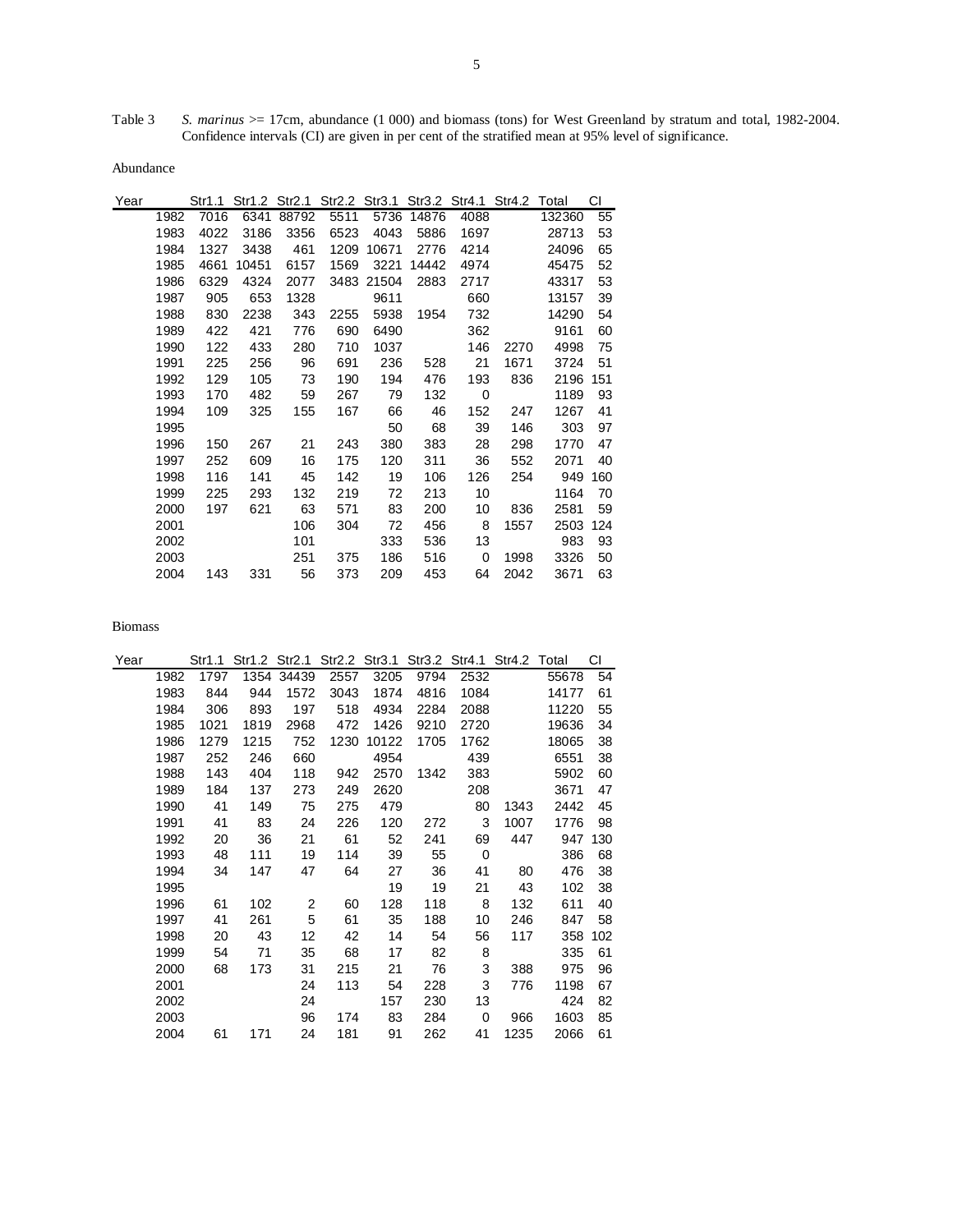Table 3 *S. marinus* >= 17cm, abundance (1 000) and biomass (tons) for West Greenland by stratum and total, 1982-2004. Confidence intervals (CI) are given in per cent of the stratified mean at 95% level of significance.

Abundance

| Year | Str1.1 | Str1.2 | Str2.1 | Str2.2 | Str3.1 | Str3.2 | Str4.1 | Str4.2 | Total | CI |
|---|---|---|---|---|---|---|---|---|---|---|
| 1982 | 7016 | 6341 | 88792 | 5511 | 5736 | 14876 | 4088 | | 132360 | 55 |
| 1983 | 4022 | 3186 | 3356 | 6523 | 4043 | 5886 | 1697 | | 28713 | 53 |
| 1984 | 1327 | 3438 | 461 | 1209 | 10671 | 2776 | 4214 | | 24096 | 65 |
| 1985 | 4661 | 10451 | 6157 | 1569 | 3221 | 14442 | 4974 | | 45475 | 52 |
| 1986 | 6329 | 4324 | 2077 | 3483 | 21504 | 2883 | 2717 | | 43317 | 53 |
| 1987 | 905 | 653 | 1328 | | 9611 | | 660 | | 13157 | 39 |
| 1988 | 830 | 2238 | 343 | 2255 | 5938 | 1954 | 732 | | 14290 | 54 |
| 1989 | 422 | 421 | 776 | 690 | 6490 | | 362 | | 9161 | 60 |
| 1990 | 122 | 433 | 280 | 710 | 1037 | | 146 | 2270 | 4998 | 75 |
| 1991 | 225 | 256 | 96 | 691 | 236 | 528 | 21 | 1671 | 3724 | 51 |
| 1992 | 129 | 105 | 73 | 190 | 194 | 476 | 193 | 836 | 2196 | 151 |
| 1993 | 170 | 482 | 59 | 267 | 79 | 132 | 0 | | 1189 | 93 |
| 1994 | 109 | 325 | 155 | 167 | 66 | 46 | 152 | 247 | 1267 | 41 |
| 1995 | | | | | 50 | 68 | 39 | 146 | 303 | 97 |
| 1996 | 150 | 267 | 21 | 243 | 380 | 383 | 28 | 298 | 1770 | 47 |
| 1997 | 252 | 609 | 16 | 175 | 120 | 311 | 36 | 552 | 2071 | 40 |
| 1998 | 116 | 141 | 45 | 142 | 19 | 106 | 126 | 254 | 949 | 160 |
| 1999 | 225 | 293 | 132 | 219 | 72 | 213 | 10 | | 1164 | 70 |
| 2000 | 197 | 621 | 63 | 571 | 83 | 200 | 10 | 836 | 2581 | 59 |
| 2001 | | | 106 | 304 | 72 | 456 | 8 | 1557 | 2503 | 124 |
| 2002 | | | 101 | | 333 | 536 | 13 | | 983 | 93 |
| 2003 | | | 251 | 375 | 186 | 516 | 0 | 1998 | 3326 | 50 |
| 2004 | 143 | 331 | 56 | 373 | 209 | 453 | 64 | 2042 | 3671 | 63 |

Biomass

| Year | Str1.1 | Str1.2 | Str2.1 | Str2.2 | Str3.1 | Str3.2 | Str4.1 | Str4.2 | Total | CI |
|---|---|---|---|---|---|---|---|---|---|---|
| 1982 | 1797 | 1354 | 34439 | 2557 | 3205 | 9794 | 2532 | | 55678 | 54 |
| 1983 | 844 | 944 | 1572 | 3043 | 1874 | 4816 | 1084 | | 14177 | 61 |
| 1984 | 306 | 893 | 197 | 518 | 4934 | 2284 | 2088 | | 11220 | 55 |
| 1985 | 1021 | 1819 | 2968 | 472 | 1426 | 9210 | 2720 | | 19636 | 34 |
| 1986 | 1279 | 1215 | 752 | 1230 | 10122 | 1705 | 1762 | | 18065 | 38 |
| 1987 | 252 | 246 | 660 | | 4954 | | 439 | | 6551 | 38 |
| 1988 | 143 | 404 | 118 | 942 | 2570 | 1342 | 383 | | 5902 | 60 |
| 1989 | 184 | 137 | 273 | 249 | 2620 | | 208 | | 3671 | 47 |
| 1990 | 41 | 149 | 75 | 275 | 479 | | 80 | 1343 | 2442 | 45 |
| 1991 | 41 | 83 | 24 | 226 | 120 | 272 | 3 | 1007 | 1776 | 98 |
| 1992 | 20 | 36 | 21 | 61 | 52 | 241 | 69 | 447 | 947 | 130 |
| 1993 | 48 | 111 | 19 | 114 | 39 | 55 | 0 | | 386 | 68 |
| 1994 | 34 | 147 | 47 | 64 | 27 | 36 | 41 | 80 | 476 | 38 |
| 1995 | | | | | 19 | 19 | 21 | 43 | 102 | 38 |
| 1996 | 61 | 102 | 2 | 60 | 128 | 118 | 8 | 132 | 611 | 40 |
| 1997 | 41 | 261 | 5 | 61 | 35 | 188 | 10 | 246 | 847 | 58 |
| 1998 | 20 | 43 | 12 | 42 | 14 | 54 | 56 | 117 | 358 | 102 |
| 1999 | 54 | 71 | 35 | 68 | 17 | 82 | 8 | | 335 | 61 |
| 2000 | 68 | 173 | 31 | 215 | 21 | 76 | 3 | 388 | 975 | 96 |
| 2001 | | | 24 | 113 | 54 | 228 | 3 | 776 | 1198 | 67 |
| 2002 | | | 24 | | 157 | 230 | 13 | | 424 | 82 |
| 2003 | | | 96 | 174 | 83 | 284 | 0 | 966 | 1603 | 85 |
| 2004 | 61 | 171 | 24 | 181 | 91 | 262 | 41 | 1235 | 2066 | 61 |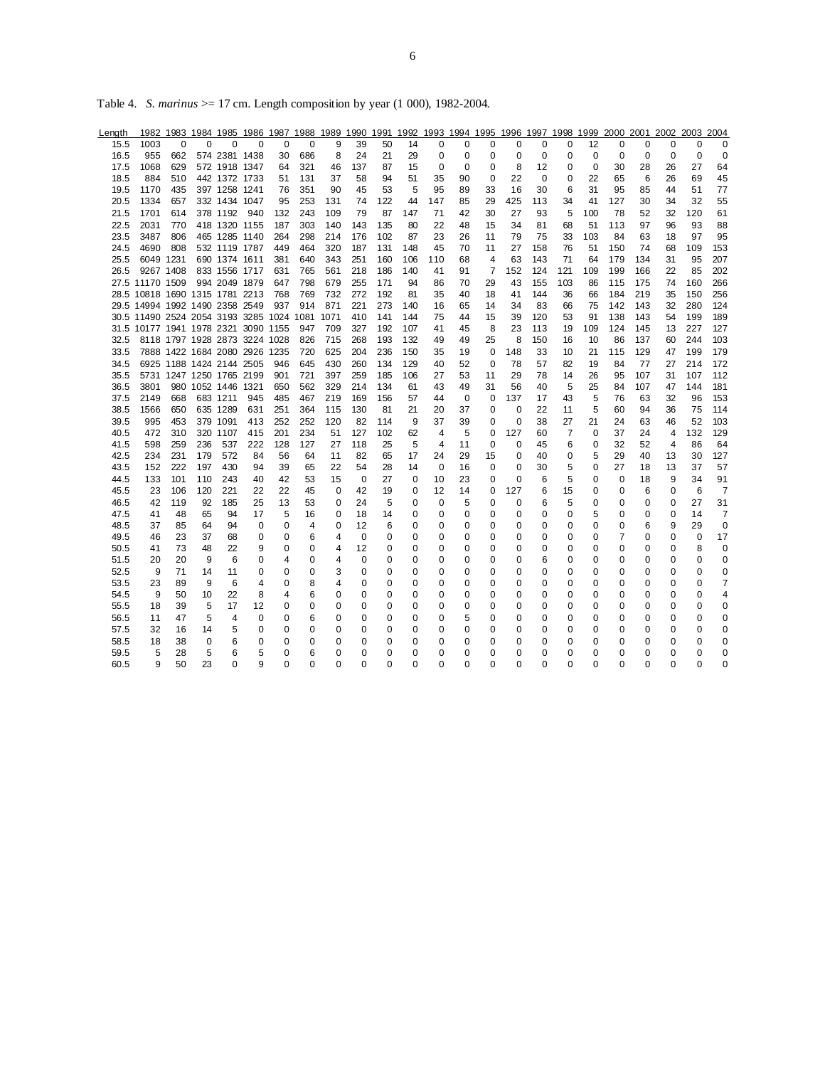Table 4. *S. marinus* >= 17 cm. Length composition by year (1 000), 1982-2004.

| Length | 1982 | 1983 | 1984 | 1985 | 1986 | 1987 | 1988 | 1989 | 1990 | 1991 | 1992 | 1993 | 1994 | 1995 | 1996 | 1997 | 1998 | 1999 | 2000 | 2001 | 2002 | 2003 | 2004 |
|---|---|---|---|---|---|---|---|---|---|---|---|---|---|---|---|---|---|---|---|---|---|---|---|
| 15.5 | 1003 | 0 | 0 | 0 | 0 | 0 | 0 | 9 | 39 | 50 | 14 | 0 | 0 | 0 | 0 | 0 | 0 | 12 | 0 | 0 | 0 | 0 | 0 |
| 16.5 | 955 | 662 | 574 | 2381 | 1438 | 30 | 686 | 8 | 24 | 21 | 29 | 0 | 0 | 0 | 0 | 0 | 0 | 0 | 0 | 0 | 0 | 0 | 0 |
| 17.5 | 1068 | 629 | 572 | 1918 | 1347 | 64 | 321 | 46 | 137 | 87 | 15 | 0 | 0 | 0 | 8 | 12 | 0 | 0 | 30 | 28 | 26 | 27 | 64 |
| 18.5 | 884 | 510 | 442 | 1372 | 1733 | 51 | 131 | 37 | 58 | 94 | 51 | 35 | 90 | 0 | 22 | 0 | 0 | 22 | 65 | 6 | 26 | 69 | 45 |
| 19.5 | 1170 | 435 | 397 | 1258 | 1241 | 76 | 351 | 90 | 45 | 53 | 5 | 95 | 89 | 33 | 16 | 30 | 6 | 31 | 95 | 85 | 44 | 51 | 77 |
| 20.5 | 1334 | 657 | 332 | 1434 | 1047 | 95 | 253 | 131 | 74 | 122 | 44 | 147 | 85 | 29 | 425 | 113 | 34 | 41 | 127 | 30 | 34 | 32 | 55 |
| 21.5 | 1701 | 614 | 378 | 1192 | 940 | 132 | 243 | 109 | 79 | 87 | 147 | 71 | 42 | 30 | 27 | 93 | 5 | 100 | 78 | 52 | 32 | 120 | 61 |
| 22.5 | 2031 | 770 | 418 | 1320 | 1155 | 187 | 303 | 140 | 143 | 135 | 80 | 22 | 48 | 15 | 34 | 81 | 68 | 51 | 113 | 97 | 96 | 93 | 88 |
| 23.5 | 3487 | 806 | 465 | 1285 | 1140 | 264 | 298 | 214 | 176 | 102 | 87 | 23 | 26 | 11 | 79 | 75 | 33 | 103 | 84 | 63 | 18 | 97 | 95 |
| 24.5 | 4690 | 808 | 532 | 1119 | 1787 | 449 | 464 | 320 | 187 | 131 | 148 | 45 | 70 | 11 | 27 | 158 | 76 | 51 | 150 | 74 | 68 | 109 | 153 |
| 25.5 | 6049 | 1231 | 690 | 1374 | 1611 | 381 | 640 | 343 | 251 | 160 | 106 | 110 | 68 | 4 | 63 | 143 | 71 | 64 | 179 | 134 | 31 | 95 | 207 |
| 26.5 | 9267 | 1408 | 833 | 1556 | 1717 | 631 | 765 | 561 | 218 | 186 | 140 | 41 | 91 | 7 | 152 | 124 | 121 | 109 | 199 | 166 | 22 | 85 | 202 |
| 27.5 | 11170 | 1509 | 994 | 2049 | 1879 | 647 | 798 | 679 | 255 | 171 | 94 | 86 | 70 | 29 | 43 | 155 | 103 | 86 | 115 | 175 | 74 | 160 | 266 |
| 28.5 | 10818 | 1690 | 1315 | 1781 | 2213 | 768 | 769 | 732 | 272 | 192 | 81 | 35 | 40 | 18 | 41 | 144 | 36 | 66 | 184 | 219 | 35 | 150 | 256 |
| 29.5 | 14994 | 1992 | 1490 | 2358 | 2549 | 937 | 914 | 871 | 221 | 273 | 140 | 16 | 65 | 14 | 34 | 83 | 66 | 75 | 142 | 143 | 32 | 280 | 124 |
| 30.5 | 11490 | 2524 | 2054 | 3193 | 3285 | 1024 | 1081 | 1071 | 410 | 141 | 144 | 75 | 44 | 15 | 39 | 120 | 53 | 91 | 138 | 143 | 54 | 199 | 189 |
| 31.5 | 10177 | 1941 | 1978 | 2321 | 3090 | 1155 | 947 | 709 | 327 | 192 | 107 | 41 | 45 | 8 | 23 | 113 | 19 | 109 | 124 | 145 | 13 | 227 | 127 |
| 32.5 | 8118 | 1797 | 1928 | 2873 | 3224 | 1028 | 826 | 715 | 268 | 193 | 132 | 49 | 49 | 25 | 8 | 150 | 16 | 10 | 86 | 137 | 60 | 244 | 103 |
| 33.5 | 7888 | 1422 | 1684 | 2080 | 2926 | 1235 | 720 | 625 | 204 | 236 | 150 | 35 | 19 | 0 | 148 | 33 | 10 | 21 | 115 | 129 | 47 | 199 | 179 |
| 34.5 | 6925 | 1188 | 1424 | 2144 | 2505 | 946 | 645 | 430 | 260 | 134 | 129 | 40 | 52 | 0 | 78 | 57 | 82 | 19 | 84 | 77 | 27 | 214 | 172 |
| 35.5 | 5731 | 1247 | 1250 | 1765 | 2199 | 901 | 721 | 397 | 259 | 185 | 106 | 27 | 53 | 11 | 29 | 78 | 14 | 26 | 95 | 107 | 31 | 107 | 112 |
| 36.5 | 3801 | 980 | 1052 | 1446 | 1321 | 650 | 562 | 329 | 214 | 134 | 61 | 43 | 49 | 31 | 56 | 40 | 5 | 25 | 84 | 107 | 47 | 144 | 181 |
| 37.5 | 2149 | 668 | 683 | 1211 | 945 | 485 | 467 | 219 | 169 | 156 | 57 | 44 | 0 | 0 | 137 | 17 | 43 | 5 | 76 | 63 | 32 | 96 | 153 |
| 38.5 | 1566 | 650 | 635 | 1289 | 631 | 251 | 364 | 115 | 130 | 81 | 21 | 20 | 37 | 0 | 0 | 22 | 11 | 5 | 60 | 94 | 36 | 75 | 114 |
| 39.5 | 995 | 453 | 379 | 1091 | 413 | 252 | 252 | 120 | 82 | 114 | 9 | 37 | 39 | 0 | 0 | 38 | 27 | 21 | 24 | 63 | 46 | 52 | 103 |
| 40.5 | 472 | 310 | 320 | 1107 | 415 | 201 | 234 | 51 | 127 | 102 | 62 | 4 | 5 | 0 | 127 | 60 | 7 | 0 | 37 | 24 | 4 | 132 | 129 |
| 41.5 | 598 | 259 | 236 | 537 | 222 | 128 | 127 | 27 | 118 | 25 | 5 | 4 | 11 | 0 | 0 | 45 | 6 | 0 | 32 | 52 | 4 | 86 | 64 |
| 42.5 | 234 | 231 | 179 | 572 | 84 | 56 | 64 | 11 | 82 | 65 | 17 | 24 | 29 | 15 | 0 | 40 | 0 | 5 | 29 | 40 | 13 | 30 | 127 |
| 43.5 | 152 | 222 | 197 | 430 | 94 | 39 | 65 | 22 | 54 | 28 | 14 | 0 | 16 | 0 | 0 | 30 | 5 | 0 | 27 | 18 | 13 | 37 | 57 |
| 44.5 | 133 | 101 | 110 | 243 | 40 | 42 | 53 | 15 | 0 | 27 | 0 | 10 | 23 | 0 | 0 | 6 | 5 | 0 | 0 | 18 | 9 | 34 | 91 |
| 45.5 | 23 | 106 | 120 | 221 | 22 | 22 | 45 | 0 | 42 | 19 | 0 | 12 | 14 | 0 | 127 | 6 | 15 | 0 | 0 | 6 | 0 | 6 | 7 |
| 46.5 | 42 | 119 | 92 | 185 | 25 | 13 | 53 | 0 | 24 | 5 | 0 | 0 | 5 | 0 | 0 | 6 | 5 | 0 | 0 | 0 | 0 | 27 | 31 |
| 47.5 | 41 | 48 | 65 | 94 | 17 | 5 | 16 | 0 | 18 | 14 | 0 | 0 | 0 | 0 | 0 | 0 | 0 | 5 | 0 | 0 | 0 | 14 | 7 |
| 48.5 | 37 | 85 | 64 | 94 | 0 | 0 | 4 | 0 | 12 | 6 | 0 | 0 | 0 | 0 | 0 | 0 | 0 | 0 | 0 | 6 | 9 | 29 | 0 |
| 49.5 | 46 | 23 | 37 | 68 | 0 | 0 | 6 | 4 | 0 | 0 | 0 | 0 | 0 | 0 | 0 | 0 | 0 | 0 | 7 | 0 | 0 | 0 | 17 |
| 50.5 | 41 | 73 | 48 | 22 | 9 | 0 | 0 | 4 | 12 | 0 | 0 | 0 | 0 | 0 | 0 | 0 | 0 | 0 | 0 | 0 | 0 | 8 | 0 |
| 51.5 | 20 | 20 | 9 | 6 | 0 | 4 | 0 | 4 | 0 | 0 | 0 | 0 | 0 | 0 | 0 | 6 | 0 | 0 | 0 | 0 | 0 | 0 | 0 |
| 52.5 | 9 | 71 | 14 | 11 | 0 | 0 | 0 | 3 | 0 | 0 | 0 | 0 | 0 | 0 | 0 | 0 | 0 | 0 | 0 | 0 | 0 | 0 | 0 |
| 53.5 | 23 | 89 | 9 | 6 | 4 | 0 | 8 | 4 | 0 | 0 | 0 | 0 | 0 | 0 | 0 | 0 | 0 | 0 | 0 | 0 | 0 | 0 | 7 |
| 54.5 | 9 | 50 | 10 | 22 | 8 | 4 | 6 | 0 | 0 | 0 | 0 | 0 | 0 | 0 | 0 | 0 | 0 | 0 | 0 | 0 | 0 | 0 | 4 |
| 55.5 | 18 | 39 | 5 | 17 | 12 | 0 | 0 | 0 | 0 | 0 | 0 | 0 | 0 | 0 | 0 | 0 | 0 | 0 | 0 | 0 | 0 | 0 | 0 |
| 56.5 | 11 | 47 | 5 | 4 | 0 | 0 | 6 | 0 | 0 | 0 | 0 | 0 | 5 | 0 | 0 | 0 | 0 | 0 | 0 | 0 | 0 | 0 | 0 |
| 57.5 | 32 | 16 | 14 | 5 | 0 | 0 | 0 | 0 | 0 | 0 | 0 | 0 | 0 | 0 | 0 | 0 | 0 | 0 | 0 | 0 | 0 | 0 | 0 |
| 58.5 | 18 | 38 | 0 | 6 | 0 | 0 | 0 | 0 | 0 | 0 | 0 | 0 | 0 | 0 | 0 | 0 | 0 | 0 | 0 | 0 | 0 | 0 | 0 |
| 59.5 | 5 | 28 | 5 | 6 | 5 | 0 | 6 | 0 | 0 | 0 | 0 | 0 | 0 | 0 | 0 | 0 | 0 | 0 | 0 | 0 | 0 | 0 | 0 |
| 60.5 | 9 | 50 | 23 | 0 | 9 | 0 | 0 | 0 | 0 | 0 | 0 | 0 | 0 | 0 | 0 | 0 | 0 | 0 | 0 | 0 | 0 | 0 | 0 |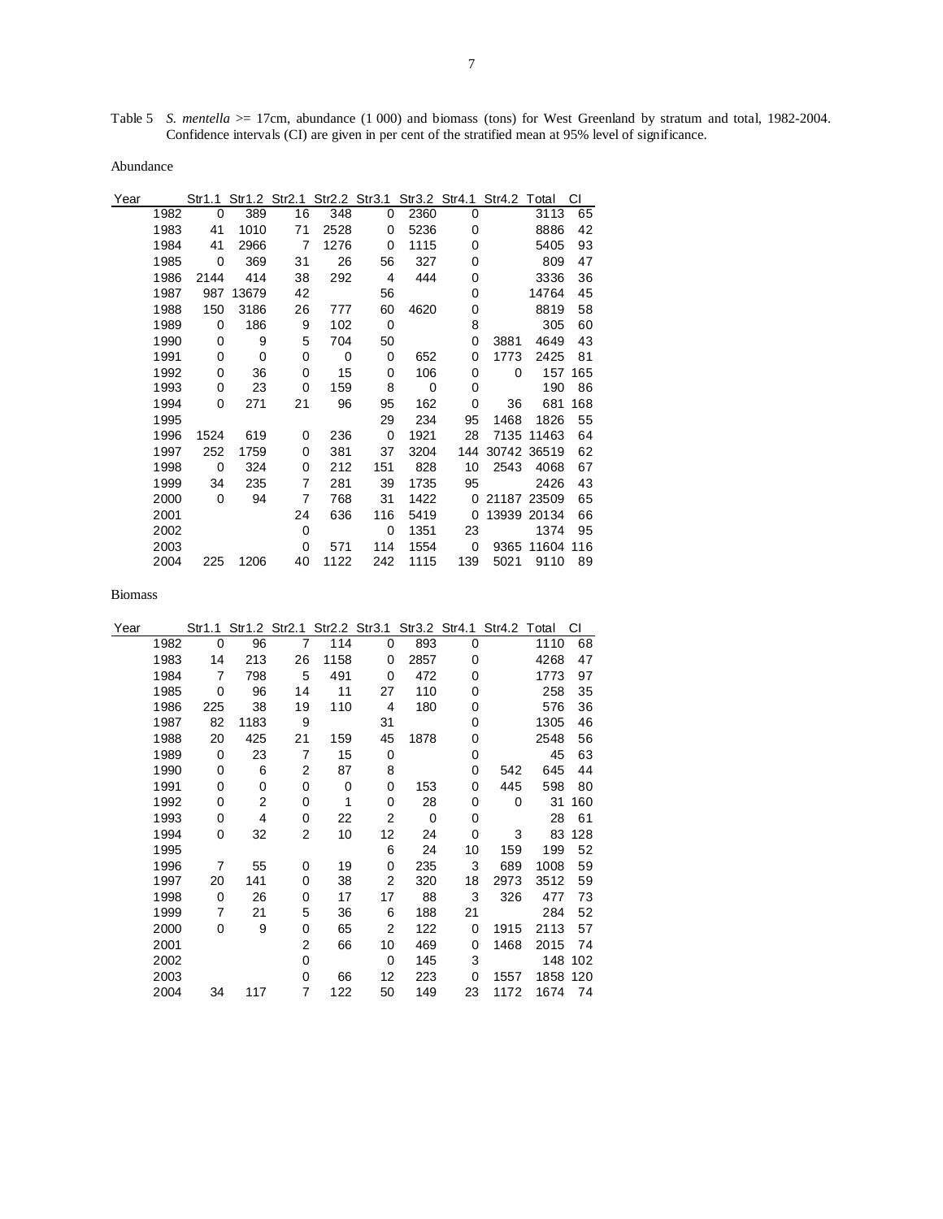Table 5 *S. mentella* >= 17cm, abundance (1 000) and biomass (tons) for West Greenland by stratum and total, 1982-2004. Confidence intervals (CI) are given in per cent of the stratified mean at 95% level of significance.

Abundance

| Year | Str1.1 | Str1.2 | Str2.1 | Str2.2 | Str3.1 | Str3.2 | Str4.1 | Str4.2 | Total | CI |
|---|---|---|---|---|---|---|---|---|---|---|
| 1982 | 0 | 389 | 16 | 348 | 0 | 2360 | 0 | | 3113 | 65 |
| 1983 | 41 | 1010 | 71 | 2528 | 0 | 5236 | 0 | | 8886 | 42 |
| 1984 | 41 | 2966 | 7 | 1276 | 0 | 1115 | 0 | | 5405 | 93 |
| 1985 | 0 | 369 | 31 | 26 | 56 | 327 | 0 | | 809 | 47 |
| 1986 | 2144 | 414 | 38 | 292 | 4 | 444 | 0 | | 3336 | 36 |
| 1987 | 987 | 13679 | 42 | | 56 | | 0 | | 14764 | 45 |
| 1988 | 150 | 3186 | 26 | 777 | 60 | 4620 | 0 | | 8819 | 58 |
| 1989 | 0 | 186 | 9 | 102 | 0 | | 8 | | 305 | 60 |
| 1990 | 0 | 9 | 5 | 704 | 50 | | 0 | 3881 | 4649 | 43 |
| 1991 | 0 | 0 | 0 | 0 | 0 | 652 | 0 | 1773 | 2425 | 81 |
| 1992 | 0 | 36 | 0 | 15 | 0 | 106 | 0 | 0 | 157 | 165 |
| 1993 | 0 | 23 | 0 | 159 | 8 | 0 | 0 | | 190 | 86 |
| 1994 | 0 | 271 | 21 | 96 | 95 | 162 | 0 | 36 | 681 | 168 |
| 1995 | | | | | 29 | 234 | 95 | 1468 | 1826 | 55 |
| 1996 | 1524 | 619 | 0 | 236 | 0 | 1921 | 28 | 7135 | 11463 | 64 |
| 1997 | 252 | 1759 | 0 | 381 | 37 | 3204 | 144 | 30742 | 36519 | 62 |
| 1998 | 0 | 324 | 0 | 212 | 151 | 828 | 10 | 2543 | 4068 | 67 |
| 1999 | 34 | 235 | 7 | 281 | 39 | 1735 | 95 | | 2426 | 43 |
| 2000 | 0 | 94 | 7 | 768 | 31 | 1422 | 0 | 21187 | 23509 | 65 |
| 2001 | | | 24 | 636 | 116 | 5419 | 0 | 13939 | 20134 | 66 |
| 2002 | | | 0 | | 0 | 1351 | 23 | | 1374 | 95 |
| 2003 | | | 0 | 571 | 114 | 1554 | 0 | 9365 | 11604 | 116 |
| 2004 | 225 | 1206 | 40 | 1122 | 242 | 1115 | 139 | 5021 | 9110 | 89 |

Biomass

| Year | Str1.1 | Str1.2 | Str2.1 | Str2.2 | Str3.1 | Str3.2 | Str4.1 | Str4.2 | Total | CI |
|---|---|---|---|---|---|---|---|---|---|---|
| 1982 | 0 | 96 | 7 | 114 | 0 | 893 | 0 | | 1110 | 68 |
| 1983 | 14 | 213 | 26 | 1158 | 0 | 2857 | 0 | | 4268 | 47 |
| 1984 | 7 | 798 | 5 | 491 | 0 | 472 | 0 | | 1773 | 97 |
| 1985 | 0 | 96 | 14 | 11 | 27 | 110 | 0 | | 258 | 35 |
| 1986 | 225 | 38 | 19 | 110 | 4 | 180 | 0 | | 576 | 36 |
| 1987 | 82 | 1183 | 9 | | 31 | | 0 | | 1305 | 46 |
| 1988 | 20 | 425 | 21 | 159 | 45 | 1878 | 0 | | 2548 | 56 |
| 1989 | 0 | 23 | 7 | 15 | 0 | | 0 | | 45 | 63 |
| 1990 | 0 | 6 | 2 | 87 | 8 | | 0 | 542 | 645 | 44 |
| 1991 | 0 | 0 | 0 | 0 | 0 | 153 | 0 | 445 | 598 | 80 |
| 1992 | 0 | 2 | 0 | 1 | 0 | 28 | 0 | 0 | 31 | 160 |
| 1993 | 0 | 4 | 0 | 22 | 2 | 0 | 0 | | 28 | 61 |
| 1994 | 0 | 32 | 2 | 10 | 12 | 24 | 0 | 3 | 83 | 128 |
| 1995 | | | | | 6 | 24 | 10 | 159 | 199 | 52 |
| 1996 | 7 | 55 | 0 | 19 | 0 | 235 | 3 | 689 | 1008 | 59 |
| 1997 | 20 | 141 | 0 | 38 | 2 | 320 | 18 | 2973 | 3512 | 59 |
| 1998 | 0 | 26 | 0 | 17 | 17 | 88 | 3 | 326 | 477 | 73 |
| 1999 | 7 | 21 | 5 | 36 | 6 | 188 | 21 | | 284 | 52 |
| 2000 | 0 | 9 | 0 | 65 | 2 | 122 | 0 | 1915 | 2113 | 57 |
| 2001 | | | 2 | 66 | 10 | 469 | 0 | 1468 | 2015 | 74 |
| 2002 | | | 0 | | 0 | 145 | 3 | | 148 | 102 |
| 2003 | | | 0 | 66 | 12 | 223 | 0 | 1557 | 1858 | 120 |
| 2004 | 34 | 117 | 7 | 122 | 50 | 149 | 23 | 1172 | 1674 | 74 |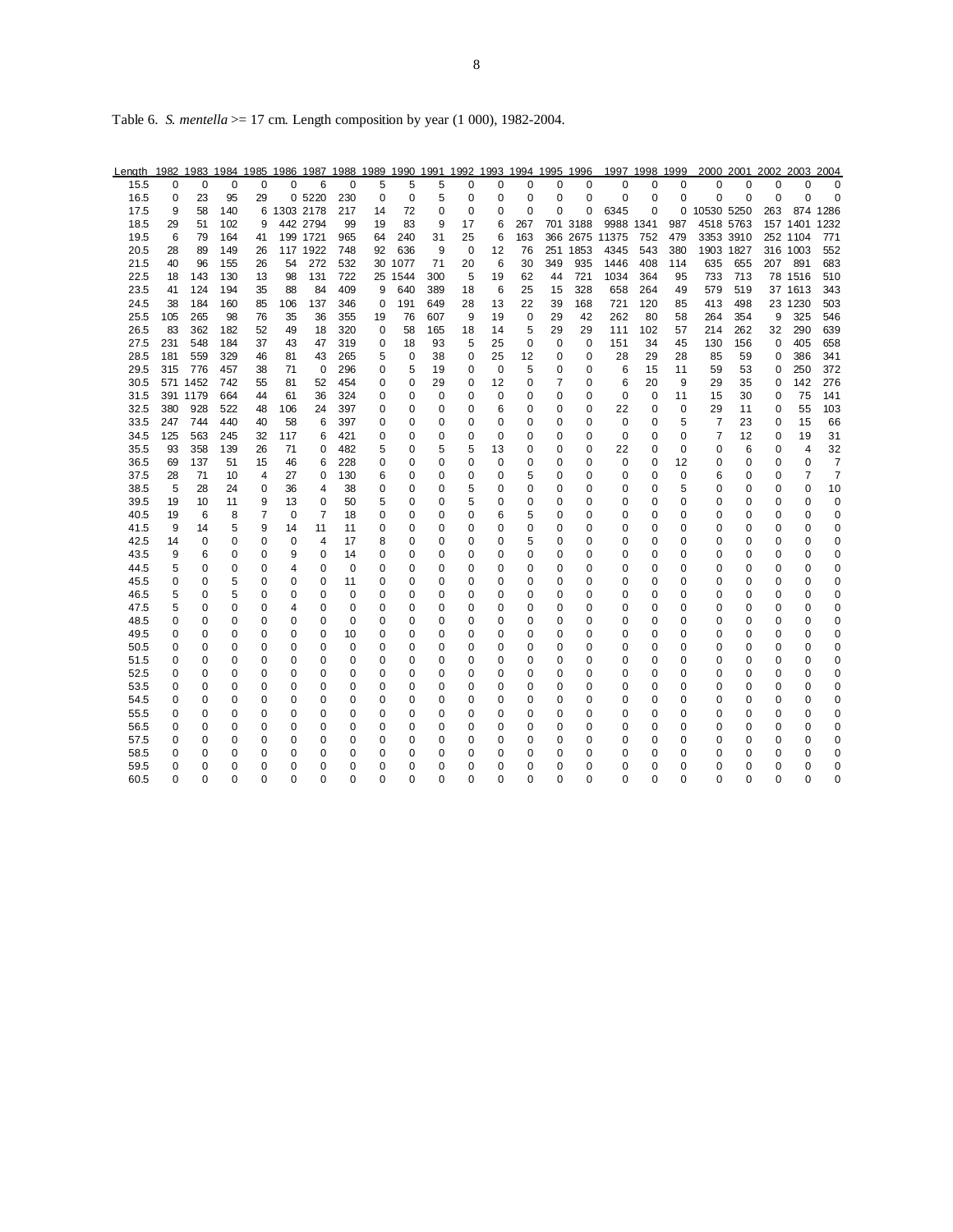Table 6. *S. mentella* >= 17 cm. Length composition by year (1 000), 1982-2004.

| Length | 1982 | 1983 | 1984 | 1985 | 1986 | 1987 | 1988 | 1989 | 1990 | 1991 | 1992 | 1993 | 1994 | 1995 | 1996 | 1997 | 1998 | 1999 | 2000 | 2001 | 2002 | 2003 | 2004 |
|---|---|---|---|---|---|---|---|---|---|---|---|---|---|---|---|---|---|---|---|---|---|---|---|
| 15.5 | 0 | 0 | 0 | 0 | 0 | 6 | 0 | 5 | 5 | 5 | 0 | 0 | 0 | 0 | 0 | 0 | 0 | 0 | 0 | 0 | 0 | 0 | 0 |
| 16.5 | 0 | 23 | 95 | 29 | 0 | 5220 | 230 | 0 | 0 | 5 | 0 | 0 | 0 | 0 | 0 | 0 | 0 | 0 | 0 | 0 | 0 | 0 | 0 |
| 17.5 | 9 | 58 | 140 | 6 | 1303 | 2178 | 217 | 14 | 72 | 0 | 0 | 0 | 0 | 0 | 0 | 6345 | 0 | 0 | 10530 | 5250 | 263 | 874 | 1286 |
| 18.5 | 29 | 51 | 102 | 9 | 442 | 2794 | 99 | 19 | 83 | 9 | 17 | 6 | 267 | 701 | 3188 | 9988 | 1341 | 987 | 4518 | 5763 | 157 | 1401 | 1232 |
| 19.5 | 6 | 79 | 164 | 41 | 199 | 1721 | 965 | 64 | 240 | 31 | 25 | 6 | 163 | 366 | 2675 | 11375 | 752 | 479 | 3353 | 3910 | 252 | 1104 | 771 |
| 20.5 | 28 | 89 | 149 | 26 | 117 | 1922 | 748 | 92 | 636 | 9 | 0 | 12 | 76 | 251 | 1853 | 4345 | 543 | 380 | 1903 | 1827 | 316 | 1003 | 552 |
| 21.5 | 40 | 96 | 155 | 26 | 54 | 272 | 532 | 30 | 1077 | 71 | 20 | 6 | 30 | 349 | 935 | 1446 | 408 | 114 | 635 | 655 | 207 | 891 | 683 |
| 22.5 | 18 | 143 | 130 | 13 | 98 | 131 | 722 | 25 | 1544 | 300 | 5 | 19 | 62 | 44 | 721 | 1034 | 364 | 95 | 733 | 713 | 78 | 1516 | 510 |
| 23.5 | 41 | 124 | 194 | 35 | 88 | 84 | 409 | 9 | 640 | 389 | 18 | 6 | 25 | 15 | 328 | 658 | 264 | 49 | 579 | 519 | 37 | 1613 | 343 |
| 24.5 | 38 | 184 | 160 | 85 | 106 | 137 | 346 | 0 | 191 | 649 | 28 | 13 | 22 | 39 | 168 | 721 | 120 | 85 | 413 | 498 | 23 | 1230 | 503 |
| 25.5 | 105 | 265 | 98 | 76 | 35 | 36 | 355 | 19 | 76 | 607 | 9 | 19 | 0 | 29 | 42 | 262 | 80 | 58 | 264 | 354 | 9 | 325 | 546 |
| 26.5 | 83 | 362 | 182 | 52 | 49 | 18 | 320 | 0 | 58 | 165 | 18 | 14 | 5 | 29 | 29 | 111 | 102 | 57 | 214 | 262 | 32 | 290 | 639 |
| 27.5 | 231 | 548 | 184 | 37 | 43 | 47 | 319 | 0 | 18 | 93 | 5 | 25 | 0 | 0 | 0 | 151 | 34 | 45 | 130 | 156 | 0 | 405 | 658 |
| 28.5 | 181 | 559 | 329 | 46 | 81 | 43 | 265 | 5 | 0 | 38 | 0 | 25 | 12 | 0 | 0 | 28 | 29 | 28 | 85 | 59 | 0 | 386 | 341 |
| 29.5 | 315 | 776 | 457 | 38 | 71 | 0 | 296 | 0 | 5 | 19 | 0 | 0 | 5 | 0 | 0 | 6 | 15 | 11 | 59 | 53 | 0 | 250 | 372 |
| 30.5 | 571 | 1452 | 742 | 55 | 81 | 52 | 454 | 0 | 0 | 29 | 0 | 12 | 0 | 7 | 0 | 6 | 20 | 9 | 29 | 35 | 0 | 142 | 276 |
| 31.5 | 391 | 1179 | 664 | 44 | 61 | 36 | 324 | 0 | 0 | 0 | 0 | 0 | 0 | 0 | 0 | 0 | 0 | 11 | 15 | 30 | 0 | 75 | 141 |
| 32.5 | 380 | 928 | 522 | 48 | 106 | 24 | 397 | 0 | 0 | 0 | 0 | 6 | 0 | 0 | 0 | 22 | 0 | 0 | 29 | 11 | 0 | 55 | 103 |
| 33.5 | 247 | 744 | 440 | 40 | 58 | 6 | 397 | 0 | 0 | 0 | 0 | 0 | 0 | 0 | 0 | 0 | 0 | 5 | 7 | 23 | 0 | 15 | 66 |
| 34.5 | 125 | 563 | 245 | 32 | 117 | 6 | 421 | 0 | 0 | 0 | 0 | 0 | 0 | 0 | 0 | 0 | 0 | 0 | 7 | 12 | 0 | 19 | 31 |
| 35.5 | 93 | 358 | 139 | 26 | 71 | 0 | 482 | 5 | 0 | 5 | 5 | 13 | 0 | 0 | 0 | 22 | 0 | 0 | 0 | 6 | 0 | 4 | 32 |
| 36.5 | 69 | 137 | 51 | 15 | 46 | 6 | 228 | 0 | 0 | 0 | 0 | 0 | 0 | 0 | 0 | 0 | 0 | 12 | 0 | 0 | 0 | 0 | 7 |
| 37.5 | 28 | 71 | 10 | 4 | 27 | 0 | 130 | 6 | 0 | 0 | 0 | 0 | 5 | 0 | 0 | 0 | 0 | 0 | 6 | 0 | 0 | 7 | 7 |
| 38.5 | 5 | 28 | 24 | 0 | 36 | 4 | 38 | 0 | 0 | 0 | 5 | 0 | 0 | 0 | 0 | 0 | 0 | 5 | 0 | 0 | 0 | 0 | 10 |
| 39.5 | 19 | 10 | 11 | 9 | 13 | 0 | 50 | 5 | 0 | 0 | 5 | 0 | 0 | 0 | 0 | 0 | 0 | 0 | 0 | 0 | 0 | 0 | 0 |
| 40.5 | 19 | 6 | 8 | 7 | 0 | 7 | 18 | 0 | 0 | 0 | 0 | 6 | 5 | 0 | 0 | 0 | 0 | 0 | 0 | 0 | 0 | 0 | 0 |
| 41.5 | 9 | 14 | 5 | 9 | 14 | 11 | 11 | 0 | 0 | 0 | 0 | 0 | 0 | 0 | 0 | 0 | 0 | 0 | 0 | 0 | 0 | 0 | 0 |
| 42.5 | 14 | 0 | 0 | 0 | 0 | 4 | 17 | 8 | 0 | 0 | 0 | 0 | 5 | 0 | 0 | 0 | 0 | 0 | 0 | 0 | 0 | 0 | 0 |
| 43.5 | 9 | 6 | 0 | 0 | 9 | 0 | 14 | 0 | 0 | 0 | 0 | 0 | 0 | 0 | 0 | 0 | 0 | 0 | 0 | 0 | 0 | 0 | 0 |
| 44.5 | 5 | 0 | 0 | 0 | 4 | 0 | 0 | 0 | 0 | 0 | 0 | 0 | 0 | 0 | 0 | 0 | 0 | 0 | 0 | 0 | 0 | 0 | 0 |
| 45.5 | 0 | 0 | 5 | 0 | 0 | 0 | 11 | 0 | 0 | 0 | 0 | 0 | 0 | 0 | 0 | 0 | 0 | 0 | 0 | 0 | 0 | 0 | 0 |
| 46.5 | 5 | 0 | 5 | 0 | 0 | 0 | 0 | 0 | 0 | 0 | 0 | 0 | 0 | 0 | 0 | 0 | 0 | 0 | 0 | 0 | 0 | 0 | 0 |
| 47.5 | 5 | 0 | 0 | 0 | 4 | 0 | 0 | 0 | 0 | 0 | 0 | 0 | 0 | 0 | 0 | 0 | 0 | 0 | 0 | 0 | 0 | 0 | 0 |
| 48.5 | 0 | 0 | 0 | 0 | 0 | 0 | 0 | 0 | 0 | 0 | 0 | 0 | 0 | 0 | 0 | 0 | 0 | 0 | 0 | 0 | 0 | 0 | 0 |
| 49.5 | 0 | 0 | 0 | 0 | 0 | 0 | 10 | 0 | 0 | 0 | 0 | 0 | 0 | 0 | 0 | 0 | 0 | 0 | 0 | 0 | 0 | 0 | 0 |
| 50.5 | 0 | 0 | 0 | 0 | 0 | 0 | 0 | 0 | 0 | 0 | 0 | 0 | 0 | 0 | 0 | 0 | 0 | 0 | 0 | 0 | 0 | 0 | 0 |
| 51.5 | 0 | 0 | 0 | 0 | 0 | 0 | 0 | 0 | 0 | 0 | 0 | 0 | 0 | 0 | 0 | 0 | 0 | 0 | 0 | 0 | 0 | 0 | 0 |
| 52.5 | 0 | 0 | 0 | 0 | 0 | 0 | 0 | 0 | 0 | 0 | 0 | 0 | 0 | 0 | 0 | 0 | 0 | 0 | 0 | 0 | 0 | 0 | 0 |
| 53.5 | 0 | 0 | 0 | 0 | 0 | 0 | 0 | 0 | 0 | 0 | 0 | 0 | 0 | 0 | 0 | 0 | 0 | 0 | 0 | 0 | 0 | 0 | 0 |
| 54.5 | 0 | 0 | 0 | 0 | 0 | 0 | 0 | 0 | 0 | 0 | 0 | 0 | 0 | 0 | 0 | 0 | 0 | 0 | 0 | 0 | 0 | 0 | 0 |
| 55.5 | 0 | 0 | 0 | 0 | 0 | 0 | 0 | 0 | 0 | 0 | 0 | 0 | 0 | 0 | 0 | 0 | 0 | 0 | 0 | 0 | 0 | 0 | 0 |
| 56.5 | 0 | 0 | 0 | 0 | 0 | 0 | 0 | 0 | 0 | 0 | 0 | 0 | 0 | 0 | 0 | 0 | 0 | 0 | 0 | 0 | 0 | 0 | 0 |
| 57.5 | 0 | 0 | 0 | 0 | 0 | 0 | 0 | 0 | 0 | 0 | 0 | 0 | 0 | 0 | 0 | 0 | 0 | 0 | 0 | 0 | 0 | 0 | 0 |
| 58.5 | 0 | 0 | 0 | 0 | 0 | 0 | 0 | 0 | 0 | 0 | 0 | 0 | 0 | 0 | 0 | 0 | 0 | 0 | 0 | 0 | 0 | 0 | 0 |
| 59.5 | 0 | 0 | 0 | 0 | 0 | 0 | 0 | 0 | 0 | 0 | 0 | 0 | 0 | 0 | 0 | 0 | 0 | 0 | 0 | 0 | 0 | 0 | 0 |
| 60.5 | 0 | 0 | 0 | 0 | 0 | 0 | 0 | 0 | 0 | 0 | 0 | 0 | 0 | 0 | 0 | 0 | 0 | 0 | 0 | 0 | 0 | 0 | 0 |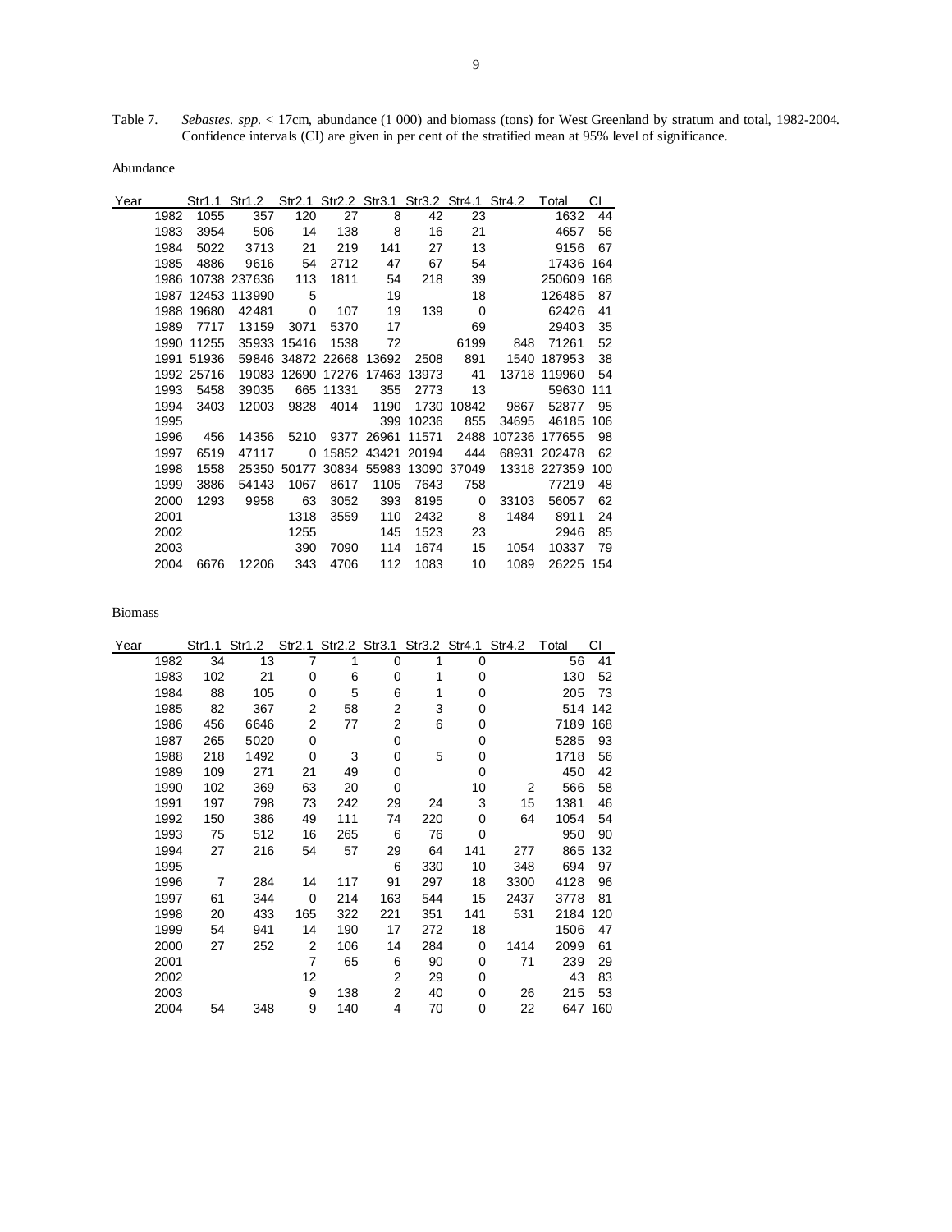Table 7. *Sebastes. spp.* < 17cm, abundance (1 000) and biomass (tons) for West Greenland by stratum and total, 1982-2004. Confidence intervals (CI) are given in per cent of the stratified mean at 95% level of significance.

Abundance

| Year | Str1.1 | Str1.2 | Str2.1 | Str2.2 | Str3.1 | Str3.2 | Str4.1 | Str4.2 | Total | CI |
|---|---|---|---|---|---|---|---|---|---|---|
| 1982 | 1055 | 357 | 120 | 27 | 8 | 42 | 23 | | 1632 | 44 |
| 1983 | 3954 | 506 | 14 | 138 | 8 | 16 | 21 | | 4657 | 56 |
| 1984 | 5022 | 3713 | 21 | 219 | 141 | 27 | 13 | | 9156 | 67 |
| 1985 | 4886 | 9616 | 54 | 2712 | 47 | 67 | 54 | | 17436 | 164 |
| 1986 | 10738 | 237636 | 113 | 1811 | 54 | 218 | 39 | | 250609 | 168 |
| 1987 | 12453 | 113990 | 5 | | 19 | | 18 | | 126485 | 87 |
| 1988 | 19680 | 42481 | 0 | 107 | 19 | 139 | 0 | | 62426 | 41 |
| 1989 | 7717 | 13159 | 3071 | 5370 | 17 | | 69 | | 29403 | 35 |
| 1990 | 11255 | 35933 | 15416 | 1538 | 72 | | 6199 | 848 | 71261 | 52 |
| 1991 | 51936 | 59846 | 34872 | 22668 | 13692 | 2508 | 891 | 1540 | 187953 | 38 |
| 1992 | 25716 | 19083 | 12690 | 17276 | 17463 | 13973 | 41 | 13718 | 119960 | 54 |
| 1993 | 5458 | 39035 | 665 | 11331 | 355 | 2773 | 13 | | 59630 | 111 |
| 1994 | 3403 | 12003 | 9828 | 4014 | 1190 | 1730 | 10842 | 9867 | 52877 | 95 |
| 1995 | | | | | 399 | 10236 | 855 | 34695 | 46185 | 106 |
| 1996 | 456 | 14356 | 5210 | 9377 | 26961 | 11571 | 2488 | 107236 | 177655 | 98 |
| 1997 | 6519 | 47117 | 0 | 15852 | 43421 | 20194 | 444 | 68931 | 202478 | 62 |
| 1998 | 1558 | 25350 | 50177 | 30834 | 55983 | 13090 | 37049 | 13318 | 227359 | 100 |
| 1999 | 3886 | 54143 | 1067 | 8617 | 1105 | 7643 | 758 | | 77219 | 48 |
| 2000 | 1293 | 9958 | 63 | 3052 | 393 | 8195 | 0 | 33103 | 56057 | 62 |
| 2001 | | | 1318 | 3559 | 110 | 2432 | 8 | 1484 | 8911 | 24 |
| 2002 | | | 1255 | | 145 | 1523 | 23 | | 2946 | 85 |
| 2003 | | | 390 | 7090 | 114 | 1674 | 15 | 1054 | 10337 | 79 |
| 2004 | 6676 | 12206 | 343 | 4706 | 112 | 1083 | 10 | 1089 | 26225 | 154 |

Biomass

| Year | Str1.1 | Str1.2 | Str2.1 | Str2.2 | Str3.1 | Str3.2 | Str4.1 | Str4.2 | Total | CI |
|---|---|---|---|---|---|---|---|---|---|---|
| 1982 | 34 | 13 | 7 | 1 | 0 | 1 | 0 | | 56 | 41 |
| 1983 | 102 | 21 | 0 | 6 | 0 | 1 | 0 | | 130 | 52 |
| 1984 | 88 | 105 | 0 | 5 | 6 | 1 | 0 | | 205 | 73 |
| 1985 | 82 | 367 | 2 | 58 | 2 | 3 | 0 | | 514 | 142 |
| 1986 | 456 | 6646 | 2 | 77 | 2 | 6 | 0 | | 7189 | 168 |
| 1987 | 265 | 5020 | 0 | | 0 | | 0 | | 5285 | 93 |
| 1988 | 218 | 1492 | 0 | 3 | 0 | 5 | 0 | | 1718 | 56 |
| 1989 | 109 | 271 | 21 | 49 | 0 | | 0 | | 450 | 42 |
| 1990 | 102 | 369 | 63 | 20 | 0 | | 10 | 2 | 566 | 58 |
| 1991 | 197 | 798 | 73 | 242 | 29 | 24 | 3 | 15 | 1381 | 46 |
| 1992 | 150 | 386 | 49 | 111 | 74 | 220 | 0 | 64 | 1054 | 54 |
| 1993 | 75 | 512 | 16 | 265 | 6 | 76 | 0 | | 950 | 90 |
| 1994 | 27 | 216 | 54 | 57 | 29 | 64 | 141 | 277 | 865 | 132 |
| 1995 | | | | | 6 | 330 | 10 | 348 | 694 | 97 |
| 1996 | 7 | 284 | 14 | 117 | 91 | 297 | 18 | 3300 | 4128 | 96 |
| 1997 | 61 | 344 | 0 | 214 | 163 | 544 | 15 | 2437 | 3778 | 81 |
| 1998 | 20 | 433 | 165 | 322 | 221 | 351 | 141 | 531 | 2184 | 120 |
| 1999 | 54 | 941 | 14 | 190 | 17 | 272 | 18 | | 1506 | 47 |
| 2000 | 27 | 252 | 2 | 106 | 14 | 284 | 0 | 1414 | 2099 | 61 |
| 2001 | | | 7 | 65 | 6 | 90 | 0 | 71 | 239 | 29 |
| 2002 | | | 12 | | 2 | 29 | 0 | | 43 | 83 |
| 2003 | | | 9 | 138 | 2 | 40 | 0 | 26 | 215 | 53 |
| 2004 | 54 | 348 | 9 | 140 | 4 | 70 | 0 | 22 | 647 | 160 |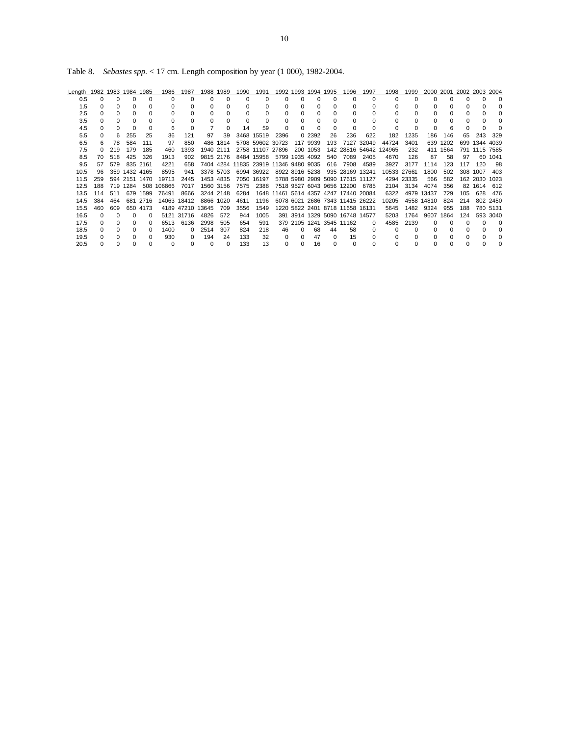Table 8. *Sebastes spp.* < 17 cm. Length composition by year (1 000), 1982-2004.

| Length | 1982 | 1983 | 1984 | 1985 | 1986 | 1987 | 1988 | 1989 | 1990 | 1991 | 1992 | 1993 | 1994 | 1995 | 1996 | 1997 | 1998 | 1999 | 2000 | 2001 | 2002 | 2003 | 2004 |
|---|---|---|---|---|---|---|---|---|---|---|---|---|---|---|---|---|---|---|---|---|---|---|---|
| 0.5 | 0 | 0 | 0 | 0 | 0 | 0 | 0 | 0 | 0 | 0 | 0 | 0 | 0 | 0 | 0 | 0 | 0 | 0 | 0 | 0 | 0 | 0 | 0 |
| 1.5 | 0 | 0 | 0 | 0 | 0 | 0 | 0 | 0 | 0 | 0 | 0 | 0 | 0 | 0 | 0 | 0 | 0 | 0 | 0 | 0 | 0 | 0 | 0 |
| 2.5 | 0 | 0 | 0 | 0 | 0 | 0 | 0 | 0 | 0 | 0 | 0 | 0 | 0 | 0 | 0 | 0 | 0 | 0 | 0 | 0 | 0 | 0 | 0 |
| 3.5 | 0 | 0 | 0 | 0 | 0 | 0 | 0 | 0 | 0 | 0 | 0 | 0 | 0 | 0 | 0 | 0 | 0 | 0 | 0 | 0 | 0 | 0 | 0 |
| 4.5 | 0 | 0 | 0 | 0 | 6 | 0 | 7 | 0 | 14 | 59 | 0 | 0 | 0 | 0 | 0 | 0 | 0 | 0 | 0 | 6 | 0 | 0 | 0 |
| 5.5 | 0 | 6 | 255 | 25 | 36 | 121 | 97 | 39 | 3468 | 15519 | 2396 | 0 | 2392 | 26 | 236 | 622 | 182 | 1235 | 186 | 146 | 65 | 243 | 329 |
| 6.5 | 6 | 78 | 584 | 111 | 97 | 850 | 486 | 1814 | 5708 | 59602 | 30723 | 117 | 9939 | 193 | 7127 | 32049 | 44724 | 3401 | 639 | 1202 | 699 | 1344 | 4039 |
| 7.5 | 0 | 219 | 179 | 185 | 460 | 1393 | 1940 | 2111 | 2758 | 11107 | 27896 | 200 | 1053 | 142 | 28816 | 54642 | 124965 | 232 | 411 | 1564 | 791 | 1115 | 7585 |
| 8.5 | 70 | 518 | 425 | 326 | 1913 | 902 | 9815 | 2176 | 8484 | 15958 | 5799 | 1935 | 4092 | 540 | 7089 | 2405 | 4670 | 126 | 87 | 58 | 97 | 60 | 1041 |
| 9.5 | 57 | 579 | 835 | 2161 | 4221 | 658 | 7404 | 4284 | 11835 | 23919 | 11346 | 9480 | 9035 | 616 | 7908 | 4589 | 3927 | 3177 | 1114 | 123 | 117 | 120 | 98 |
| 10.5 | 96 | 359 | 1432 | 4165 | 8595 | 941 | 3378 | 5703 | 6994 | 36922 | 8922 | 8916 | 5238 | 935 | 28169 | 13241 | 10533 | 27661 | 1800 | 502 | 308 | 1007 | 403 |
| 11.5 | 259 | 594 | 2151 | 1470 | 19713 | 2445 | 1453 | 4835 | 7050 | 16197 | 5788 | 5980 | 2909 | 5090 | 17615 | 11127 | 4294 | 23335 | 566 | 582 | 162 | 2030 | 1023 |
| 12.5 | 188 | 719 | 1284 | 508 | 106866 | 7017 | 1560 | 3156 | 7575 | 2388 | 7518 | 9527 | 6043 | 9656 | 12200 | 6785 | 2104 | 3134 | 4074 | 356 | 82 | 1614 | 612 |
| 13.5 | 114 | 511 | 679 | 1599 | 76491 | 8666 | 3244 | 2148 | 6284 | 1648 | 11461 | 5614 | 4357 | 4247 | 17440 | 20084 | 6322 | 4979 | 13437 | 729 | 105 | 628 | 476 |
| 14.5 | 384 | 464 | 681 | 2716 | 14063 | 18412 | 8866 | 1020 | 4611 | 1196 | 6078 | 6021 | 2686 | 7343 | 11415 | 26222 | 10205 | 4558 | 14810 | 824 | 214 | 802 | 2450 |
| 15.5 | 460 | 609 | 650 | 4173 | 4189 | 47210 | 13645 | 709 | 3556 | 1549 | 1220 | 5822 | 2401 | 8718 | 11658 | 16131 | 5645 | 1482 | 9324 | 955 | 188 | 780 | 5131 |
| 16.5 | 0 | 0 | 0 | 0 | 5121 | 31716 | 4826 | 572 | 944 | 1005 | 391 | 3914 | 1329 | 5090 | 16748 | 14577 | 5203 | 1764 | 9607 | 1864 | 124 | 593 | 3040 |
| 17.5 | 0 | 0 | 0 | 0 | 6513 | 6136 | 2998 | 505 | 654 | 591 | 379 | 2105 | 1241 | 3545 | 11162 | 0 | 4585 | 2139 | 0 | 0 | 0 | 0 | 0 |
| 18.5 | 0 | 0 | 0 | 0 | 1400 | 0 | 2514 | 307 | 824 | 218 | 46 | 0 | 68 | 44 | 58 | 0 | 0 | 0 | 0 | 0 | 0 | 0 | 0 |
| 19.5 | 0 | 0 | 0 | 0 | 930 | 0 | 194 | 24 | 133 | 32 | 0 | 0 | 47 | 0 | 15 | 0 | 0 | 0 | 0 | 0 | 0 | 0 | 0 |
| 20.5 | 0 | 0 | 0 | 0 | 0 | 0 | 0 | 0 | 133 | 13 | 0 | 0 | 16 | 0 | 0 | 0 | 0 | 0 | 0 | 0 | 0 | 0 | 0 |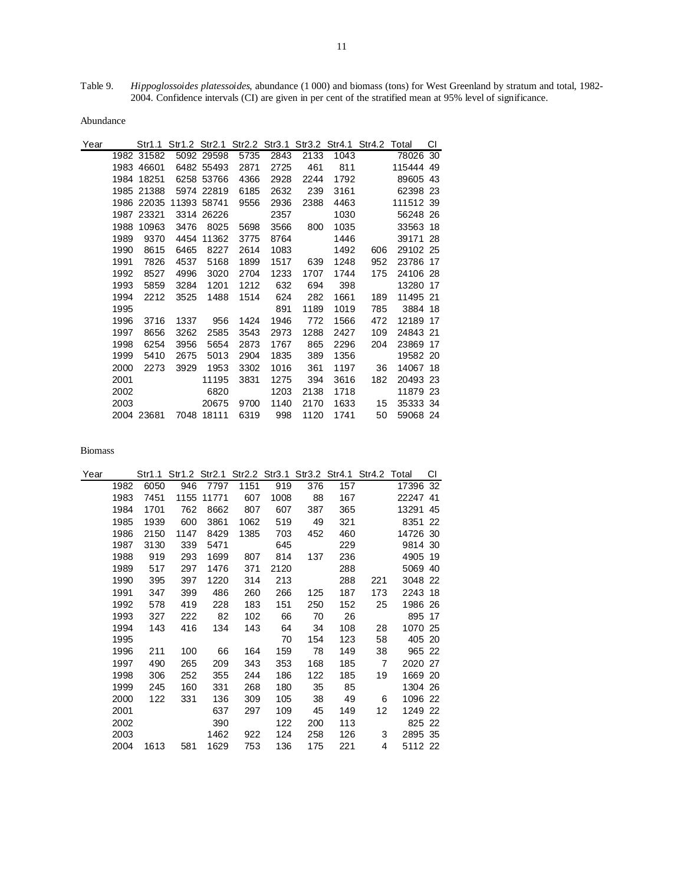Table 9. *Hippoglossoides platessoides*, abundance (1 000) and biomass (tons) for West Greenland by stratum and total, 1982-2004. Confidence intervals (CI) are given in per cent of the stratified mean at 95% level of significance.

Abundance

| Year | Str1.1 | Str1.2 | Str2.1 | Str2.2 | Str3.1 | Str3.2 | Str4.1 | Str4.2 | Total | CI |
|---|---|---|---|---|---|---|---|---|---|---|
| 1982 | 31582 | 5092 | 29598 | 5735 | 2843 | 2133 | 1043 | | 78026 | 30 |
| 1983 | 46601 | 6482 | 55493 | 2871 | 2725 | 461 | 811 | | 115444 | 49 |
| 1984 | 18251 | 6258 | 53766 | 4366 | 2928 | 2244 | 1792 | | 89605 | 43 |
| 1985 | 21388 | 5974 | 22819 | 6185 | 2632 | 239 | 3161 | | 62398 | 23 |
| 1986 | 22035 | 11393 | 58741 | 9556 | 2936 | 2388 | 4463 | | 111512 | 39 |
| 1987 | 23321 | 3314 | 26226 | | 2357 | | 1030 | | 56248 | 26 |
| 1988 | 10963 | 3476 | 8025 | 5698 | 3566 | 800 | 1035 | | 33563 | 18 |
| 1989 | 9370 | 4454 | 11362 | 3775 | 8764 | | 1446 | | 39171 | 28 |
| 1990 | 8615 | 6465 | 8227 | 2614 | 1083 | | 1492 | 606 | 29102 | 25 |
| 1991 | 7826 | 4537 | 5168 | 1899 | 1517 | 639 | 1248 | 952 | 23786 | 17 |
| 1992 | 8527 | 4996 | 3020 | 2704 | 1233 | 1707 | 1744 | 175 | 24106 | 28 |
| 1993 | 5859 | 3284 | 1201 | 1212 | 632 | 694 | 398 | | 13280 | 17 |
| 1994 | 2212 | 3525 | 1488 | 1514 | 624 | 282 | 1661 | 189 | 11495 | 21 |
| 1995 | | | | | 891 | 1189 | 1019 | 785 | 3884 | 18 |
| 1996 | 3716 | 1337 | 956 | 1424 | 1946 | 772 | 1566 | 472 | 12189 | 17 |
| 1997 | 8656 | 3262 | 2585 | 3543 | 2973 | 1288 | 2427 | 109 | 24843 | 21 |
| 1998 | 6254 | 3956 | 5654 | 2873 | 1767 | 865 | 2296 | 204 | 23869 | 17 |
| 1999 | 5410 | 2675 | 5013 | 2904 | 1835 | 389 | 1356 | | 19582 | 20 |
| 2000 | 2273 | 3929 | 1953 | 3302 | 1016 | 361 | 1197 | 36 | 14067 | 18 |
| 2001 | | | 11195 | 3831 | 1275 | 394 | 3616 | 182 | 20493 | 23 |
| 2002 | | | 6820 | | 1203 | 2138 | 1718 | | 11879 | 23 |
| 2003 | | | 20675 | 9700 | 1140 | 2170 | 1633 | 15 | 35333 | 34 |
| 2004 | 23681 | 7048 | 18111 | 6319 | 998 | 1120 | 1741 | 50 | 59068 | 24 |

Biomass

| Year | Str1.1 | Str1.2 | Str2.1 | Str2.2 | Str3.1 | Str3.2 | Str4.1 | Str4.2 | Total | CI |
|---|---|---|---|---|---|---|---|---|---|---|
| 1982 | 6050 | 946 | 7797 | 1151 | 919 | 376 | 157 | | 17396 | 32 |
| 1983 | 7451 | 1155 | 11771 | 607 | 1008 | 88 | 167 | | 22247 | 41 |
| 1984 | 1701 | 762 | 8662 | 807 | 607 | 387 | 365 | | 13291 | 45 |
| 1985 | 1939 | 600 | 3861 | 1062 | 519 | 49 | 321 | | 8351 | 22 |
| 1986 | 2150 | 1147 | 8429 | 1385 | 703 | 452 | 460 | | 14726 | 30 |
| 1987 | 3130 | 339 | 5471 | | 645 | | 229 | | 9814 | 30 |
| 1988 | 919 | 293 | 1699 | 807 | 814 | 137 | 236 | | 4905 | 19 |
| 1989 | 517 | 297 | 1476 | 371 | 2120 | | 288 | | 5069 | 40 |
| 1990 | 395 | 397 | 1220 | 314 | 213 | | 288 | 221 | 3048 | 22 |
| 1991 | 347 | 399 | 486 | 260 | 266 | 125 | 187 | 173 | 2243 | 18 |
| 1992 | 578 | 419 | 228 | 183 | 151 | 250 | 152 | 25 | 1986 | 26 |
| 1993 | 327 | 222 | 82 | 102 | 66 | 70 | 26 | | 895 | 17 |
| 1994 | 143 | 416 | 134 | 143 | 64 | 34 | 108 | 28 | 1070 | 25 |
| 1995 | | | | | 70 | 154 | 123 | 58 | 405 | 20 |
| 1996 | 211 | 100 | 66 | 164 | 159 | 78 | 149 | 38 | 965 | 22 |
| 1997 | 490 | 265 | 209 | 343 | 353 | 168 | 185 | 7 | 2020 | 27 |
| 1998 | 306 | 252 | 355 | 244 | 186 | 122 | 185 | 19 | 1669 | 20 |
| 1999 | 245 | 160 | 331 | 268 | 180 | 35 | 85 | | 1304 | 26 |
| 2000 | 122 | 331 | 136 | 309 | 105 | 38 | 49 | 6 | 1096 | 22 |
| 2001 | | | 637 | 297 | 109 | 45 | 149 | 12 | 1249 | 22 |
| 2002 | | | 390 | | 122 | 200 | 113 | | 825 | 22 |
| 2003 | | | 1462 | 922 | 124 | 258 | 126 | 3 | 2895 | 35 |
| 2004 | 1613 | 581 | 1629 | 753 | 136 | 175 | 221 | 4 | 5112 | 22 |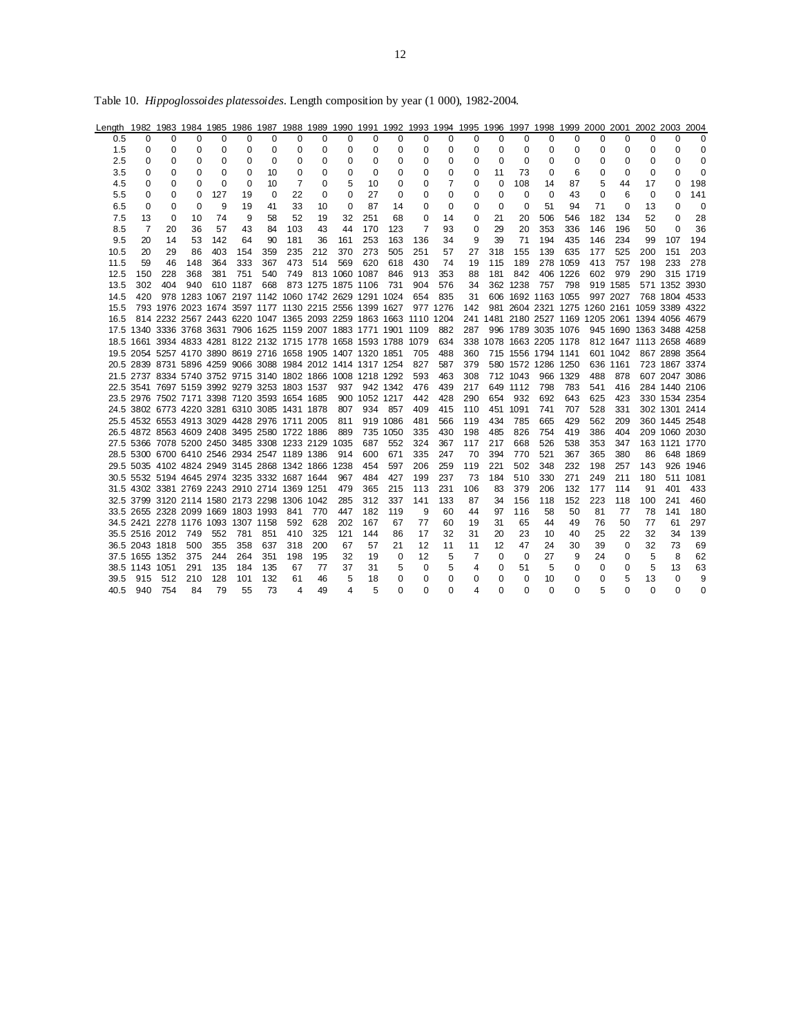Table 10. *Hippoglossoides platessoides*. Length composition by year (1 000), 1982-2004.

| Length | 1982 | 1983 | 1984 | 1985 | 1986 | 1987 | 1988 | 1989 | 1990 | 1991 | 1992 | 1993 | 1994 | 1995 | 1996 | 1997 | 1998 | 1999 | 2000 | 2001 | 2002 | 2003 | 2004 |
|---|---|---|---|---|---|---|---|---|---|---|---|---|---|---|---|---|---|---|---|---|---|---|---|
| 0.5 | 0 | 0 | 0 | 0 | 0 | 0 | 0 | 0 | 0 | 0 | 0 | 0 | 0 | 0 | 0 | 0 | 0 | 0 | 0 | 0 | 0 | 0 | 0 |
| 1.5 | 0 | 0 | 0 | 0 | 0 | 0 | 0 | 0 | 0 | 0 | 0 | 0 | 0 | 0 | 0 | 0 | 0 | 0 | 0 | 0 | 0 | 0 | 0 |
| 2.5 | 0 | 0 | 0 | 0 | 0 | 0 | 0 | 0 | 0 | 0 | 0 | 0 | 0 | 0 | 0 | 0 | 0 | 0 | 0 | 0 | 0 | 0 | 0 |
| 3.5 | 0 | 0 | 0 | 0 | 0 | 10 | 0 | 0 | 0 | 0 | 0 | 0 | 0 | 0 | 11 | 73 | 0 | 6 | 0 | 0 | 0 | 0 | 0 |
| 4.5 | 0 | 0 | 0 | 0 | 0 | 10 | 7 | 0 | 5 | 10 | 0 | 0 | 7 | 0 | 0 | 108 | 14 | 87 | 5 | 44 | 17 | 0 | 198 |
| 5.5 | 0 | 0 | 0 | 127 | 19 | 0 | 22 | 0 | 0 | 27 | 0 | 0 | 0 | 0 | 0 | 0 | 0 | 43 | 0 | 6 | 0 | 0 | 141 |
| 6.5 | 0 | 0 | 0 | 9 | 19 | 41 | 33 | 10 | 0 | 87 | 14 | 0 | 0 | 0 | 0 | 0 | 51 | 94 | 71 | 0 | 13 | 0 | 0 |
| 7.5 | 13 | 0 | 10 | 74 | 9 | 58 | 52 | 19 | 32 | 251 | 68 | 0 | 14 | 0 | 21 | 20 | 506 | 546 | 182 | 134 | 52 | 0 | 28 |
| 8.5 | 7 | 20 | 36 | 57 | 43 | 84 | 103 | 43 | 44 | 170 | 123 | 7 | 93 | 0 | 29 | 20 | 353 | 336 | 146 | 196 | 50 | 0 | 36 |
| 9.5 | 20 | 14 | 53 | 142 | 64 | 90 | 181 | 36 | 161 | 253 | 163 | 136 | 34 | 9 | 39 | 71 | 194 | 435 | 146 | 234 | 99 | 107 | 194 |
| 10.5 | 20 | 29 | 86 | 403 | 154 | 359 | 235 | 212 | 370 | 273 | 505 | 251 | 57 | 27 | 318 | 155 | 139 | 635 | 177 | 525 | 200 | 151 | 203 |
| 11.5 | 59 | 46 | 148 | 364 | 333 | 367 | 473 | 514 | 569 | 620 | 618 | 430 | 74 | 19 | 115 | 189 | 278 | 1059 | 413 | 757 | 198 | 233 | 278 |
| 12.5 | 150 | 228 | 368 | 381 | 751 | 540 | 749 | 813 | 1060 | 1087 | 846 | 913 | 353 | 88 | 181 | 842 | 406 | 1226 | 602 | 979 | 290 | 315 | 1719 |
| 13.5 | 302 | 404 | 940 | 610 | 1187 | 668 | 873 | 1275 | 1875 | 1106 | 731 | 904 | 576 | 34 | 362 | 1238 | 757 | 798 | 919 | 1585 | 571 | 1352 | 3930 |
| 14.5 | 420 | 978 | 1283 | 1067 | 2197 | 1142 | 1060 | 1742 | 2629 | 1291 | 1024 | 654 | 835 | 31 | 606 | 1692 | 1163 | 1055 | 997 | 2027 | 768 | 1804 | 4533 |
| 15.5 | 793 | 1976 | 2023 | 1674 | 3597 | 1177 | 1130 | 2215 | 2556 | 1399 | 1627 | 977 | 1276 | 142 | 981 | 2604 | 2321 | 1275 | 1260 | 2161 | 1059 | 3389 | 4322 |
| 16.5 | 814 | 2232 | 2567 | 2443 | 6220 | 1047 | 1365 | 2093 | 2259 | 1863 | 1663 | 1110 | 1204 | 241 | 1481 | 2180 | 2527 | 1169 | 1205 | 2061 | 1394 | 4056 | 4679 |
| 17.5 | 1340 | 3336 | 3768 | 3631 | 7906 | 1625 | 1159 | 2007 | 1883 | 1771 | 1901 | 1109 | 882 | 287 | 996 | 1789 | 3035 | 1076 | 945 | 1690 | 1363 | 3488 | 4258 |
| 18.5 | 1661 | 3934 | 4833 | 4281 | 8122 | 2132 | 1715 | 1778 | 1658 | 1593 | 1788 | 1079 | 634 | 338 | 1078 | 1663 | 2205 | 1178 | 812 | 1647 | 1113 | 2658 | 4689 |
| 19.5 | 2054 | 5257 | 4170 | 3890 | 8619 | 2716 | 1658 | 1905 | 1407 | 1320 | 1851 | 705 | 488 | 360 | 715 | 1556 | 1794 | 1141 | 601 | 1042 | 867 | 2898 | 3564 |
| 20.5 | 2839 | 8731 | 5896 | 4259 | 9066 | 3088 | 1984 | 2012 | 1414 | 1317 | 1254 | 827 | 587 | 379 | 580 | 1572 | 1286 | 1250 | 636 | 1161 | 723 | 1867 | 3374 |
| 21.5 | 2737 | 8334 | 5740 | 3752 | 9715 | 3140 | 1802 | 1866 | 1008 | 1218 | 1292 | 593 | 463 | 308 | 712 | 1043 | 966 | 1329 | 488 | 878 | 607 | 2047 | 3086 |
| 22.5 | 3541 | 7697 | 5159 | 3992 | 9279 | 3253 | 1803 | 1537 | 937 | 942 | 1342 | 476 | 439 | 217 | 649 | 1112 | 798 | 783 | 541 | 416 | 284 | 1440 | 2106 |
| 23.5 | 2976 | 7502 | 7171 | 3398 | 7120 | 3593 | 1654 | 1685 | 900 | 1052 | 1217 | 442 | 428 | 290 | 654 | 932 | 692 | 643 | 625 | 423 | 330 | 1534 | 2354 |
| 24.5 | 3802 | 6773 | 4220 | 3281 | 6310 | 3085 | 1431 | 1878 | 807 | 934 | 857 | 409 | 415 | 110 | 451 | 1091 | 741 | 707 | 528 | 331 | 302 | 1301 | 2414 |
| 25.5 | 4532 | 6553 | 4913 | 3029 | 4428 | 2976 | 1711 | 2005 | 811 | 919 | 1086 | 481 | 566 | 119 | 434 | 785 | 665 | 429 | 562 | 209 | 360 | 1445 | 2548 |
| 26.5 | 4872 | 8563 | 4609 | 2408 | 3495 | 2580 | 1722 | 1886 | 889 | 735 | 1050 | 335 | 430 | 198 | 485 | 826 | 754 | 419 | 386 | 404 | 209 | 1060 | 2030 |
| 27.5 | 5366 | 7078 | 5200 | 2450 | 3485 | 3308 | 1233 | 2129 | 1035 | 687 | 552 | 324 | 367 | 117 | 217 | 668 | 526 | 538 | 353 | 347 | 163 | 1121 | 1770 |
| 28.5 | 5300 | 6700 | 6410 | 2546 | 2934 | 2547 | 1189 | 1386 | 914 | 600 | 671 | 335 | 247 | 70 | 394 | 770 | 521 | 367 | 365 | 380 | 86 | 648 | 1869 |
| 29.5 | 5035 | 4102 | 4824 | 2949 | 3145 | 2868 | 1342 | 1866 | 1238 | 454 | 597 | 206 | 259 | 119 | 221 | 502 | 348 | 232 | 198 | 257 | 143 | 926 | 1946 |
| 30.5 | 5532 | 5194 | 4645 | 2974 | 3235 | 3332 | 1687 | 1644 | 967 | 484 | 427 | 199 | 237 | 73 | 184 | 510 | 330 | 271 | 249 | 211 | 180 | 511 | 1081 |
| 31.5 | 4302 | 3381 | 2769 | 2243 | 2910 | 2714 | 1369 | 1251 | 479 | 365 | 215 | 113 | 231 | 106 | 83 | 379 | 206 | 132 | 177 | 114 | 91 | 401 | 433 |
| 32.5 | 3799 | 3120 | 2114 | 1580 | 2173 | 2298 | 1306 | 1042 | 285 | 312 | 337 | 141 | 133 | 87 | 34 | 156 | 118 | 152 | 223 | 118 | 100 | 241 | 460 |
| 33.5 | 2655 | 2328 | 2099 | 1669 | 1803 | 1993 | 841 | 770 | 447 | 182 | 119 | 9 | 60 | 44 | 97 | 116 | 58 | 50 | 81 | 77 | 78 | 141 | 180 |
| 34.5 | 2421 | 2278 | 1176 | 1093 | 1307 | 1158 | 592 | 628 | 202 | 167 | 67 | 77 | 60 | 19 | 31 | 65 | 44 | 49 | 76 | 50 | 77 | 61 | 297 |
| 35.5 | 2516 | 2012 | 749 | 552 | 781 | 851 | 410 | 325 | 121 | 144 | 86 | 17 | 32 | 31 | 20 | 23 | 10 | 40 | 25 | 22 | 32 | 34 | 139 |
| 36.5 | 2043 | 1818 | 500 | 355 | 358 | 637 | 318 | 200 | 67 | 57 | 21 | 12 | 11 | 11 | 12 | 47 | 24 | 30 | 39 | 0 | 32 | 73 | 69 |
| 37.5 | 1655 | 1352 | 375 | 244 | 264 | 351 | 198 | 195 | 32 | 19 | 0 | 12 | 5 | 7 | 0 | 0 | 27 | 9 | 24 | 0 | 5 | 8 | 62 |
| 38.5 | 1143 | 1051 | 291 | 135 | 184 | 135 | 67 | 77 | 37 | 31 | 5 | 0 | 5 | 4 | 0 | 51 | 5 | 0 | 0 | 0 | 5 | 13 | 63 |
| 39.5 | 915 | 512 | 210 | 128 | 101 | 132 | 61 | 46 | 5 | 18 | 0 | 0 | 0 | 0 | 0 | 0 | 10 | 0 | 0 | 5 | 13 | 0 | 9 |
| 40.5 | 940 | 754 | 84 | 79 | 55 | 73 | 4 | 49 | 4 | 5 | 0 | 0 | 0 | 4 | 0 | 0 | 0 | 0 | 5 | 0 | 0 | 0 | 0 |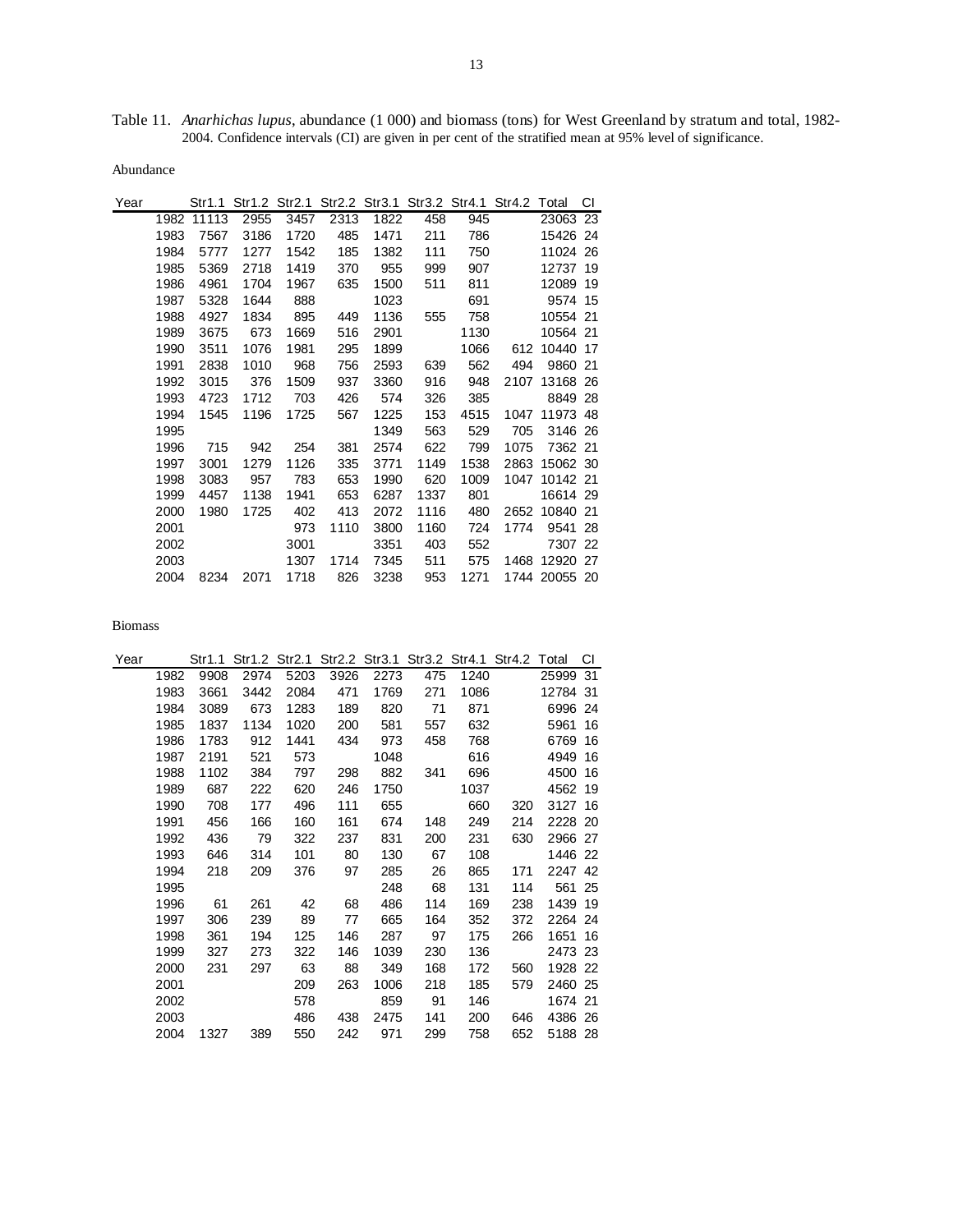Table 11. *Anarhichas lupus*, abundance (1 000) and biomass (tons) for West Greenland by stratum and total, 1982-2004. Confidence intervals (CI) are given in per cent of the stratified mean at 95% level of significance.

Abundance

| Year | Str1.1 | Str1.2 | Str2.1 | Str2.2 | Str3.1 | Str3.2 | Str4.1 | Str4.2 | Total | CI |
|---|---|---|---|---|---|---|---|---|---|---|
| 1982 | 11113 | 2955 | 3457 | 2313 | 1822 | 458 | 945 | | 23063 | 23 |
| 1983 | 7567 | 3186 | 1720 | 485 | 1471 | 211 | 786 | | 15426 | 24 |
| 1984 | 5777 | 1277 | 1542 | 185 | 1382 | 111 | 750 | | 11024 | 26 |
| 1985 | 5369 | 2718 | 1419 | 370 | 955 | 999 | 907 | | 12737 | 19 |
| 1986 | 4961 | 1704 | 1967 | 635 | 1500 | 511 | 811 | | 12089 | 19 |
| 1987 | 5328 | 1644 | 888 | | 1023 | | 691 | | 9574 | 15 |
| 1988 | 4927 | 1834 | 895 | 449 | 1136 | 555 | 758 | | 10554 | 21 |
| 1989 | 3675 | 673 | 1669 | 516 | 2901 | | 1130 | | 10564 | 21 |
| 1990 | 3511 | 1076 | 1981 | 295 | 1899 | | 1066 | 612 | 10440 | 17 |
| 1991 | 2838 | 1010 | 968 | 756 | 2593 | 639 | 562 | 494 | 9860 | 21 |
| 1992 | 3015 | 376 | 1509 | 937 | 3360 | 916 | 948 | 2107 | 13168 | 26 |
| 1993 | 4723 | 1712 | 703 | 426 | 574 | 326 | 385 | | 8849 | 28 |
| 1994 | 1545 | 1196 | 1725 | 567 | 1225 | 153 | 4515 | 1047 | 11973 | 48 |
| 1995 | | | | | 1349 | 563 | 529 | 705 | 3146 | 26 |
| 1996 | 715 | 942 | 254 | 381 | 2574 | 622 | 799 | 1075 | 7362 | 21 |
| 1997 | 3001 | 1279 | 1126 | 335 | 3771 | 1149 | 1538 | 2863 | 15062 | 30 |
| 1998 | 3083 | 957 | 783 | 653 | 1990 | 620 | 1009 | 1047 | 10142 | 21 |
| 1999 | 4457 | 1138 | 1941 | 653 | 6287 | 1337 | 801 | | 16614 | 29 |
| 2000 | 1980 | 1725 | 402 | 413 | 2072 | 1116 | 480 | 2652 | 10840 | 21 |
| 2001 | | | 973 | 1110 | 3800 | 1160 | 724 | 1774 | 9541 | 28 |
| 2002 | | | 3001 | | 3351 | 403 | 552 | | 7307 | 22 |
| 2003 | | | 1307 | 1714 | 7345 | 511 | 575 | 1468 | 12920 | 27 |
| 2004 | 8234 | 2071 | 1718 | 826 | 3238 | 953 | 1271 | 1744 | 20055 | 20 |

Biomass

| Year | Str1.1 | Str1.2 | Str2.1 | Str2.2 | Str3.1 | Str3.2 | Str4.1 | Str4.2 | Total | CI |
|---|---|---|---|---|---|---|---|---|---|---|
| 1982 | 9908 | 2974 | 5203 | 3926 | 2273 | 475 | 1240 | | 25999 | 31 |
| 1983 | 3661 | 3442 | 2084 | 471 | 1769 | 271 | 1086 | | 12784 | 31 |
| 1984 | 3089 | 673 | 1283 | 189 | 820 | 71 | 871 | | 6996 | 24 |
| 1985 | 1837 | 1134 | 1020 | 200 | 581 | 557 | 632 | | 5961 | 16 |
| 1986 | 1783 | 912 | 1441 | 434 | 973 | 458 | 768 | | 6769 | 16 |
| 1987 | 2191 | 521 | 573 | | 1048 | | 616 | | 4949 | 16 |
| 1988 | 1102 | 384 | 797 | 298 | 882 | 341 | 696 | | 4500 | 16 |
| 1989 | 687 | 222 | 620 | 246 | 1750 | | 1037 | | 4562 | 19 |
| 1990 | 708 | 177 | 496 | 111 | 655 | | 660 | 320 | 3127 | 16 |
| 1991 | 456 | 166 | 160 | 161 | 674 | 148 | 249 | 214 | 2228 | 20 |
| 1992 | 436 | 79 | 322 | 237 | 831 | 200 | 231 | 630 | 2966 | 27 |
| 1993 | 646 | 314 | 101 | 80 | 130 | 67 | 108 | | 1446 | 22 |
| 1994 | 218 | 209 | 376 | 97 | 285 | 26 | 865 | 171 | 2247 | 42 |
| 1995 | | | | | 248 | 68 | 131 | 114 | 561 | 25 |
| 1996 | 61 | 261 | 42 | 68 | 486 | 114 | 169 | 238 | 1439 | 19 |
| 1997 | 306 | 239 | 89 | 77 | 665 | 164 | 352 | 372 | 2264 | 24 |
| 1998 | 361 | 194 | 125 | 146 | 287 | 97 | 175 | 266 | 1651 | 16 |
| 1999 | 327 | 273 | 322 | 146 | 1039 | 230 | 136 | | 2473 | 23 |
| 2000 | 231 | 297 | 63 | 88 | 349 | 168 | 172 | 560 | 1928 | 22 |
| 2001 | | | 209 | 263 | 1006 | 218 | 185 | 579 | 2460 | 25 |
| 2002 | | | 578 | | 859 | 91 | 146 | | 1674 | 21 |
| 2003 | | | 486 | 438 | 2475 | 141 | 200 | 646 | 4386 | 26 |
| 2004 | 1327 | 389 | 550 | 242 | 971 | 299 | 758 | 652 | 5188 | 28 |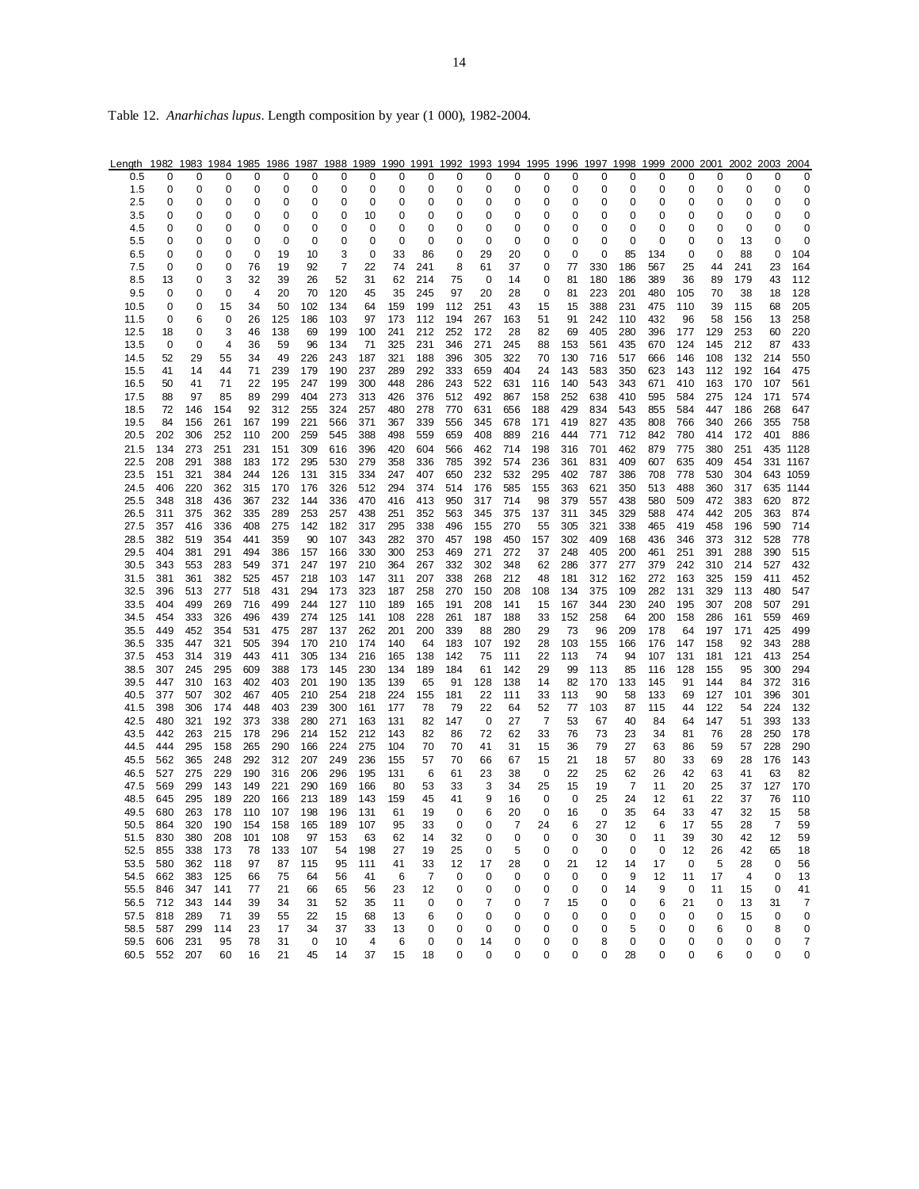Table 12. *Anarhichas lupus*. Length composition by year (1 000), 1982-2004.

| Length | 1982 | 1983 | 1984 | 1985 | 1986 | 1987 | 1988 | 1989 | 1990 | 1991 | 1992 | 1993 | 1994 | 1995 | 1996 | 1997 | 1998 | 1999 | 2000 | 2001 | 2002 | 2003 | 2004 |
|---|---|---|---|---|---|---|---|---|---|---|---|---|---|---|---|---|---|---|---|---|---|---|---|
| 0.5 | 0 | 0 | 0 | 0 | 0 | 0 | 0 | 0 | 0 | 0 | 0 | 0 | 0 | 0 | 0 | 0 | 0 | 0 | 0 | 0 | 0 | 0 | 0 |
| 1.5 | 0 | 0 | 0 | 0 | 0 | 0 | 0 | 0 | 0 | 0 | 0 | 0 | 0 | 0 | 0 | 0 | 0 | 0 | 0 | 0 | 0 | 0 | 0 |
| 2.5 | 0 | 0 | 0 | 0 | 0 | 0 | 0 | 0 | 0 | 0 | 0 | 0 | 0 | 0 | 0 | 0 | 0 | 0 | 0 | 0 | 0 | 0 | 0 |
| 3.5 | 0 | 0 | 0 | 0 | 0 | 0 | 0 | 10 | 0 | 0 | 0 | 0 | 0 | 0 | 0 | 0 | 0 | 0 | 0 | 0 | 0 | 0 | 0 |
| 4.5 | 0 | 0 | 0 | 0 | 0 | 0 | 0 | 0 | 0 | 0 | 0 | 0 | 0 | 0 | 0 | 0 | 0 | 0 | 0 | 0 | 0 | 0 | 0 |
| 5.5 | 0 | 0 | 0 | 0 | 0 | 0 | 0 | 0 | 0 | 0 | 0 | 0 | 0 | 0 | 0 | 0 | 0 | 0 | 0 | 0 | 13 | 0 | 0 |
| 6.5 | 0 | 0 | 0 | 0 | 19 | 10 | 3 | 0 | 33 | 86 | 0 | 29 | 20 | 0 | 0 | 0 | 85 | 134 | 0 | 0 | 88 | 0 | 104 |
| 7.5 | 0 | 0 | 0 | 76 | 19 | 92 | 7 | 22 | 74 | 241 | 8 | 61 | 37 | 0 | 77 | 330 | 186 | 567 | 25 | 44 | 241 | 23 | 164 |
| 8.5 | 13 | 0 | 3 | 32 | 39 | 26 | 52 | 31 | 62 | 214 | 75 | 0 | 14 | 0 | 81 | 180 | 186 | 389 | 36 | 89 | 179 | 43 | 112 |
| 9.5 | 0 | 0 | 0 | 4 | 20 | 70 | 120 | 45 | 35 | 245 | 97 | 20 | 28 | 0 | 81 | 223 | 201 | 480 | 105 | 70 | 38 | 18 | 128 |
| 10.5 | 0 | 0 | 15 | 34 | 50 | 102 | 134 | 64 | 159 | 199 | 112 | 251 | 43 | 15 | 15 | 388 | 231 | 475 | 110 | 39 | 115 | 68 | 205 |
| 11.5 | 0 | 6 | 0 | 26 | 125 | 186 | 103 | 97 | 173 | 112 | 194 | 267 | 163 | 51 | 91 | 242 | 110 | 432 | 96 | 58 | 156 | 13 | 258 |
| 12.5 | 18 | 0 | 3 | 46 | 138 | 69 | 199 | 100 | 241 | 212 | 252 | 172 | 28 | 82 | 69 | 405 | 280 | 396 | 177 | 129 | 253 | 60 | 220 |
| 13.5 | 0 | 0 | 4 | 36 | 59 | 96 | 134 | 71 | 325 | 231 | 346 | 271 | 245 | 88 | 153 | 561 | 435 | 670 | 124 | 145 | 212 | 87 | 433 |
| 14.5 | 52 | 29 | 55 | 34 | 49 | 226 | 243 | 187 | 321 | 188 | 396 | 305 | 322 | 70 | 130 | 716 | 517 | 666 | 146 | 108 | 132 | 214 | 550 |
| 15.5 | 41 | 14 | 44 | 71 | 239 | 179 | 190 | 237 | 289 | 292 | 333 | 659 | 404 | 24 | 143 | 583 | 350 | 623 | 143 | 112 | 192 | 164 | 475 |
| 16.5 | 50 | 41 | 71 | 22 | 195 | 247 | 199 | 300 | 448 | 286 | 243 | 522 | 631 | 116 | 140 | 543 | 343 | 671 | 410 | 163 | 170 | 107 | 561 |
| 17.5 | 88 | 97 | 85 | 89 | 299 | 404 | 273 | 313 | 426 | 376 | 512 | 492 | 867 | 158 | 252 | 638 | 410 | 595 | 584 | 275 | 124 | 171 | 574 |
| 18.5 | 72 | 146 | 154 | 92 | 312 | 255 | 324 | 257 | 480 | 278 | 770 | 631 | 656 | 188 | 429 | 834 | 543 | 855 | 584 | 447 | 186 | 268 | 647 |
| 19.5 | 84 | 156 | 261 | 167 | 199 | 221 | 566 | 371 | 367 | 339 | 556 | 345 | 678 | 171 | 419 | 827 | 435 | 808 | 766 | 340 | 266 | 355 | 758 |
| 20.5 | 202 | 306 | 252 | 110 | 200 | 259 | 545 | 388 | 498 | 559 | 659 | 408 | 889 | 216 | 444 | 771 | 712 | 842 | 780 | 414 | 172 | 401 | 886 |
| 21.5 | 134 | 273 | 251 | 231 | 151 | 309 | 616 | 396 | 420 | 604 | 566 | 462 | 714 | 198 | 316 | 701 | 462 | 879 | 775 | 380 | 251 | 435 | 1128 |
| 22.5 | 208 | 291 | 388 | 183 | 172 | 295 | 530 | 279 | 358 | 336 | 785 | 392 | 574 | 236 | 361 | 831 | 409 | 607 | 635 | 409 | 454 | 331 | 1167 |
| 23.5 | 151 | 321 | 384 | 244 | 126 | 131 | 315 | 334 | 247 | 407 | 650 | 232 | 532 | 295 | 402 | 787 | 386 | 708 | 778 | 530 | 304 | 643 | 1059 |
| 24.5 | 406 | 220 | 362 | 315 | 170 | 176 | 326 | 512 | 294 | 374 | 514 | 176 | 585 | 155 | 363 | 621 | 350 | 513 | 488 | 360 | 317 | 635 | 1144 |
| 25.5 | 348 | 318 | 436 | 367 | 232 | 144 | 336 | 470 | 416 | 413 | 950 | 317 | 714 | 98 | 379 | 557 | 438 | 580 | 509 | 472 | 383 | 620 | 872 |
| 26.5 | 311 | 375 | 362 | 335 | 289 | 253 | 257 | 438 | 251 | 352 | 563 | 345 | 375 | 137 | 311 | 345 | 329 | 588 | 474 | 442 | 205 | 363 | 874 |
| 27.5 | 357 | 416 | 336 | 408 | 275 | 142 | 182 | 317 | 295 | 338 | 496 | 155 | 270 | 55 | 305 | 321 | 338 | 465 | 419 | 458 | 196 | 590 | 714 |
| 28.5 | 382 | 519 | 354 | 441 | 359 | 90 | 107 | 343 | 282 | 370 | 457 | 198 | 450 | 157 | 302 | 409 | 168 | 436 | 346 | 373 | 312 | 528 | 778 |
| 29.5 | 404 | 381 | 291 | 494 | 386 | 157 | 166 | 330 | 300 | 253 | 469 | 271 | 272 | 37 | 248 | 405 | 200 | 461 | 251 | 391 | 288 | 390 | 515 |
| 30.5 | 343 | 553 | 283 | 549 | 371 | 247 | 197 | 210 | 364 | 267 | 332 | 302 | 348 | 62 | 286 | 377 | 277 | 379 | 242 | 310 | 214 | 527 | 432 |
| 31.5 | 381 | 361 | 382 | 525 | 457 | 218 | 103 | 147 | 311 | 207 | 338 | 268 | 212 | 48 | 181 | 312 | 162 | 272 | 163 | 325 | 159 | 411 | 452 |
| 32.5 | 396 | 513 | 277 | 518 | 431 | 294 | 173 | 323 | 187 | 258 | 270 | 150 | 208 | 108 | 134 | 375 | 109 | 282 | 131 | 329 | 113 | 480 | 547 |
| 33.5 | 404 | 499 | 269 | 716 | 499 | 244 | 127 | 110 | 189 | 165 | 191 | 208 | 141 | 15 | 167 | 344 | 230 | 240 | 195 | 307 | 208 | 507 | 291 |
| 34.5 | 454 | 333 | 326 | 496 | 439 | 274 | 125 | 141 | 108 | 228 | 261 | 187 | 188 | 33 | 152 | 258 | 64 | 200 | 158 | 286 | 161 | 559 | 469 |
| 35.5 | 449 | 452 | 354 | 531 | 475 | 287 | 137 | 262 | 201 | 200 | 339 | 88 | 280 | 29 | 73 | 96 | 209 | 178 | 64 | 197 | 171 | 425 | 499 |
| 36.5 | 335 | 447 | 321 | 505 | 394 | 170 | 210 | 174 | 140 | 64 | 183 | 107 | 192 | 28 | 103 | 155 | 166 | 176 | 147 | 158 | 92 | 343 | 288 |
| 37.5 | 453 | 314 | 319 | 443 | 411 | 305 | 134 | 216 | 165 | 138 | 142 | 75 | 111 | 22 | 113 | 74 | 94 | 107 | 131 | 181 | 121 | 413 | 254 |
| 38.5 | 307 | 245 | 295 | 609 | 388 | 173 | 145 | 230 | 134 | 189 | 184 | 61 | 142 | 29 | 99 | 113 | 85 | 116 | 128 | 155 | 95 | 300 | 294 |
| 39.5 | 447 | 310 | 163 | 402 | 403 | 201 | 190 | 135 | 139 | 65 | 91 | 128 | 138 | 14 | 82 | 170 | 133 | 145 | 91 | 144 | 84 | 372 | 316 |
| 40.5 | 377 | 507 | 302 | 467 | 405 | 210 | 254 | 218 | 224 | 155 | 181 | 22 | 111 | 33 | 113 | 90 | 58 | 133 | 69 | 127 | 101 | 396 | 301 |
| 41.5 | 398 | 306 | 174 | 448 | 403 | 239 | 300 | 161 | 177 | 78 | 79 | 22 | 64 | 52 | 77 | 103 | 87 | 115 | 44 | 122 | 54 | 224 | 132 |
| 42.5 | 480 | 321 | 192 | 373 | 338 | 280 | 271 | 163 | 131 | 82 | 147 | 0 | 27 | 7 | 53 | 67 | 40 | 84 | 64 | 147 | 51 | 393 | 133 |
| 43.5 | 442 | 263 | 215 | 178 | 296 | 214 | 152 | 212 | 143 | 82 | 86 | 72 | 62 | 33 | 76 | 73 | 23 | 34 | 81 | 76 | 28 | 250 | 178 |
| 44.5 | 444 | 295 | 158 | 265 | 290 | 166 | 224 | 275 | 104 | 70 | 70 | 41 | 31 | 15 | 36 | 79 | 27 | 63 | 86 | 59 | 57 | 228 | 290 |
| 45.5 | 562 | 365 | 248 | 292 | 312 | 207 | 249 | 236 | 155 | 57 | 70 | 66 | 67 | 15 | 21 | 18 | 57 | 80 | 33 | 69 | 28 | 176 | 143 |
| 46.5 | 527 | 275 | 229 | 190 | 316 | 206 | 296 | 195 | 131 | 6 | 61 | 23 | 38 | 0 | 22 | 25 | 62 | 26 | 42 | 63 | 41 | 63 | 82 |
| 47.5 | 569 | 299 | 143 | 149 | 221 | 290 | 169 | 166 | 80 | 53 | 33 | 3 | 34 | 25 | 15 | 19 | 7 | 11 | 20 | 25 | 37 | 127 | 170 |
| 48.5 | 645 | 295 | 189 | 220 | 166 | 213 | 189 | 143 | 159 | 45 | 41 | 9 | 16 | 0 | 0 | 25 | 24 | 12 | 61 | 22 | 37 | 76 | 110 |
| 49.5 | 680 | 263 | 178 | 110 | 107 | 198 | 196 | 131 | 61 | 19 | 0 | 6 | 20 | 0 | 16 | 0 | 35 | 64 | 33 | 47 | 32 | 15 | 58 |
| 50.5 | 864 | 320 | 190 | 154 | 158 | 165 | 189 | 107 | 95 | 33 | 0 | 0 | 7 | 24 | 6 | 27 | 12 | 6 | 17 | 55 | 28 | 7 | 59 |
| 51.5 | 830 | 380 | 208 | 101 | 108 | 97 | 153 | 63 | 62 | 14 | 32 | 0 | 0 | 0 | 0 | 30 | 0 | 11 | 39 | 30 | 42 | 12 | 59 |
| 52.5 | 855 | 338 | 173 | 78 | 133 | 107 | 54 | 198 | 27 | 19 | 25 | 0 | 5 | 0 | 0 | 0 | 0 | 0 | 12 | 26 | 42 | 65 | 18 |
| 53.5 | 580 | 362 | 118 | 97 | 87 | 115 | 95 | 111 | 41 | 33 | 12 | 17 | 28 | 0 | 21 | 12 | 14 | 17 | 0 | 5 | 28 | 0 | 56 |
| 54.5 | 662 | 383 | 125 | 66 | 75 | 64 | 56 | 41 | 6 | 7 | 0 | 0 | 0 | 0 | 0 | 0 | 9 | 12 | 11 | 17 | 4 | 0 | 13 |
| 55.5 | 846 | 347 | 141 | 77 | 21 | 66 | 65 | 56 | 23 | 12 | 0 | 0 | 0 | 0 | 0 | 0 | 14 | 9 | 0 | 11 | 15 | 0 | 41 |
| 56.5 | 712 | 343 | 144 | 39 | 34 | 31 | 52 | 35 | 11 | 0 | 0 | 7 | 0 | 7 | 15 | 0 | 0 | 6 | 21 | 0 | 13 | 31 | 7 |
| 57.5 | 818 | 289 | 71 | 39 | 55 | 22 | 15 | 68 | 13 | 6 | 0 | 0 | 0 | 0 | 0 | 0 | 0 | 0 | 0 | 0 | 15 | 0 | 0 |
| 58.5 | 587 | 299 | 114 | 23 | 17 | 34 | 37 | 33 | 13 | 0 | 0 | 0 | 0 | 0 | 0 | 0 | 5 | 0 | 0 | 6 | 0 | 8 | 0 |
| 59.5 | 606 | 231 | 95 | 78 | 31 | 0 | 10 | 4 | 6 | 0 | 0 | 14 | 0 | 0 | 0 | 8 | 0 | 0 | 0 | 0 | 0 | 0 | 7 |
| 60.5 | 552 | 207 | 60 | 16 | 21 | 45 | 14 | 37 | 15 | 18 | 0 | 0 | 0 | 0 | 0 | 0 | 28 | 0 | 0 | 6 | 0 | 0 | 0 |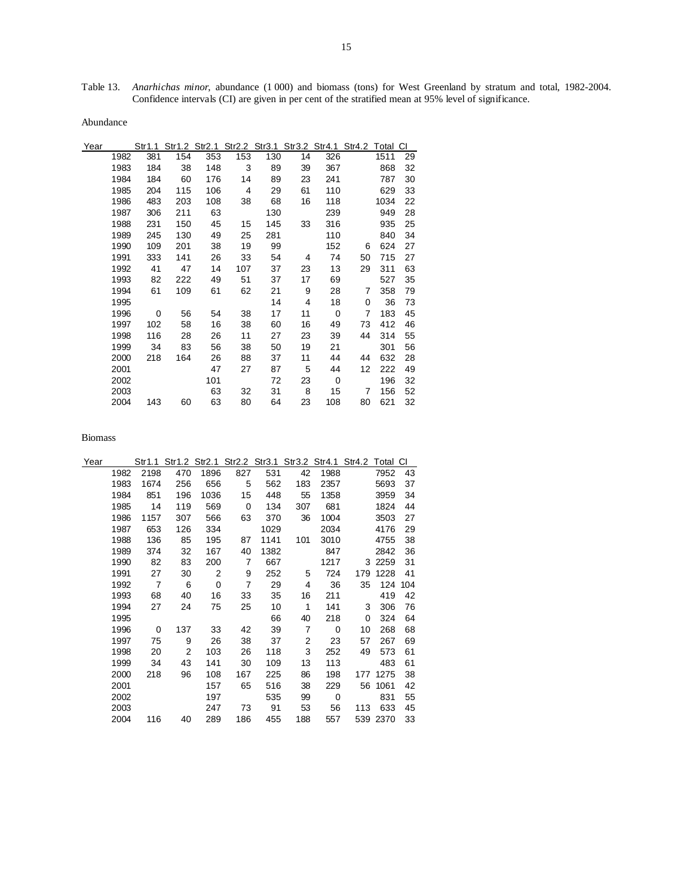Table 13. *Anarhichas minor*, abundance (1 000) and biomass (tons) for West Greenland by stratum and total, 1982-2004. Confidence intervals (CI) are given in per cent of the stratified mean at 95% level of significance.

Abundance

| Year | Str1.1 | Str1.2 | Str2.1 | Str2.2 | Str3.1 | Str3.2 | Str4.1 | Str4.2 | Total | CI |
|---|---|---|---|---|---|---|---|---|---|---|
| 1982 | 381 | 154 | 353 | 153 | 130 | 14 | 326 | | 1511 | 29 |
| 1983 | 184 | 38 | 148 | 3 | 89 | 39 | 367 | | 868 | 32 |
| 1984 | 184 | 60 | 176 | 14 | 89 | 23 | 241 | | 787 | 30 |
| 1985 | 204 | 115 | 106 | 4 | 29 | 61 | 110 | | 629 | 33 |
| 1986 | 483 | 203 | 108 | 38 | 68 | 16 | 118 | | 1034 | 22 |
| 1987 | 306 | 211 | 63 | | 130 | | 239 | | 949 | 28 |
| 1988 | 231 | 150 | 45 | 15 | 145 | 33 | 316 | | 935 | 25 |
| 1989 | 245 | 130 | 49 | 25 | 281 | | 110 | | 840 | 34 |
| 1990 | 109 | 201 | 38 | 19 | 99 | | 152 | 6 | 624 | 27 |
| 1991 | 333 | 141 | 26 | 33 | 54 | 4 | 74 | 50 | 715 | 27 |
| 1992 | 41 | 47 | 14 | 107 | 37 | 23 | 13 | 29 | 311 | 63 |
| 1993 | 82 | 222 | 49 | 51 | 37 | 17 | 69 | | 527 | 35 |
| 1994 | 61 | 109 | 61 | 62 | 21 | 9 | 28 | 7 | 358 | 79 |
| 1995 | | | | | 14 | 4 | 18 | 0 | 36 | 73 |
| 1996 | 0 | 56 | 54 | 38 | 17 | 11 | 0 | 7 | 183 | 45 |
| 1997 | 102 | 58 | 16 | 38 | 60 | 16 | 49 | 73 | 412 | 46 |
| 1998 | 116 | 28 | 26 | 11 | 27 | 23 | 39 | 44 | 314 | 55 |
| 1999 | 34 | 83 | 56 | 38 | 50 | 19 | 21 | | 301 | 56 |
| 2000 | 218 | 164 | 26 | 88 | 37 | 11 | 44 | 44 | 632 | 28 |
| 2001 | | | 47 | 27 | 87 | 5 | 44 | 12 | 222 | 49 |
| 2002 | | | 101 | | 72 | 23 | 0 | | 196 | 32 |
| 2003 | | | 63 | 32 | 31 | 8 | 15 | 7 | 156 | 52 |
| 2004 | 143 | 60 | 63 | 80 | 64 | 23 | 108 | 80 | 621 | 32 |

Biomass

| Year | Str1.1 | Str1.2 | Str2.1 | Str2.2 | Str3.1 | Str3.2 | Str4.1 | Str4.2 | Total | CI |
|---|---|---|---|---|---|---|---|---|---|---|
| 1982 | 2198 | 470 | 1896 | 827 | 531 | 42 | 1988 | | 7952 | 43 |
| 1983 | 1674 | 256 | 656 | 5 | 562 | 183 | 2357 | | 5693 | 37 |
| 1984 | 851 | 196 | 1036 | 15 | 448 | 55 | 1358 | | 3959 | 34 |
| 1985 | 14 | 119 | 569 | 0 | 134 | 307 | 681 | | 1824 | 44 |
| 1986 | 1157 | 307 | 566 | 63 | 370 | 36 | 1004 | | 3503 | 27 |
| 1987 | 653 | 126 | 334 | | 1029 | | 2034 | | 4176 | 29 |
| 1988 | 136 | 85 | 195 | 87 | 1141 | 101 | 3010 | | 4755 | 38 |
| 1989 | 374 | 32 | 167 | 40 | 1382 | | 847 | | 2842 | 36 |
| 1990 | 82 | 83 | 200 | 7 | 667 | | 1217 | 3 | 2259 | 31 |
| 1991 | 27 | 30 | 2 | 9 | 252 | 5 | 724 | 179 | 1228 | 41 |
| 1992 | 7 | 6 | 0 | 7 | 29 | 4 | 36 | 35 | 124 | 104 |
| 1993 | 68 | 40 | 16 | 33 | 35 | 16 | 211 | | 419 | 42 |
| 1994 | 27 | 24 | 75 | 25 | 10 | 1 | 141 | 3 | 306 | 76 |
| 1995 | | | | | 66 | 40 | 218 | 0 | 324 | 64 |
| 1996 | 0 | 137 | 33 | 42 | 39 | 7 | 0 | 10 | 268 | 68 |
| 1997 | 75 | 9 | 26 | 38 | 37 | 2 | 23 | 57 | 267 | 69 |
| 1998 | 20 | 2 | 103 | 26 | 118 | 3 | 252 | 49 | 573 | 61 |
| 1999 | 34 | 43 | 141 | 30 | 109 | 13 | 113 | | 483 | 61 |
| 2000 | 218 | 96 | 108 | 167 | 225 | 86 | 198 | 177 | 1275 | 38 |
| 2001 | | | 157 | 65 | 516 | 38 | 229 | 56 | 1061 | 42 |
| 2002 | | | 197 | | 535 | 99 | 0 | | 831 | 55 |
| 2003 | | | 247 | 73 | 91 | 53 | 56 | 113 | 633 | 45 |
| 2004 | 116 | 40 | 289 | 186 | 455 | 188 | 557 | 539 | 2370 | 33 |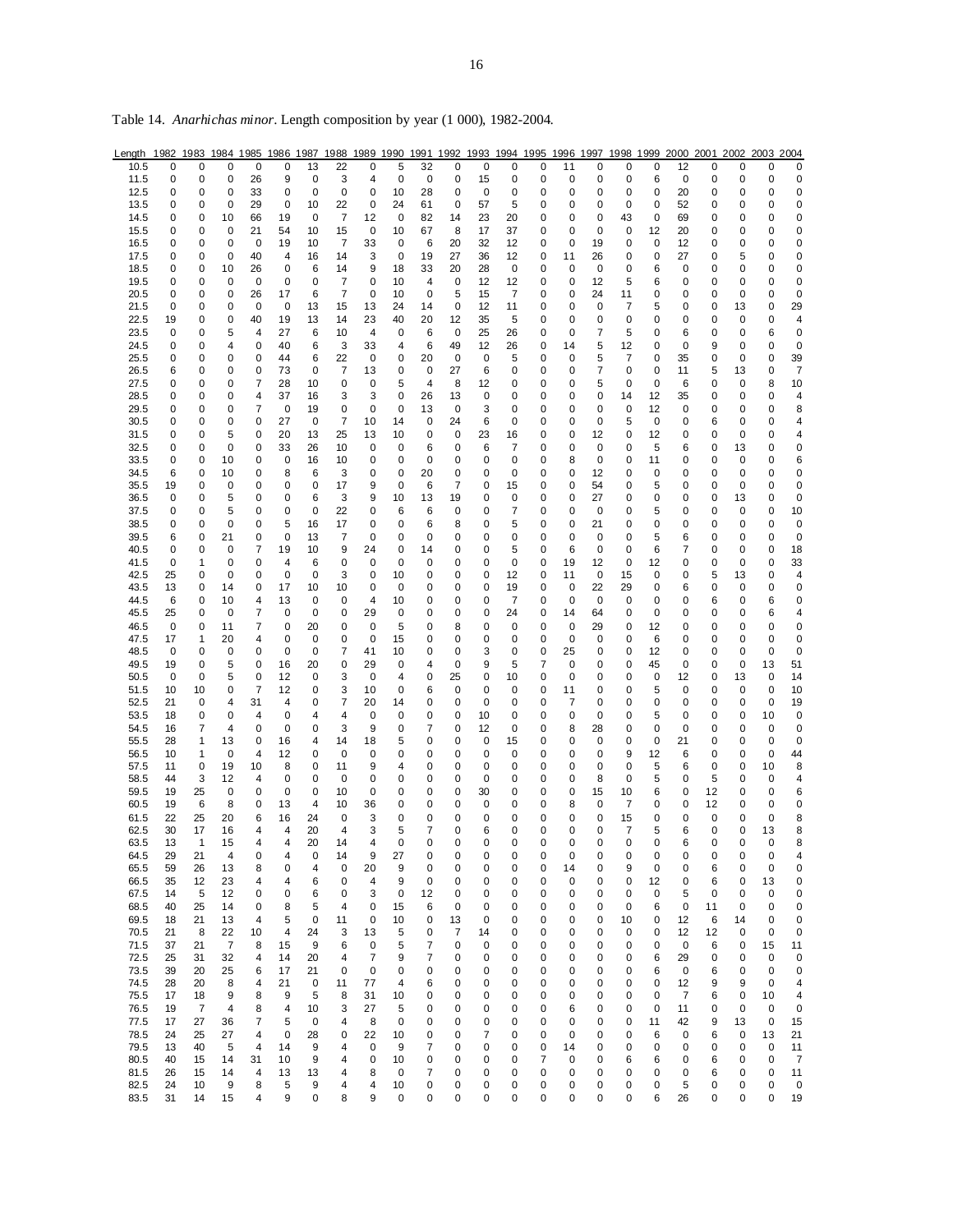Table 14. *Anarhichas minor*. Length composition by year (1 000), 1982-2004.

| Length | 1982 | 1983 | 1984 | 1985 | 1986 | 1987 | 1988 | 1989 | 1990 | 1991 | 1992 | 1993 | 1994 | 1995 | 1996 | 1997 | 1998 | 1999 | 2000 | 2001 | 2002 | 2003 | 2004 |
|---|---|---|---|---|---|---|---|---|---|---|---|---|---|---|---|---|---|---|---|---|---|---|---|
| 10.5 | 0 | 0 | 0 | 0 | 0 | 13 | 22 | 0 | 5 | 32 | 0 | 0 | 0 | 0 | 11 | 0 | 0 | 0 | 12 | 0 | 0 | 0 | 0 |
| 11.5 | 0 | 0 | 0 | 26 | 9 | 0 | 3 | 4 | 0 | 0 | 0 | 15 | 0 | 0 | 0 | 0 | 0 | 6 | 0 | 0 | 0 | 0 | 0 |
| 12.5 | 0 | 0 | 0 | 33 | 0 | 0 | 0 | 0 | 10 | 28 | 0 | 0 | 0 | 0 | 0 | 0 | 0 | 0 | 20 | 0 | 0 | 0 | 0 |
| 13.5 | 0 | 0 | 0 | 29 | 0 | 10 | 22 | 0 | 24 | 61 | 0 | 57 | 5 | 0 | 0 | 0 | 0 | 0 | 52 | 0 | 0 | 0 | 0 |
| 14.5 | 0 | 0 | 10 | 66 | 19 | 0 | 7 | 12 | 0 | 82 | 14 | 23 | 20 | 0 | 0 | 0 | 43 | 0 | 69 | 0 | 0 | 0 | 0 |
| 15.5 | 0 | 0 | 0 | 21 | 54 | 10 | 15 | 0 | 10 | 67 | 8 | 17 | 37 | 0 | 0 | 0 | 0 | 12 | 20 | 0 | 0 | 0 | 0 |
| 16.5 | 0 | 0 | 0 | 0 | 19 | 10 | 7 | 33 | 0 | 6 | 20 | 32 | 12 | 0 | 0 | 19 | 0 | 0 | 12 | 0 | 0 | 0 | 0 |
| 17.5 | 0 | 0 | 0 | 40 | 4 | 16 | 14 | 3 | 0 | 19 | 27 | 36 | 12 | 0 | 11 | 26 | 0 | 0 | 27 | 0 | 5 | 0 | 0 |
| 18.5 | 0 | 0 | 10 | 26 | 0 | 6 | 14 | 9 | 18 | 33 | 20 | 28 | 0 | 0 | 0 | 0 | 0 | 6 | 0 | 0 | 0 | 0 | 0 |
| 19.5 | 0 | 0 | 0 | 0 | 0 | 0 | 7 | 0 | 10 | 4 | 0 | 12 | 12 | 0 | 0 | 12 | 5 | 6 | 0 | 0 | 0 | 0 | 0 |
| 20.5 | 0 | 0 | 0 | 26 | 17 | 6 | 7 | 0 | 10 | 0 | 5 | 15 | 7 | 0 | 0 | 24 | 11 | 0 | 0 | 0 | 0 | 0 | 0 |
| 21.5 | 0 | 0 | 0 | 0 | 0 | 13 | 15 | 13 | 24 | 14 | 0 | 12 | 11 | 0 | 0 | 0 | 7 | 5 | 0 | 0 | 13 | 0 | 29 |
| 22.5 | 19 | 0 | 0 | 40 | 19 | 13 | 14 | 23 | 40 | 20 | 12 | 35 | 5 | 0 | 0 | 0 | 0 | 0 | 0 | 0 | 0 | 0 | 4 |
| 23.5 | 0 | 0 | 5 | 4 | 27 | 6 | 10 | 4 | 0 | 6 | 0 | 25 | 26 | 0 | 0 | 7 | 5 | 0 | 6 | 0 | 0 | 6 | 0 |
| 24.5 | 0 | 0 | 4 | 0 | 40 | 6 | 3 | 33 | 4 | 6 | 49 | 12 | 26 | 0 | 14 | 5 | 12 | 0 | 0 | 9 | 0 | 0 | 0 |
| 25.5 | 0 | 0 | 0 | 0 | 44 | 6 | 22 | 0 | 0 | 20 | 0 | 0 | 5 | 0 | 0 | 5 | 7 | 0 | 35 | 0 | 0 | 0 | 39 |
| 26.5 | 6 | 0 | 0 | 0 | 73 | 0 | 7 | 13 | 0 | 0 | 27 | 6 | 0 | 0 | 0 | 7 | 0 | 0 | 11 | 5 | 13 | 0 | 7 |
| 27.5 | 0 | 0 | 0 | 7 | 28 | 10 | 0 | 0 | 5 | 4 | 8 | 12 | 0 | 0 | 0 | 5 | 0 | 0 | 6 | 0 | 0 | 8 | 10 |
| 28.5 | 0 | 0 | 0 | 4 | 37 | 16 | 3 | 3 | 0 | 26 | 13 | 0 | 0 | 0 | 0 | 0 | 14 | 12 | 35 | 0 | 0 | 0 | 4 |
| 29.5 | 0 | 0 | 0 | 7 | 0 | 19 | 0 | 0 | 0 | 13 | 0 | 3 | 0 | 0 | 0 | 0 | 0 | 12 | 0 | 0 | 0 | 0 | 8 |
| 30.5 | 0 | 0 | 0 | 0 | 27 | 0 | 7 | 10 | 14 | 0 | 24 | 6 | 0 | 0 | 0 | 0 | 5 | 0 | 0 | 6 | 0 | 0 | 4 |
| 31.5 | 0 | 0 | 5 | 0 | 20 | 13 | 25 | 13 | 10 | 0 | 0 | 23 | 16 | 0 | 0 | 12 | 0 | 12 | 0 | 0 | 0 | 0 | 4 |
| 32.5 | 0 | 0 | 0 | 0 | 33 | 26 | 10 | 0 | 0 | 6 | 0 | 6 | 7 | 0 | 0 | 0 | 0 | 5 | 6 | 0 | 13 | 0 | 0 |
| 33.5 | 0 | 0 | 10 | 0 | 0 | 16 | 10 | 0 | 0 | 0 | 0 | 0 | 0 | 0 | 8 | 0 | 0 | 11 | 0 | 0 | 0 | 0 | 6 |
| 34.5 | 6 | 0 | 10 | 0 | 8 | 6 | 3 | 0 | 0 | 20 | 0 | 0 | 0 | 0 | 0 | 12 | 0 | 0 | 0 | 0 | 0 | 0 | 0 |
| 35.5 | 19 | 0 | 0 | 0 | 0 | 0 | 17 | 9 | 0 | 6 | 7 | 0 | 15 | 0 | 0 | 54 | 0 | 5 | 0 | 0 | 0 | 0 | 0 |
| 36.5 | 0 | 0 | 5 | 0 | 0 | 6 | 3 | 9 | 10 | 13 | 19 | 0 | 0 | 0 | 0 | 27 | 0 | 0 | 0 | 0 | 13 | 0 | 0 |
| 37.5 | 0 | 0 | 5 | 0 | 0 | 0 | 22 | 0 | 6 | 6 | 0 | 0 | 7 | 0 | 0 | 0 | 0 | 5 | 0 | 0 | 0 | 0 | 10 |
| 38.5 | 0 | 0 | 0 | 0 | 5 | 16 | 17 | 0 | 0 | 6 | 8 | 0 | 5 | 0 | 0 | 21 | 0 | 0 | 0 | 0 | 0 | 0 | 0 |
| 39.5 | 6 | 0 | 21 | 0 | 0 | 13 | 7 | 0 | 0 | 0 | 0 | 0 | 0 | 0 | 0 | 0 | 0 | 5 | 6 | 0 | 0 | 0 | 0 |
| 40.5 | 0 | 0 | 0 | 7 | 19 | 10 | 9 | 24 | 0 | 14 | 0 | 0 | 5 | 0 | 6 | 0 | 0 | 6 | 7 | 0 | 0 | 0 | 18 |
| 41.5 | 0 | 1 | 0 | 0 | 4 | 6 | 0 | 0 | 0 | 0 | 0 | 0 | 0 | 0 | 19 | 12 | 0 | 12 | 0 | 0 | 0 | 0 | 33 |
| 42.5 | 25 | 0 | 0 | 0 | 0 | 0 | 3 | 0 | 10 | 0 | 0 | 0 | 12 | 0 | 11 | 0 | 15 | 0 | 0 | 5 | 13 | 0 | 4 |
| 43.5 | 13 | 0 | 14 | 0 | 17 | 10 | 10 | 0 | 0 | 0 | 0 | 0 | 19 | 0 | 0 | 22 | 29 | 0 | 6 | 0 | 0 | 0 | 0 |
| 44.5 | 6 | 0 | 10 | 4 | 13 | 0 | 0 | 4 | 10 | 0 | 0 | 0 | 7 | 0 | 0 | 0 | 0 | 0 | 0 | 6 | 0 | 6 | 0 |
| 45.5 | 25 | 0 | 0 | 7 | 0 | 0 | 0 | 29 | 0 | 0 | 0 | 0 | 24 | 0 | 14 | 64 | 0 | 0 | 0 | 0 | 0 | 6 | 4 |
| 46.5 | 0 | 0 | 11 | 7 | 0 | 20 | 0 | 0 | 5 | 0 | 8 | 0 | 0 | 0 | 0 | 29 | 0 | 12 | 0 | 0 | 0 | 0 | 0 |
| 47.5 | 17 | 1 | 20 | 4 | 0 | 0 | 0 | 0 | 15 | 0 | 0 | 0 | 0 | 0 | 0 | 0 | 0 | 6 | 0 | 0 | 0 | 0 | 0 |
| 48.5 | 0 | 0 | 0 | 0 | 0 | 0 | 7 | 41 | 10 | 0 | 0 | 3 | 0 | 0 | 25 | 0 | 0 | 12 | 0 | 0 | 0 | 0 | 0 |
| 49.5 | 19 | 0 | 5 | 0 | 16 | 20 | 0 | 29 | 0 | 4 | 0 | 9 | 5 | 7 | 0 | 0 | 0 | 45 | 0 | 0 | 0 | 13 | 51 |
| 50.5 | 0 | 0 | 5 | 0 | 12 | 0 | 3 | 0 | 4 | 0 | 25 | 0 | 10 | 0 | 0 | 0 | 0 | 0 | 12 | 0 | 13 | 0 | 14 |
| 51.5 | 10 | 10 | 0 | 7 | 12 | 0 | 3 | 10 | 0 | 6 | 0 | 0 | 0 | 0 | 11 | 0 | 0 | 5 | 0 | 0 | 0 | 0 | 10 |
| 52.5 | 21 | 0 | 4 | 31 | 4 | 0 | 7 | 20 | 14 | 0 | 0 | 0 | 0 | 0 | 7 | 0 | 0 | 0 | 0 | 0 | 0 | 0 | 19 |
| 53.5 | 18 | 0 | 0 | 4 | 0 | 4 | 4 | 0 | 0 | 0 | 0 | 10 | 0 | 0 | 0 | 0 | 0 | 5 | 0 | 0 | 0 | 10 | 0 |
| 54.5 | 16 | 7 | 4 | 0 | 0 | 0 | 3 | 9 | 0 | 7 | 0 | 12 | 0 | 0 | 8 | 28 | 0 | 0 | 0 | 0 | 0 | 0 | 0 |
| 55.5 | 28 | 1 | 13 | 0 | 16 | 4 | 14 | 18 | 5 | 0 | 0 | 0 | 15 | 0 | 0 | 0 | 0 | 0 | 21 | 0 | 0 | 0 | 0 |
| 56.5 | 10 | 1 | 0 | 4 | 12 | 0 | 0 | 0 | 0 | 0 | 0 | 0 | 0 | 0 | 0 | 0 | 9 | 12 | 6 | 0 | 0 | 0 | 44 |
| 57.5 | 11 | 0 | 19 | 10 | 8 | 0 | 11 | 9 | 4 | 0 | 0 | 0 | 0 | 0 | 0 | 0 | 0 | 5 | 6 | 0 | 0 | 10 | 8 |
| 58.5 | 44 | 3 | 12 | 4 | 0 | 0 | 0 | 0 | 0 | 0 | 0 | 0 | 0 | 0 | 0 | 8 | 0 | 5 | 0 | 5 | 0 | 0 | 4 |
| 59.5 | 19 | 25 | 0 | 0 | 0 | 0 | 10 | 0 | 0 | 0 | 0 | 30 | 0 | 0 | 0 | 15 | 10 | 6 | 0 | 12 | 0 | 0 | 6 |
| 60.5 | 19 | 6 | 8 | 0 | 13 | 4 | 10 | 36 | 0 | 0 | 0 | 0 | 0 | 0 | 8 | 0 | 7 | 0 | 0 | 12 | 0 | 0 | 0 |
| 61.5 | 22 | 25 | 20 | 6 | 16 | 24 | 0 | 3 | 0 | 0 | 0 | 0 | 0 | 0 | 0 | 0 | 15 | 0 | 0 | 0 | 0 | 0 | 8 |
| 62.5 | 30 | 17 | 16 | 4 | 4 | 20 | 4 | 3 | 5 | 7 | 0 | 6 | 0 | 0 | 0 | 0 | 7 | 5 | 6 | 0 | 0 | 13 | 8 |
| 63.5 | 13 | 1 | 15 | 4 | 4 | 20 | 14 | 4 | 0 | 0 | 0 | 0 | 0 | 0 | 0 | 0 | 0 | 0 | 6 | 0 | 0 | 0 | 8 |
| 64.5 | 29 | 21 | 4 | 0 | 4 | 0 | 14 | 9 | 27 | 0 | 0 | 0 | 0 | 0 | 0 | 0 | 0 | 0 | 0 | 0 | 0 | 0 | 4 |
| 65.5 | 59 | 26 | 13 | 8 | 0 | 4 | 0 | 20 | 9 | 0 | 0 | 0 | 0 | 0 | 14 | 0 | 9 | 0 | 0 | 6 | 0 | 0 | 0 |
| 66.5 | 35 | 12 | 23 | 4 | 4 | 6 | 0 | 4 | 9 | 0 | 0 | 0 | 0 | 0 | 0 | 0 | 0 | 12 | 0 | 6 | 0 | 13 | 0 |
| 67.5 | 14 | 5 | 12 | 0 | 0 | 6 | 0 | 3 | 0 | 12 | 0 | 0 | 0 | 0 | 0 | 0 | 0 | 0 | 5 | 0 | 0 | 0 | 0 |
| 68.5 | 40 | 25 | 14 | 0 | 8 | 5 | 4 | 0 | 15 | 6 | 0 | 0 | 0 | 0 | 0 | 0 | 0 | 6 | 0 | 11 | 0 | 0 | 0 |
| 69.5 | 18 | 21 | 13 | 4 | 5 | 0 | 11 | 0 | 10 | 0 | 13 | 0 | 0 | 0 | 0 | 0 | 10 | 0 | 12 | 6 | 14 | 0 | 0 |
| 70.5 | 21 | 8 | 22 | 10 | 4 | 24 | 3 | 13 | 5 | 0 | 7 | 14 | 0 | 0 | 0 | 0 | 0 | 0 | 12 | 12 | 0 | 0 | 0 |
| 71.5 | 37 | 21 | 7 | 8 | 15 | 9 | 6 | 0 | 5 | 7 | 0 | 0 | 0 | 0 | 0 | 0 | 0 | 0 | 0 | 6 | 0 | 15 | 11 |
| 72.5 | 25 | 31 | 32 | 4 | 14 | 20 | 4 | 7 | 9 | 7 | 0 | 0 | 0 | 0 | 0 | 0 | 0 | 6 | 29 | 0 | 0 | 0 | 0 |
| 73.5 | 39 | 20 | 25 | 6 | 17 | 21 | 0 | 0 | 0 | 0 | 0 | 0 | 0 | 0 | 0 | 0 | 0 | 6 | 0 | 6 | 0 | 0 | 0 |
| 74.5 | 28 | 20 | 8 | 4 | 21 | 0 | 11 | 77 | 4 | 6 | 0 | 0 | 0 | 0 | 0 | 0 | 0 | 0 | 12 | 9 | 9 | 0 | 4 |
| 75.5 | 17 | 18 | 9 | 8 | 9 | 5 | 8 | 31 | 10 | 0 | 0 | 0 | 0 | 0 | 0 | 0 | 0 | 0 | 7 | 6 | 0 | 10 | 4 |
| 76.5 | 19 | 7 | 4 | 8 | 4 | 10 | 3 | 27 | 5 | 0 | 0 | 0 | 0 | 0 | 6 | 0 | 0 | 0 | 11 | 0 | 0 | 0 | 0 |
| 77.5 | 17 | 27 | 36 | 7 | 5 | 0 | 4 | 8 | 0 | 0 | 0 | 0 | 0 | 0 | 0 | 0 | 0 | 11 | 42 | 9 | 13 | 0 | 15 |
| 78.5 | 24 | 25 | 27 | 4 | 0 | 28 | 0 | 22 | 10 | 0 | 0 | 7 | 0 | 0 | 0 | 0 | 0 | 6 | 0 | 6 | 0 | 13 | 21 |
| 79.5 | 13 | 40 | 5 | 4 | 14 | 9 | 4 | 0 | 9 | 7 | 0 | 0 | 0 | 0 | 14 | 0 | 0 | 0 | 0 | 0 | 0 | 0 | 11 |
| 80.5 | 40 | 15 | 14 | 31 | 10 | 9 | 4 | 0 | 10 | 0 | 0 | 0 | 0 | 7 | 0 | 0 | 6 | 6 | 0 | 6 | 0 | 0 | 7 |
| 81.5 | 26 | 15 | 14 | 4 | 13 | 13 | 4 | 8 | 0 | 7 | 0 | 0 | 0 | 0 | 0 | 0 | 0 | 0 | 0 | 6 | 0 | 0 | 11 |
| 82.5 | 24 | 10 | 9 | 8 | 5 | 9 | 4 | 4 | 10 | 0 | 0 | 0 | 0 | 0 | 0 | 0 | 0 | 0 | 5 | 0 | 0 | 0 | 0 |
| 83.5 | 31 | 14 | 15 | 4 | 9 | 0 | 8 | 9 | 0 | 0 | 0 | 0 | 0 | 0 | 0 | 0 | 0 | 6 | 26 | 0 | 0 | 0 | 19 |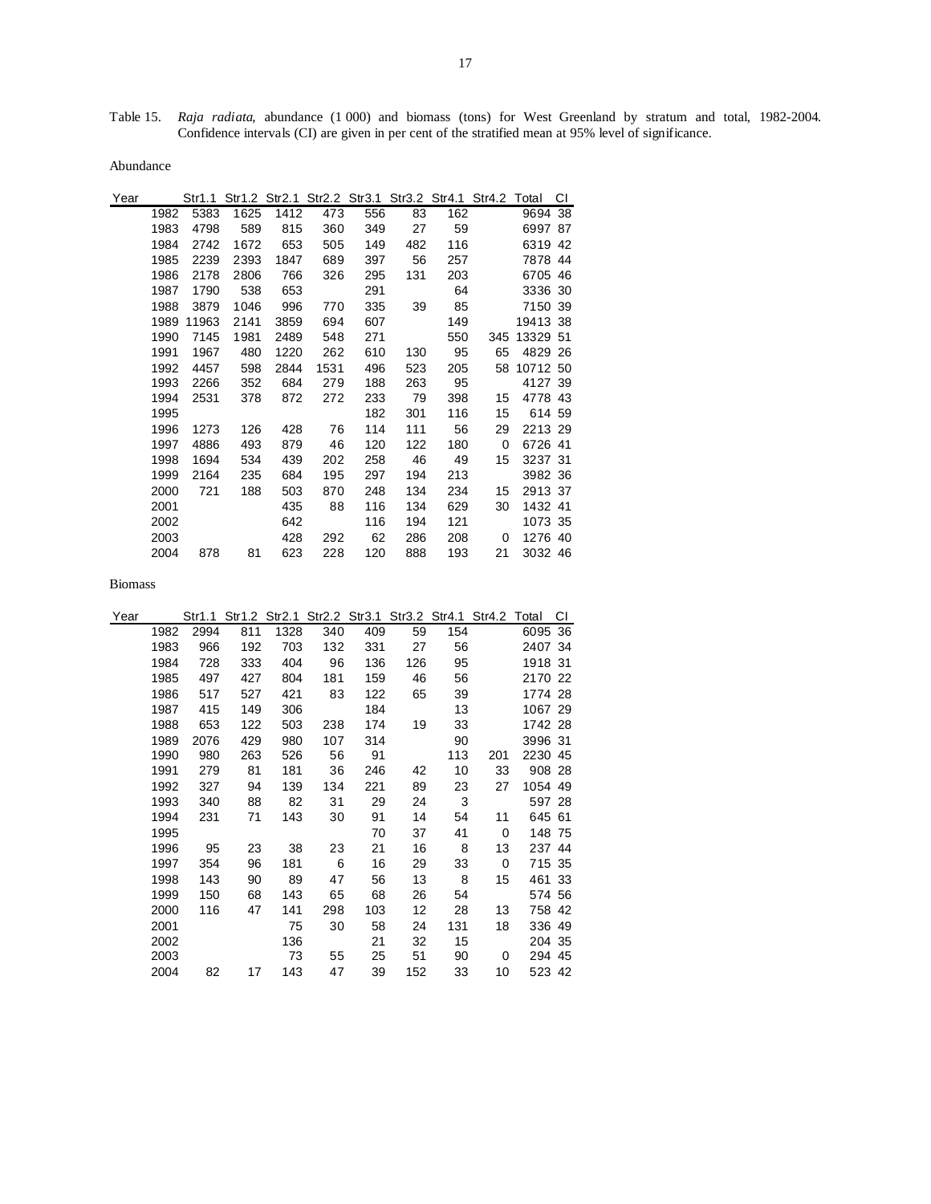Table 15. *Raja radiata*, abundance (1 000) and biomass (tons) for West Greenland by stratum and total, 1982-2004. Confidence intervals (CI) are given in per cent of the stratified mean at 95% level of significance.

Abundance

| Year | Str1.1 | Str1.2 | Str2.1 | Str2.2 | Str3.1 | Str3.2 | Str4.1 | Str4.2 | Total | CI |
|---|---|---|---|---|---|---|---|---|---|---|
| 1982 | 5383 | 1625 | 1412 | 473 | 556 | 83 | 162 | | 9694 | 38 |
| 1983 | 4798 | 589 | 815 | 360 | 349 | 27 | 59 | | 6997 | 87 |
| 1984 | 2742 | 1672 | 653 | 505 | 149 | 482 | 116 | | 6319 | 42 |
| 1985 | 2239 | 2393 | 1847 | 689 | 397 | 56 | 257 | | 7878 | 44 |
| 1986 | 2178 | 2806 | 766 | 326 | 295 | 131 | 203 | | 6705 | 46 |
| 1987 | 1790 | 538 | 653 | | 291 | | 64 | | 3336 | 30 |
| 1988 | 3879 | 1046 | 996 | 770 | 335 | 39 | 85 | | 7150 | 39 |
| 1989 | 11963 | 2141 | 3859 | 694 | 607 | | 149 | | 19413 | 38 |
| 1990 | 7145 | 1981 | 2489 | 548 | 271 | | 550 | 345 | 13329 | 51 |
| 1991 | 1967 | 480 | 1220 | 262 | 610 | 130 | 95 | 65 | 4829 | 26 |
| 1992 | 4457 | 598 | 2844 | 1531 | 496 | 523 | 205 | 58 | 10712 | 50 |
| 1993 | 2266 | 352 | 684 | 279 | 188 | 263 | 95 | | 4127 | 39 |
| 1994 | 2531 | 378 | 872 | 272 | 233 | 79 | 398 | 15 | 4778 | 43 |
| 1995 | | | | | 182 | 301 | 116 | 15 | 614 | 59 |
| 1996 | 1273 | 126 | 428 | 76 | 114 | 111 | 56 | 29 | 2213 | 29 |
| 1997 | 4886 | 493 | 879 | 46 | 120 | 122 | 180 | 0 | 6726 | 41 |
| 1998 | 1694 | 534 | 439 | 202 | 258 | 46 | 49 | 15 | 3237 | 31 |
| 1999 | 2164 | 235 | 684 | 195 | 297 | 194 | 213 | | 3982 | 36 |
| 2000 | 721 | 188 | 503 | 870 | 248 | 134 | 234 | 15 | 2913 | 37 |
| 2001 | | | 435 | 88 | 116 | 134 | 629 | 30 | 1432 | 41 |
| 2002 | | | 642 | | 116 | 194 | 121 | | 1073 | 35 |
| 2003 | | | 428 | 292 | 62 | 286 | 208 | 0 | 1276 | 40 |
| 2004 | 878 | 81 | 623 | 228 | 120 | 888 | 193 | 21 | 3032 | 46 |

Biomass

| Year | Str1.1 | Str1.2 | Str2.1 | Str2.2 | Str3.1 | Str3.2 | Str4.1 | Str4.2 | Total | CI |
|---|---|---|---|---|---|---|---|---|---|---|
| 1982 | 2994 | 811 | 1328 | 340 | 409 | 59 | 154 | | 6095 | 36 |
| 1983 | 966 | 192 | 703 | 132 | 331 | 27 | 56 | | 2407 | 34 |
| 1984 | 728 | 333 | 404 | 96 | 136 | 126 | 95 | | 1918 | 31 |
| 1985 | 497 | 427 | 804 | 181 | 159 | 46 | 56 | | 2170 | 22 |
| 1986 | 517 | 527 | 421 | 83 | 122 | 65 | 39 | | 1774 | 28 |
| 1987 | 415 | 149 | 306 | | 184 | | 13 | | 1067 | 29 |
| 1988 | 653 | 122 | 503 | 238 | 174 | 19 | 33 | | 1742 | 28 |
| 1989 | 2076 | 429 | 980 | 107 | 314 | | 90 | | 3996 | 31 |
| 1990 | 980 | 263 | 526 | 56 | 91 | | 113 | 201 | 2230 | 45 |
| 1991 | 279 | 81 | 181 | 36 | 246 | 42 | 10 | 33 | 908 | 28 |
| 1992 | 327 | 94 | 139 | 134 | 221 | 89 | 23 | 27 | 1054 | 49 |
| 1993 | 340 | 88 | 82 | 31 | 29 | 24 | 3 | | 597 | 28 |
| 1994 | 231 | 71 | 143 | 30 | 91 | 14 | 54 | 11 | 645 | 61 |
| 1995 | | | | | 70 | 37 | 41 | 0 | 148 | 75 |
| 1996 | 95 | 23 | 38 | 23 | 21 | 16 | 8 | 13 | 237 | 44 |
| 1997 | 354 | 96 | 181 | 6 | 16 | 29 | 33 | 0 | 715 | 35 |
| 1998 | 143 | 90 | 89 | 47 | 56 | 13 | 8 | 15 | 461 | 33 |
| 1999 | 150 | 68 | 143 | 65 | 68 | 26 | 54 | | 574 | 56 |
| 2000 | 116 | 47 | 141 | 298 | 103 | 12 | 28 | 13 | 758 | 42 |
| 2001 | | | 75 | 30 | 58 | 24 | 131 | 18 | 336 | 49 |
| 2002 | | | 136 | | 21 | 32 | 15 | | 204 | 35 |
| 2003 | | | 73 | 55 | 25 | 51 | 90 | 0 | 294 | 45 |
| 2004 | 82 | 17 | 143 | 47 | 39 | 152 | 33 | 10 | 523 | 42 |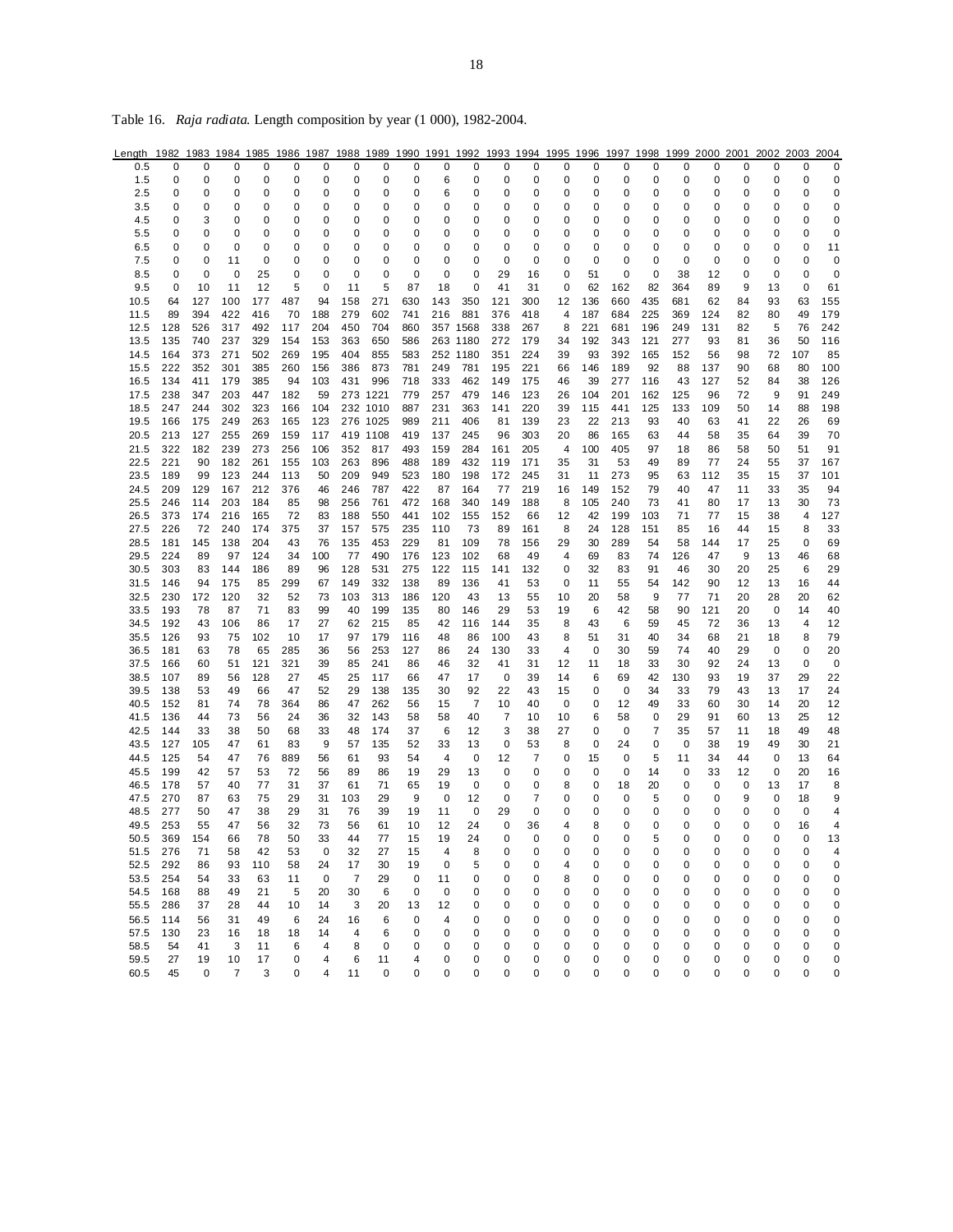Table 16. *Raja radiata*. Length composition by year (1 000), 1982-2004.

| Length | 1982 | 1983 | 1984 | 1985 | 1986 | 1987 | 1988 | 1989 | 1990 | 1991 | 1992 | 1993 | 1994 | 1995 | 1996 | 1997 | 1998 | 1999 | 2000 | 2001 | 2002 | 2003 | 2004 |
|---|---|---|---|---|---|---|---|---|---|---|---|---|---|---|---|---|---|---|---|---|---|---|---|
| 0.5 | 0 | 0 | 0 | 0 | 0 | 0 | 0 | 0 | 0 | 0 | 0 | 0 | 0 | 0 | 0 | 0 | 0 | 0 | 0 | 0 | 0 | 0 | 0 |
| 1.5 | 0 | 0 | 0 | 0 | 0 | 0 | 0 | 0 | 0 | 6 | 0 | 0 | 0 | 0 | 0 | 0 | 0 | 0 | 0 | 0 | 0 | 0 | 0 |
| 2.5 | 0 | 0 | 0 | 0 | 0 | 0 | 0 | 0 | 0 | 6 | 0 | 0 | 0 | 0 | 0 | 0 | 0 | 0 | 0 | 0 | 0 | 0 | 0 |
| 3.5 | 0 | 0 | 0 | 0 | 0 | 0 | 0 | 0 | 0 | 0 | 0 | 0 | 0 | 0 | 0 | 0 | 0 | 0 | 0 | 0 | 0 | 0 | 0 |
| 4.5 | 0 | 3 | 0 | 0 | 0 | 0 | 0 | 0 | 0 | 0 | 0 | 0 | 0 | 0 | 0 | 0 | 0 | 0 | 0 | 0 | 0 | 0 | 0 |
| 5.5 | 0 | 0 | 0 | 0 | 0 | 0 | 0 | 0 | 0 | 0 | 0 | 0 | 0 | 0 | 0 | 0 | 0 | 0 | 0 | 0 | 0 | 0 | 0 |
| 6.5 | 0 | 0 | 0 | 0 | 0 | 0 | 0 | 0 | 0 | 0 | 0 | 0 | 0 | 0 | 0 | 0 | 0 | 0 | 0 | 0 | 0 | 0 | 11 |
| 7.5 | 0 | 0 | 11 | 0 | 0 | 0 | 0 | 0 | 0 | 0 | 0 | 0 | 0 | 0 | 0 | 0 | 0 | 0 | 0 | 0 | 0 | 0 | 0 |
| 8.5 | 0 | 0 | 0 | 25 | 0 | 0 | 0 | 0 | 0 | 0 | 0 | 29 | 16 | 0 | 51 | 0 | 0 | 38 | 12 | 0 | 0 | 0 | 0 |
| 9.5 | 0 | 10 | 11 | 12 | 5 | 0 | 11 | 5 | 87 | 18 | 0 | 41 | 31 | 0 | 62 | 162 | 82 | 364 | 89 | 9 | 13 | 0 | 61 |
| 10.5 | 64 | 127 | 100 | 177 | 487 | 94 | 158 | 271 | 630 | 143 | 350 | 121 | 300 | 12 | 136 | 660 | 435 | 681 | 62 | 84 | 93 | 63 | 155 |
| 11.5 | 89 | 394 | 422 | 416 | 70 | 188 | 279 | 602 | 741 | 216 | 881 | 376 | 418 | 4 | 187 | 684 | 225 | 369 | 124 | 82 | 80 | 49 | 179 |
| 12.5 | 128 | 526 | 317 | 492 | 117 | 204 | 450 | 704 | 860 | 357 | 1568 | 338 | 267 | 8 | 221 | 681 | 196 | 249 | 131 | 82 | 5 | 76 | 242 |
| 13.5 | 135 | 740 | 237 | 329 | 154 | 153 | 363 | 650 | 586 | 263 | 1180 | 272 | 179 | 34 | 192 | 343 | 121 | 277 | 93 | 81 | 36 | 50 | 116 |
| 14.5 | 164 | 373 | 271 | 502 | 269 | 195 | 404 | 855 | 583 | 252 | 1180 | 351 | 224 | 39 | 93 | 392 | 165 | 152 | 56 | 98 | 72 | 107 | 85 |
| 15.5 | 222 | 352 | 301 | 385 | 260 | 156 | 386 | 873 | 781 | 249 | 781 | 195 | 221 | 66 | 146 | 189 | 92 | 88 | 137 | 90 | 68 | 80 | 100 |
| 16.5 | 134 | 411 | 179 | 385 | 94 | 103 | 431 | 996 | 718 | 333 | 462 | 149 | 175 | 46 | 39 | 277 | 116 | 43 | 127 | 52 | 84 | 38 | 126 |
| 17.5 | 238 | 347 | 203 | 447 | 182 | 59 | 273 | 1221 | 779 | 257 | 479 | 146 | 123 | 26 | 104 | 201 | 162 | 125 | 96 | 72 | 9 | 91 | 249 |
| 18.5 | 247 | 244 | 302 | 323 | 166 | 104 | 232 | 1010 | 887 | 231 | 363 | 141 | 220 | 39 | 115 | 441 | 125 | 133 | 109 | 50 | 14 | 88 | 198 |
| 19.5 | 166 | 175 | 249 | 263 | 165 | 123 | 276 | 1025 | 989 | 211 | 406 | 81 | 139 | 23 | 22 | 213 | 93 | 40 | 63 | 41 | 22 | 26 | 69 |
| 20.5 | 213 | 127 | 255 | 269 | 159 | 117 | 419 | 1108 | 419 | 137 | 245 | 96 | 303 | 20 | 86 | 165 | 63 | 44 | 58 | 35 | 64 | 39 | 70 |
| 21.5 | 322 | 182 | 239 | 273 | 256 | 106 | 352 | 817 | 493 | 159 | 284 | 161 | 205 | 4 | 100 | 405 | 97 | 18 | 86 | 58 | 50 | 51 | 91 |
| 22.5 | 221 | 90 | 182 | 261 | 155 | 103 | 263 | 896 | 488 | 189 | 432 | 119 | 171 | 35 | 31 | 53 | 49 | 89 | 77 | 24 | 55 | 37 | 167 |
| 23.5 | 189 | 99 | 123 | 244 | 113 | 50 | 209 | 949 | 523 | 180 | 198 | 172 | 245 | 31 | 11 | 273 | 95 | 63 | 112 | 35 | 15 | 37 | 101 |
| 24.5 | 209 | 129 | 167 | 212 | 376 | 46 | 246 | 787 | 422 | 87 | 164 | 77 | 219 | 16 | 149 | 152 | 79 | 40 | 47 | 11 | 33 | 35 | 94 |
| 25.5 | 246 | 114 | 203 | 184 | 85 | 98 | 256 | 761 | 472 | 168 | 340 | 149 | 188 | 8 | 105 | 240 | 73 | 41 | 80 | 17 | 13 | 30 | 73 |
| 26.5 | 373 | 174 | 216 | 165 | 72 | 83 | 188 | 550 | 441 | 102 | 155 | 152 | 66 | 12 | 42 | 199 | 103 | 71 | 77 | 15 | 38 | 4 | 127 |
| 27.5 | 226 | 72 | 240 | 174 | 375 | 37 | 157 | 575 | 235 | 110 | 73 | 89 | 161 | 8 | 24 | 128 | 151 | 85 | 16 | 44 | 15 | 8 | 33 |
| 28.5 | 181 | 145 | 138 | 204 | 43 | 76 | 135 | 453 | 229 | 81 | 109 | 78 | 156 | 29 | 30 | 289 | 54 | 58 | 144 | 17 | 25 | 0 | 69 |
| 29.5 | 224 | 89 | 97 | 124 | 34 | 100 | 77 | 490 | 176 | 123 | 102 | 68 | 49 | 4 | 69 | 83 | 74 | 126 | 47 | 9 | 13 | 46 | 68 |
| 30.5 | 303 | 83 | 144 | 186 | 89 | 96 | 128 | 531 | 275 | 122 | 115 | 141 | 132 | 0 | 32 | 83 | 91 | 46 | 30 | 20 | 25 | 6 | 29 |
| 31.5 | 146 | 94 | 175 | 85 | 299 | 67 | 149 | 332 | 138 | 89 | 136 | 41 | 53 | 0 | 11 | 55 | 54 | 142 | 90 | 12 | 13 | 16 | 44 |
| 32.5 | 230 | 172 | 120 | 32 | 52 | 73 | 103 | 313 | 186 | 120 | 43 | 13 | 55 | 10 | 20 | 58 | 9 | 77 | 71 | 20 | 28 | 20 | 62 |
| 33.5 | 193 | 78 | 87 | 71 | 83 | 99 | 40 | 199 | 135 | 80 | 146 | 29 | 53 | 19 | 6 | 42 | 58 | 90 | 121 | 20 | 0 | 14 | 40 |
| 34.5 | 192 | 43 | 106 | 86 | 17 | 27 | 62 | 215 | 85 | 42 | 116 | 144 | 35 | 8 | 43 | 6 | 59 | 45 | 72 | 36 | 13 | 4 | 12 |
| 35.5 | 126 | 93 | 75 | 102 | 10 | 17 | 97 | 179 | 116 | 48 | 86 | 100 | 43 | 8 | 51 | 31 | 40 | 34 | 68 | 21 | 18 | 8 | 79 |
| 36.5 | 181 | 63 | 78 | 65 | 285 | 36 | 56 | 253 | 127 | 86 | 24 | 130 | 33 | 4 | 0 | 30 | 59 | 74 | 40 | 29 | 0 | 0 | 20 |
| 37.5 | 166 | 60 | 51 | 121 | 321 | 39 | 85 | 241 | 86 | 46 | 32 | 41 | 31 | 12 | 11 | 18 | 33 | 30 | 92 | 24 | 13 | 0 | 0 |
| 38.5 | 107 | 89 | 56 | 128 | 27 | 45 | 25 | 117 | 66 | 47 | 17 | 0 | 39 | 14 | 6 | 69 | 42 | 130 | 93 | 19 | 37 | 29 | 22 |
| 39.5 | 138 | 53 | 49 | 66 | 47 | 52 | 29 | 138 | 135 | 30 | 92 | 22 | 43 | 15 | 0 | 0 | 34 | 33 | 79 | 43 | 13 | 17 | 24 |
| 40.5 | 152 | 81 | 74 | 78 | 364 | 86 | 47 | 262 | 56 | 15 | 7 | 10 | 40 | 0 | 12 | 49 | 33 | 60 | 30 | 14 | 20 | 12 | 12 |
| 41.5 | 136 | 44 | 73 | 56 | 24 | 36 | 32 | 143 | 58 | 58 | 40 | 7 | 10 | 10 | 6 | 58 | 0 | 29 | 91 | 60 | 13 | 25 | 12 |
| 42.5 | 144 | 33 | 38 | 50 | 68 | 33 | 48 | 174 | 37 | 6 | 12 | 3 | 38 | 27 | 0 | 0 | 7 | 35 | 57 | 11 | 18 | 49 | 48 |
| 43.5 | 127 | 105 | 47 | 61 | 83 | 9 | 57 | 135 | 52 | 33 | 13 | 0 | 53 | 8 | 0 | 24 | 0 | 0 | 38 | 19 | 49 | 30 | 21 |
| 44.5 | 125 | 54 | 47 | 76 | 889 | 56 | 61 | 93 | 54 | 4 | 0 | 12 | 7 | 0 | 15 | 0 | 5 | 11 | 34 | 44 | 0 | 13 | 64 |
| 45.5 | 199 | 42 | 57 | 53 | 72 | 56 | 89 | 86 | 19 | 29 | 13 | 0 | 0 | 0 | 0 | 0 | 14 | 0 | 33 | 12 | 0 | 20 | 16 |
| 46.5 | 178 | 57 | 40 | 77 | 31 | 37 | 61 | 71 | 65 | 19 | 0 | 0 | 0 | 8 | 0 | 18 | 20 | 0 | 0 | 0 | 13 | 17 | 8 |
| 47.5 | 270 | 87 | 63 | 75 | 29 | 31 | 103 | 29 | 9 | 0 | 12 | 0 | 7 | 0 | 0 | 0 | 5 | 0 | 0 | 9 | 0 | 18 | 9 |
| 48.5 | 277 | 50 | 47 | 38 | 29 | 31 | 76 | 39 | 19 | 11 | 0 | 29 | 0 | 0 | 0 | 0 | 0 | 0 | 0 | 0 | 0 | 0 | 4 |
| 49.5 | 253 | 55 | 47 | 56 | 32 | 73 | 56 | 61 | 10 | 12 | 24 | 0 | 36 | 4 | 8 | 0 | 0 | 0 | 0 | 0 | 0 | 16 | 4 |
| 50.5 | 369 | 154 | 66 | 78 | 50 | 33 | 44 | 77 | 15 | 19 | 24 | 0 | 0 | 0 | 0 | 0 | 5 | 0 | 0 | 0 | 0 | 0 | 13 |
| 51.5 | 276 | 71 | 58 | 42 | 53 | 0 | 32 | 27 | 15 | 4 | 8 | 0 | 0 | 0 | 0 | 0 | 0 | 0 | 0 | 0 | 0 | 0 | 4 |
| 52.5 | 292 | 86 | 93 | 110 | 58 | 24 | 17 | 30 | 19 | 0 | 5 | 0 | 0 | 4 | 0 | 0 | 0 | 0 | 0 | 0 | 0 | 0 | 0 |
| 53.5 | 254 | 54 | 33 | 63 | 11 | 0 | 7 | 29 | 0 | 11 | 0 | 0 | 0 | 8 | 0 | 0 | 0 | 0 | 0 | 0 | 0 | 0 | 0 |
| 54.5 | 168 | 88 | 49 | 21 | 5 | 20 | 30 | 6 | 0 | 0 | 0 | 0 | 0 | 0 | 0 | 0 | 0 | 0 | 0 | 0 | 0 | 0 | 0 |
| 55.5 | 286 | 37 | 28 | 44 | 10 | 14 | 3 | 20 | 13 | 12 | 0 | 0 | 0 | 0 | 0 | 0 | 0 | 0 | 0 | 0 | 0 | 0 | 0 |
| 56.5 | 114 | 56 | 31 | 49 | 6 | 24 | 16 | 6 | 0 | 4 | 0 | 0 | 0 | 0 | 0 | 0 | 0 | 0 | 0 | 0 | 0 | 0 | 0 |
| 57.5 | 130 | 23 | 16 | 18 | 18 | 14 | 4 | 6 | 0 | 0 | 0 | 0 | 0 | 0 | 0 | 0 | 0 | 0 | 0 | 0 | 0 | 0 | 0 |
| 58.5 | 54 | 41 | 3 | 11 | 6 | 4 | 8 | 0 | 0 | 0 | 0 | 0 | 0 | 0 | 0 | 0 | 0 | 0 | 0 | 0 | 0 | 0 | 0 |
| 59.5 | 27 | 19 | 10 | 17 | 0 | 4 | 6 | 11 | 4 | 0 | 0 | 0 | 0 | 0 | 0 | 0 | 0 | 0 | 0 | 0 | 0 | 0 | 0 |
| 60.5 | 45 | 0 | 7 | 3 | 0 | 4 | 11 | 0 | 0 | 0 | 0 | 0 | 0 | 0 | 0 | 0 | 0 | 0 | 0 | 0 | 0 | 0 | 0 |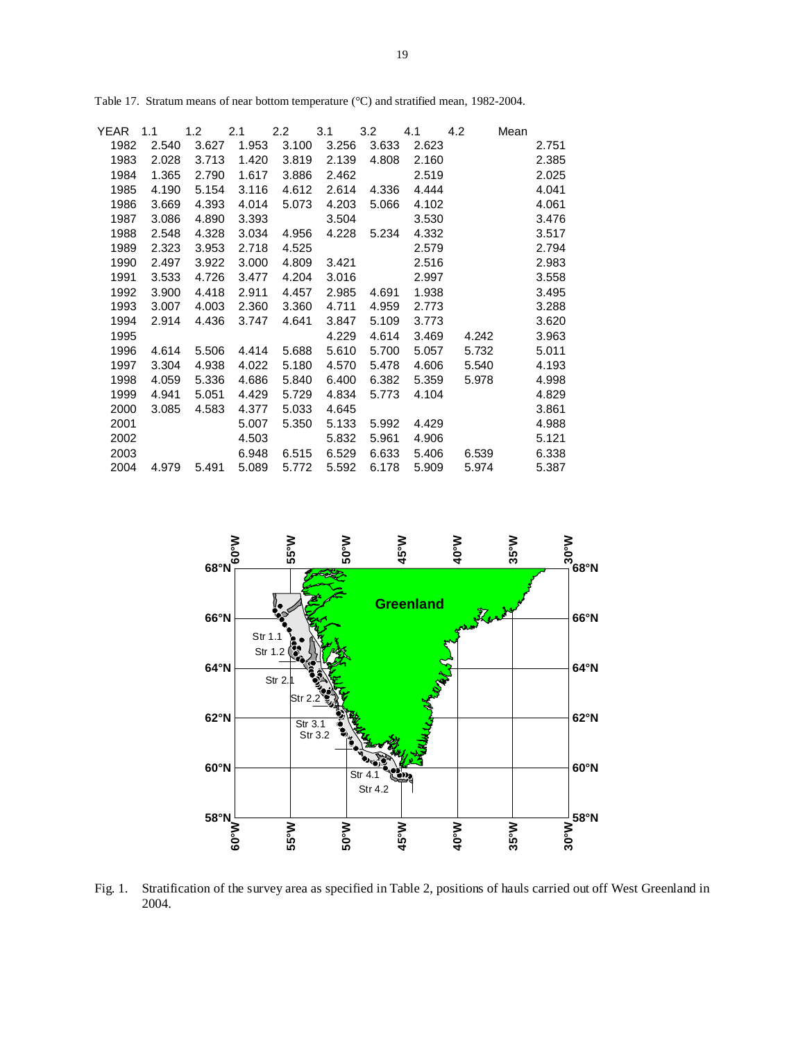Table 17. Stratum means of near bottom temperature (°C) and stratified mean, 1982-2004.

| YEAR | 1.1 | 1.2 | 2.1 | 2.2 | 3.1 | 3.2 | 4.1 | 4.2 | Mean |
|---|---|---|---|---|---|---|---|---|---|
| 1982 | 2.540 | 3.627 | 1.953 | 3.100 | 3.256 | 3.633 | 2.623 | | 2.751 |
| 1983 | 2.028 | 3.713 | 1.420 | 3.819 | 2.139 | 4.808 | 2.160 | | 2.385 |
| 1984 | 1.365 | 2.790 | 1.617 | 3.886 | 2.462 | | 2.519 | | 2.025 |
| 1985 | 4.190 | 5.154 | 3.116 | 4.612 | 2.614 | 4.336 | 4.444 | | 4.041 |
| 1986 | 3.669 | 4.393 | 4.014 | 5.073 | 4.203 | 5.066 | 4.102 | | 4.061 |
| 1987 | 3.086 | 4.890 | 3.393 | | 3.504 | | 3.530 | | 3.476 |
| 1988 | 2.548 | 4.328 | 3.034 | 4.956 | 4.228 | 5.234 | 4.332 | | 3.517 |
| 1989 | 2.323 | 3.953 | 2.718 | 4.525 | | | 2.579 | | 2.794 |
| 1990 | 2.497 | 3.922 | 3.000 | 4.809 | 3.421 | | 2.516 | | 2.983 |
| 1991 | 3.533 | 4.726 | 3.477 | 4.204 | 3.016 | | 2.997 | | 3.558 |
| 1992 | 3.900 | 4.418 | 2.911 | 4.457 | 2.985 | 4.691 | 1.938 | | 3.495 |
| 1993 | 3.007 | 4.003 | 2.360 | 3.360 | 4.711 | 4.959 | 2.773 | | 3.288 |
| 1994 | 2.914 | 4.436 | 3.747 | 4.641 | 3.847 | 5.109 | 3.773 | | 3.620 |
| 1995 | | | | | 4.229 | 4.614 | 3.469 | 4.242 | 3.963 |
| 1996 | 4.614 | 5.506 | 4.414 | 5.688 | 5.610 | 5.700 | 5.057 | 5.732 | 5.011 |
| 1997 | 3.304 | 4.938 | 4.022 | 5.180 | 4.570 | 5.478 | 4.606 | 5.540 | 4.193 |
| 1998 | 4.059 | 5.336 | 4.686 | 5.840 | 6.400 | 6.382 | 5.359 | 5.978 | 4.998 |
| 1999 | 4.941 | 5.051 | 4.429 | 5.729 | 4.834 | 5.773 | 4.104 | | 4.829 |
| 2000 | 3.085 | 4.583 | 4.377 | 5.033 | 4.645 | | | | 3.861 |
| 2001 | | | 5.007 | 5.350 | 5.133 | 5.992 | 4.429 | | 4.988 |
| 2002 | | | 4.503 | | 5.832 | 5.961 | 4.906 | | 5.121 |
| 2003 | | | 6.948 | 6.515 | 6.529 | 6.633 | 5.406 | 6.539 | 6.338 |
| 2004 | 4.979 | 5.491 | 5.089 | 5.772 | 5.592 | 6.178 | 5.909 | 5.974 | 5.387 |

Fig. 1. Stratification of the survey area as specified in Table 2, positions of hauls carried out off West Greenland in 2004.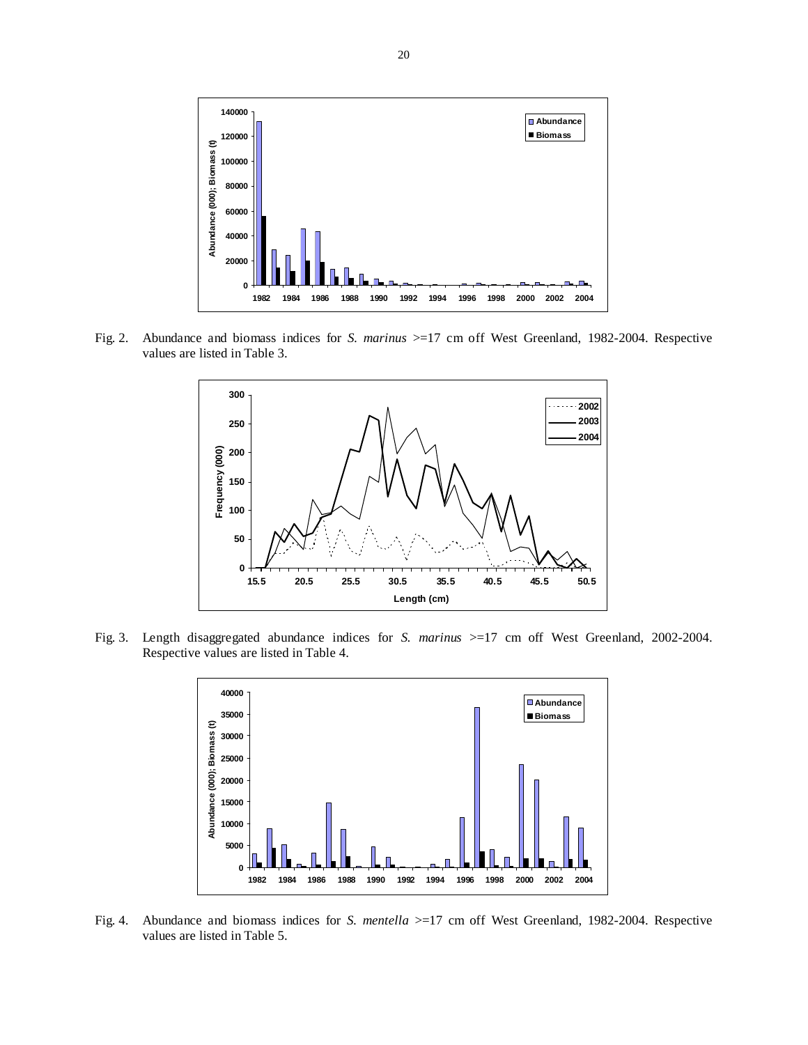Fig. 2. Abundance and biomass indices for *S. marinus* >=17 cm off West Greenland, 1982-2004. Respective values are listed in Table 3.

Fig. 3. Length disaggregated abundance indices for *S. marinus* >=17 cm off West Greenland, 2002-2004. Respective values are listed in Table 4.

Fig. 4. Abundance and biomass indices for *S. mentella* >=17 cm off West Greenland, 1982-2004. Respective values are listed in Table 5.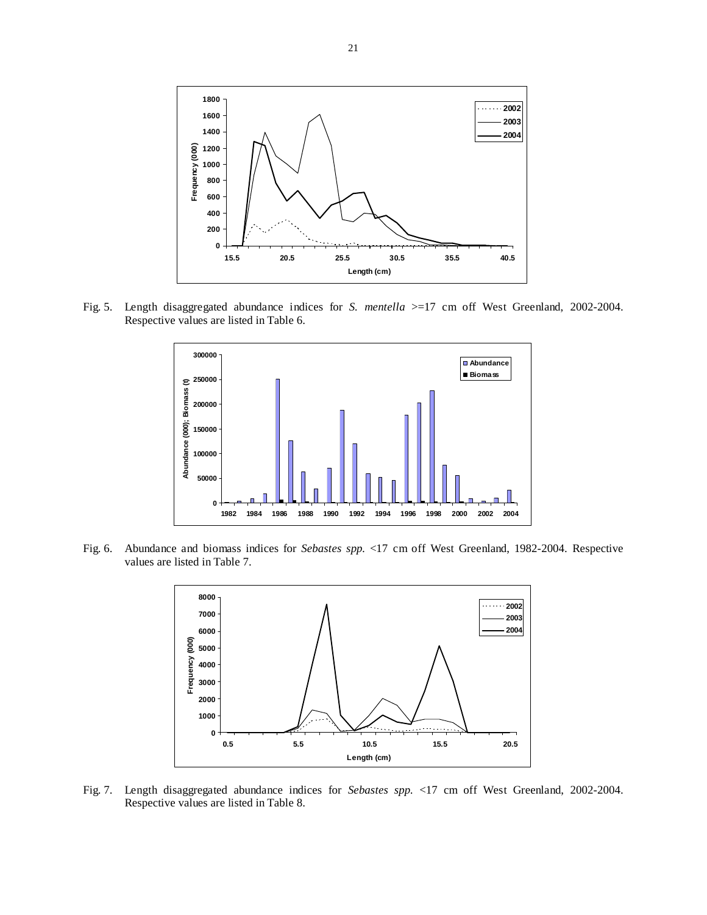Fig. 5. Length disaggregated abundance indices for *S. mentella* >=17 cm off West Greenland, 2002-2004. Respective values are listed in Table 6.

Fig. 6. Abundance and biomass indices for *Sebastes spp.* <17 cm off West Greenland, 1982-2004. Respective values are listed in Table 7.

Fig. 7. Length disaggregated abundance indices for *Sebastes spp.* <17 cm off West Greenland, 2002-2004. Respective values are listed in Table 8.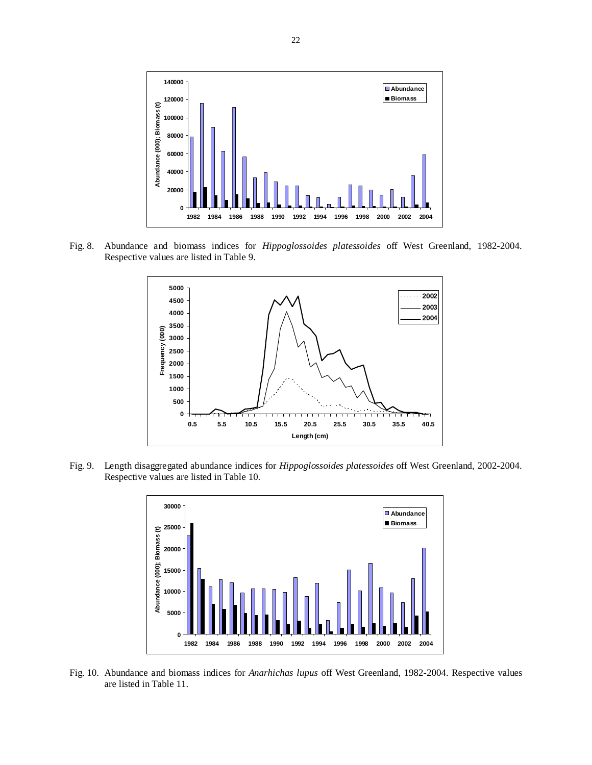Fig. 8. Abundance and biomass indices for *Hippoglossoides platessoides* off West Greenland, 1982-2004. Respective values are listed in Table 9.

Fig. 9. Length disaggregated abundance indices for *Hippoglossoides platessoides* off West Greenland, 2002-2004. Respective values are listed in Table 10.

Fig. 10. Abundance and biomass indices for *Anarhichas lupus* off West Greenland, 1982-2004. Respective values are listed in Table 11.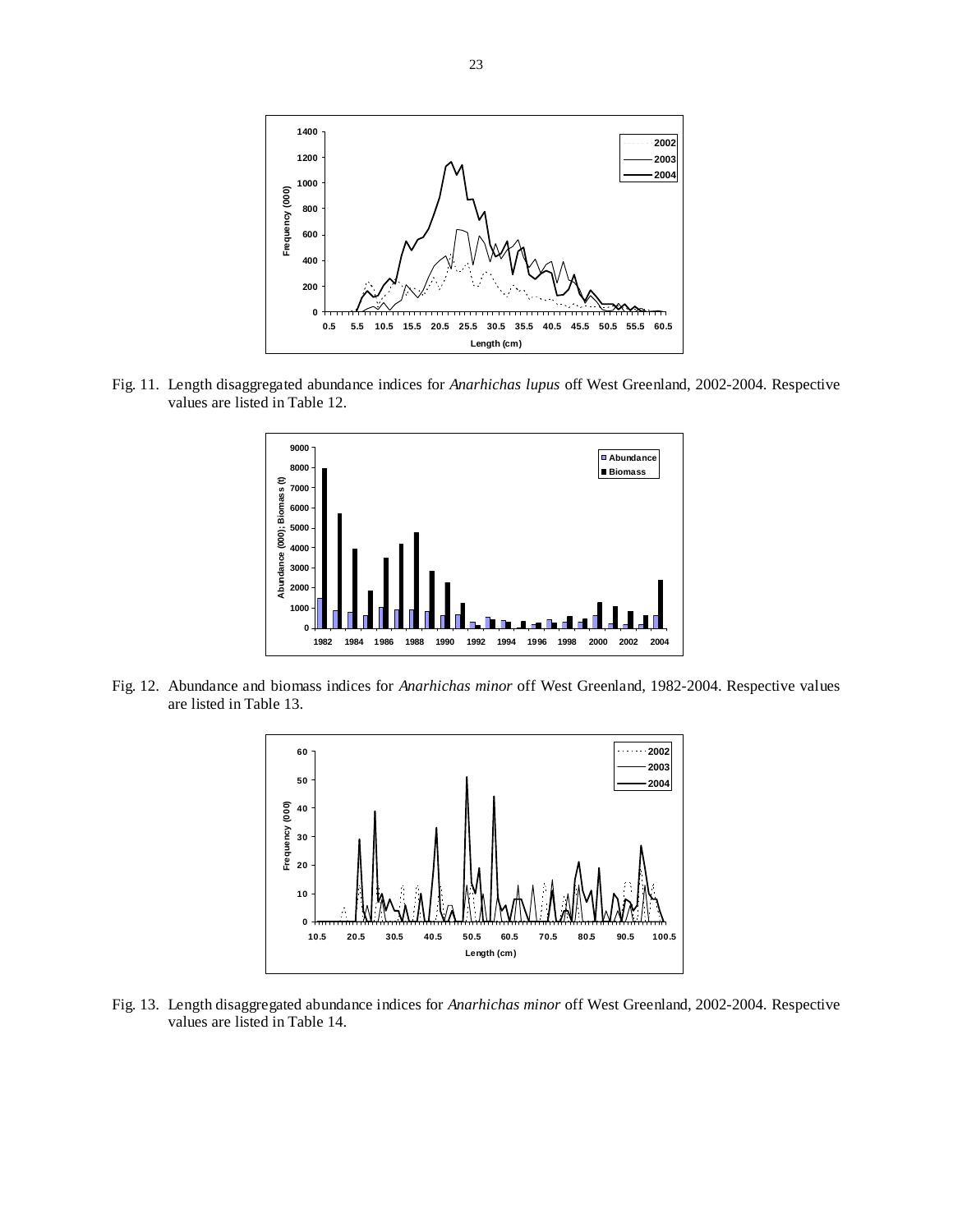Fig. 11. Length disaggregated abundance indices for *Anarhichas lupus* off West Greenland, 2002-2004. Respective values are listed in Table 12.

Fig. 12. Abundance and biomass indices for *Anarhichas minor* off West Greenland, 1982-2004. Respective values are listed in Table 13.

Fig. 13. Length disaggregated abundance indices for *Anarhichas minor* off West Greenland, 2002-2004. Respective values are listed in Table 14.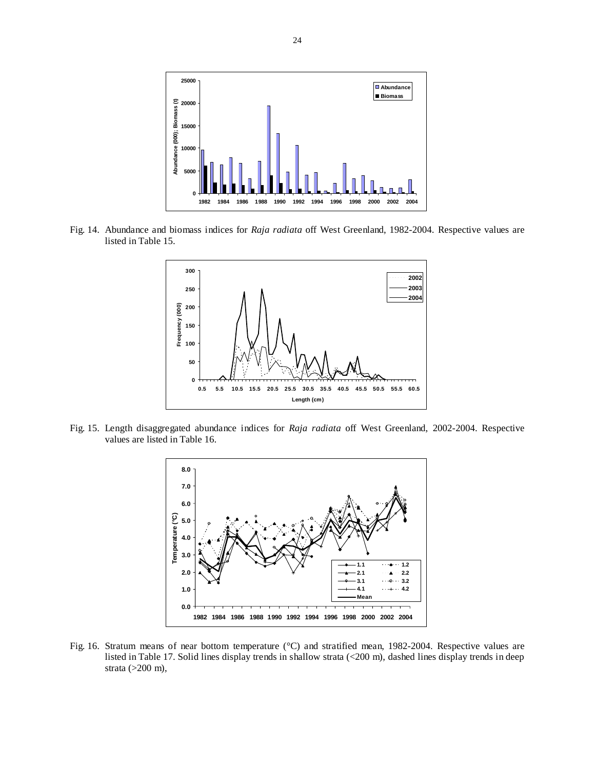25000
20000
15000
10000
5000
0

Abundance (000); Biomass (t)

Abundance
Biomass

1982 1984 1986 1988 1990 1992 1994 1996 1998 2000 2002 2004

Fig. 14. Abundance and biomass indices for *Raja radiata* off West Greenland, 1982-2004. Respective values are listed in Table 15.

300
250
200
150
100
50
0

Frequency (000)

2002
2003
2004

0.5 5.5 10.5 15.5 20.5 25.5 30.5 35.5 40.5 45.5 50.5 55.5 60.5

Length (cm)

Fig. 15. Length disaggregated abundance indices for *Raja radiata* off West Greenland, 2002-2004. Respective values are listed in Table 16.

8.0
7.0
6.0
5.0
4.0
3.0
2.0
1.0
0.0

Temperature (°C)

1.1
1.2
2.1
2.2
3.1
3.2
4.1
4.2
Mean

1982 1984 1986 1988 1990 1992 1994 1996 1998 2000 2002 2004

Fig. 16. Stratum means of near bottom temperature (°C) and stratified mean, 1982-2004. Respective values are listed in Table 17. Solid lines display trends in shallow strata (<200 m), dashed lines display trends in deep strata (>200 m),